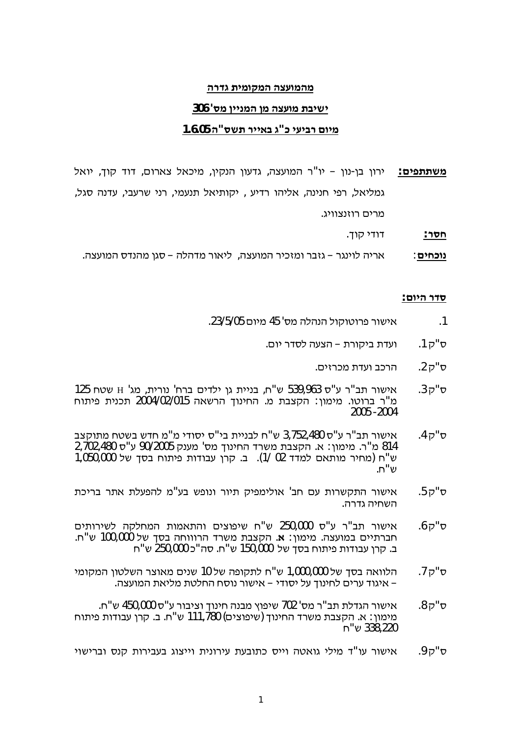**<u>מהמועצה המקומית גדרה</u>**

**<u>ישיבת מועצה מן המניין מס' 306</u>**

**<u>מיום רביעי כ"ג באייר תשס"ה 1.6.05</u>**

**<u>משתתפים:</u>** ירון בן-נון – יו"ר המועצה, גדעון הנקין, מיכאל צארום, דוד קוך, יואל גמליאל, רפי חנינה, אליהו רדיע , יקותיאל תנעמי, רני שרעבי, עדנה סגל, מרים רוזנצוויג.

**<u>חסר:</u>** דודי קוך.

**<u>נוכחים</u>**: אריה לוינגר – גזבר ומזכיר המועצה, ליאור מדהלה – סגן מהנדס המועצה.

**<u>סדר היום:</u>**

1. אישור פרוטוקול הנהלה מס' 45 מיום 23/5/05.

ס"ק 1. ועדת ביקורת – הצעה לסדר יום.

ס"ק 2. הרכב ועדת מכרזים.

ס"ק 3. אישור תב"ר ע"ס 539,963 ש"ח, בניית גן ילדים ברח' נורית, מג' H שטח 125 מ"ר ברוטו. מימון: הקצבת מ. החינוך הרשאה 2004/02/015 תכנית פיתוח 2004-2005

ס"ק 4. אישור תב"ר ע"ס 3,752,480 ש"ח לבניית בי"ס יסודי מ"מ חדש בשטח מתוקצב 814 מ"ר. מימון: א. הקצבת משרד החינוך מס' מענק 90/2005 ע"ס 2,702,480 ש"ח (מחיר מותאם למדד 02 /1). ב. קרן עבודות פיתוח בסך של 1,050,000 ש"ח.

ס"ק 5. אישור התקשרות עם חב' אולימפיק תיור ונופש בע"מ להפעלת אתר בריכת השחיה גדרה.

ס"ק 6. אישור תב"ר ע"ס 250,000 ש"ח שיפוצים והתאמות המחלקה לשירותים חברתיים במועצה. מימון: **א.** הקצבת משרד הרווחה בסך של 100,000 ש"ח. ב. קרן עבודות פיתוח בסך של 150,000 ש"ח. סה"כ 250,000 ש"ח

ס"ק 7. הלוואה בסך של 1,000,000 ש"ח לתקופה של 10 שנים מאוצר השלטון המקומי – איגוד ערים לחינוך על יסודי – אישור נוסח החלטת מליאת המועצה.

ס"ק 8. אישור הגדלת תב"ר מס' 702 שיפוץ מבנה חינוך וציבור ע"ס 450,000 ש"ח. מימון: א. הקצבת משרד החינוך (שיפוצים) 111,780 ש"ח. ב. קרן עבודות פיתוח 338,220 ש"ח

ס"ק 9. אישור עו"ד מילי גואטה וייס כתובעת עירונית וייצוג בעבירות קנס ברישוי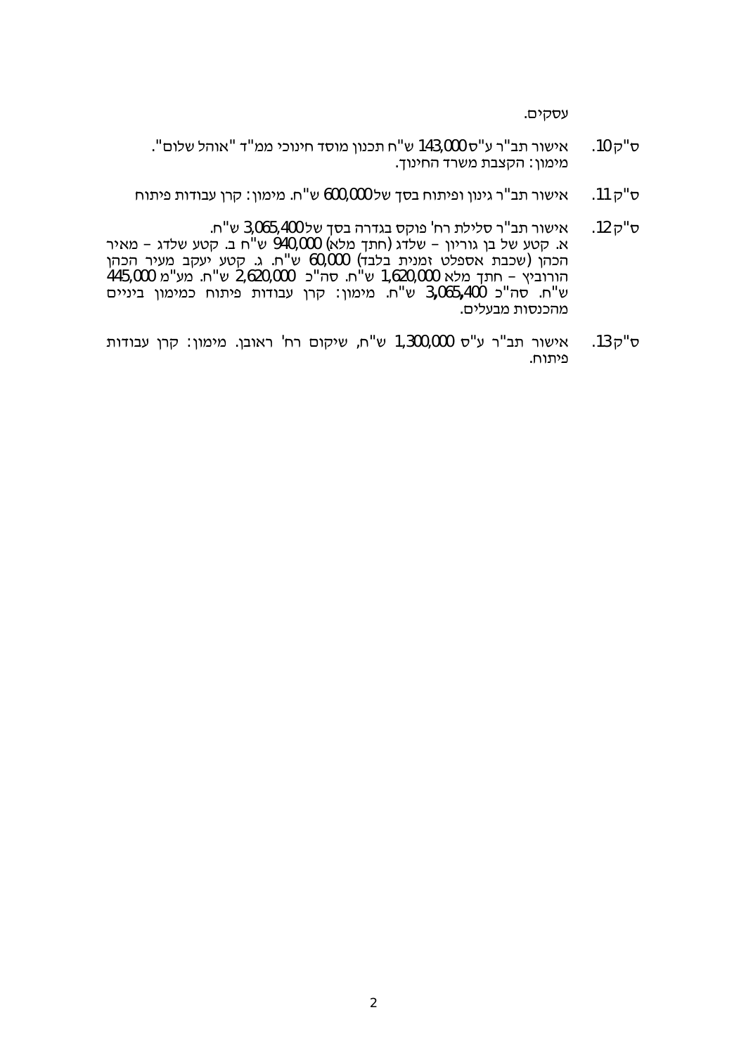עסקים.

ס"ק 10. אישור תב"ר ע"ס 143,000 ש"ח תכנון מוסד חינוכי ממ"ד "אוהל שלום".
מימון: הקצבת משרד החינוך.

ס"ק 11. אישור תב"ר גינון ופיתוח בסך של 600,000 ש"ח. מימון: קרן עבודות פיתוח

ס"ק 12. אישור תב"ר סלילת רח' פוקס בגדרה בסך של 3,065,400 ש"ח.
א. קטע של בן גוריון – שלדג (חתך מלא) 940,000 ש"ח ב. קטע שלדג – מאיר הכהן (שכבת אספלט זמנית בלבד) 60,000 ש"ח. ג. קטע יעקב מעיר הכהן הורוביץ – חתך מלא 1,620,000 ש"ח. סה"כ 2,620,000 ש"ח. מע"מ 445,000 ש"ח. סה"כ 3,065,400 ש"ח. מימון: קרן עבודות פיתוח כמימון ביניים מהכנסות מבעלים.

ס"ק 13. אישור תב"ר ע"ס 1,300,000 ש"ח, שיקום רח' ראובן. מימון: קרן עבודות פיתוח.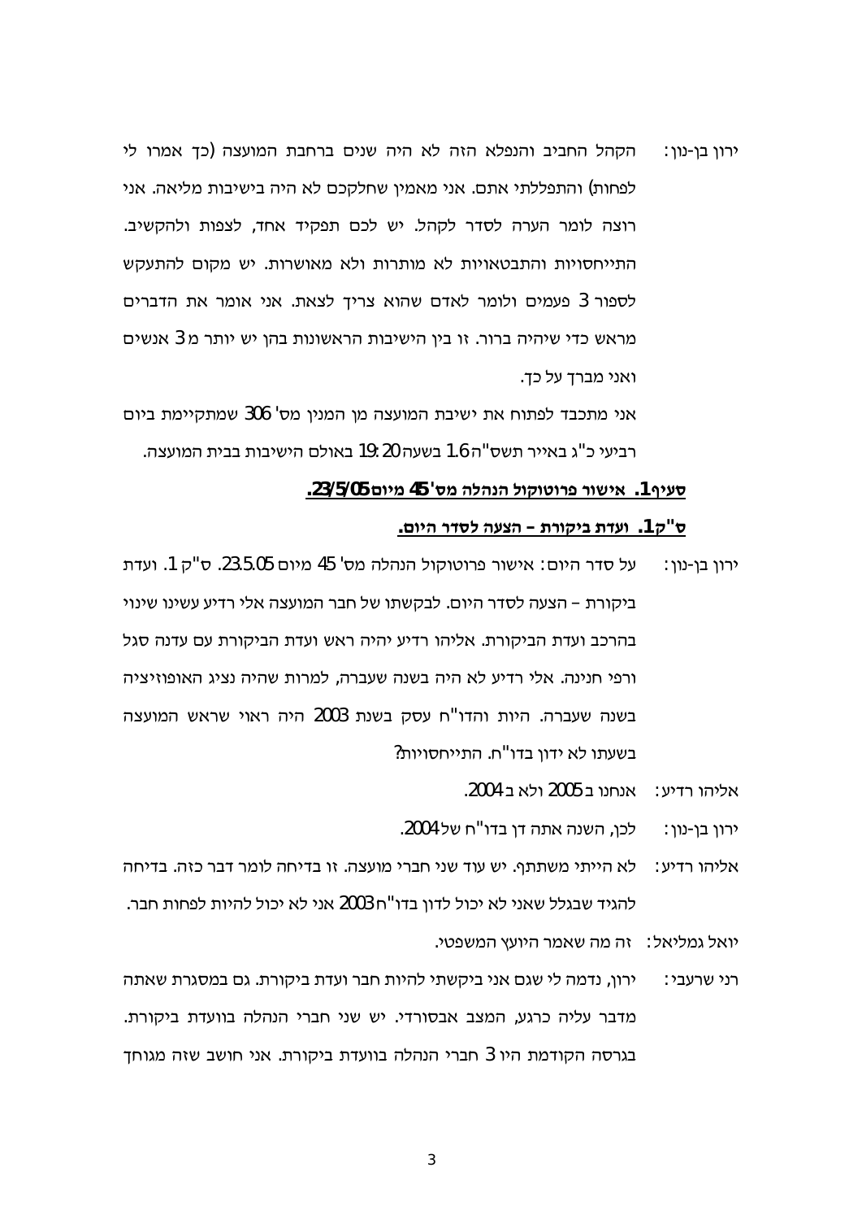ירון בן-נון: הקהל החביב והנפלא הזה לא היה שנים ברחבת המועצה (כך אמרו לי לפחות) והתפללתי אתם. אני מאמין שחלקכם לא היה בישיבות מליאה. אני רוצה לומר הערה לסדר לקהל. יש לכם תפקיד אחד, לצפות ולהקשיב. התייחסויות והתבטאויות לא מותרות ולא מאושרות. יש מקום להתעקש לספור 3 פעמים ולומר לאדם שהוא צריך לצאת. אני אומר את הדברים מראש כדי שיהיה ברור. זו בין הישיבות הראשונות בהן יש יותר מ 3 אנשים ואני מברך על כך.

אני מתכבד לפתוח את ישיבת המועצה מן המנין מס' 306 שמתקיימת ביום רביעי כ"ג באייר תשס"ה 1.6 בשעה 19:20 באולם הישיבות בבית המועצה.

**סעיף 1. אישור פרוטוקול הנהלה מס' 45 מיום 23/5/05.**

**ס"ק 1. ועדת ביקורת – הצעה לסדר היום.**

ירון בן-נון: על סדר היום: אישור פרוטוקול הנהלה מס' 45 מיום 23.5.05. ס"ק 1. ועדת ביקורת – הצעה לסדר היום. לבקשתו של חבר המועצה אלי רדיע עשינו שינוי בהרכב ועדת הביקורת. אליהו רדיע יהיה ראש ועדת הביקורת עם עדנה סגל ורפי חנינה. אלי רדיע לא היה בשנה שעברה, למרות שהיה נציג האופוזיציה בשנה שעברה. היות והדו"ח עסק בשנת 2003 היה ראוי שראש המועצה בשעתו לא ידון בדו"ח. התייחסויות?

אליהו רדיע: אנחנו ב 2005 ולא ב 2004.

ירון בן-נון: לכן, השנה אתה דן בדו"ח של 2004.

אליהו רדיע: לא הייתי משתתף. יש עוד שני חברי מועצה. זו בדיחה לומר דבר כזה. בדיחה להגיד שבגלל שאני לא יכול לדון בדו"ח 2003 אני לא יכול להיות לפחות חבר.

יואל גמליאל: זה מה שאמר היועץ המשפטי.

רני שרעבי: ירון, נדמה לי שגם אני ביקשתי להיות חבר ועדת ביקורת. גם במסגרת שאתה מדבר עליה כרגע, המצב אבסורדי. יש שני חברי הנהלה בוועדת ביקורת. בגרסה הקודמת היו 3 חברי הנהלה בוועדת ביקורת. אני חושב שזה מגוחך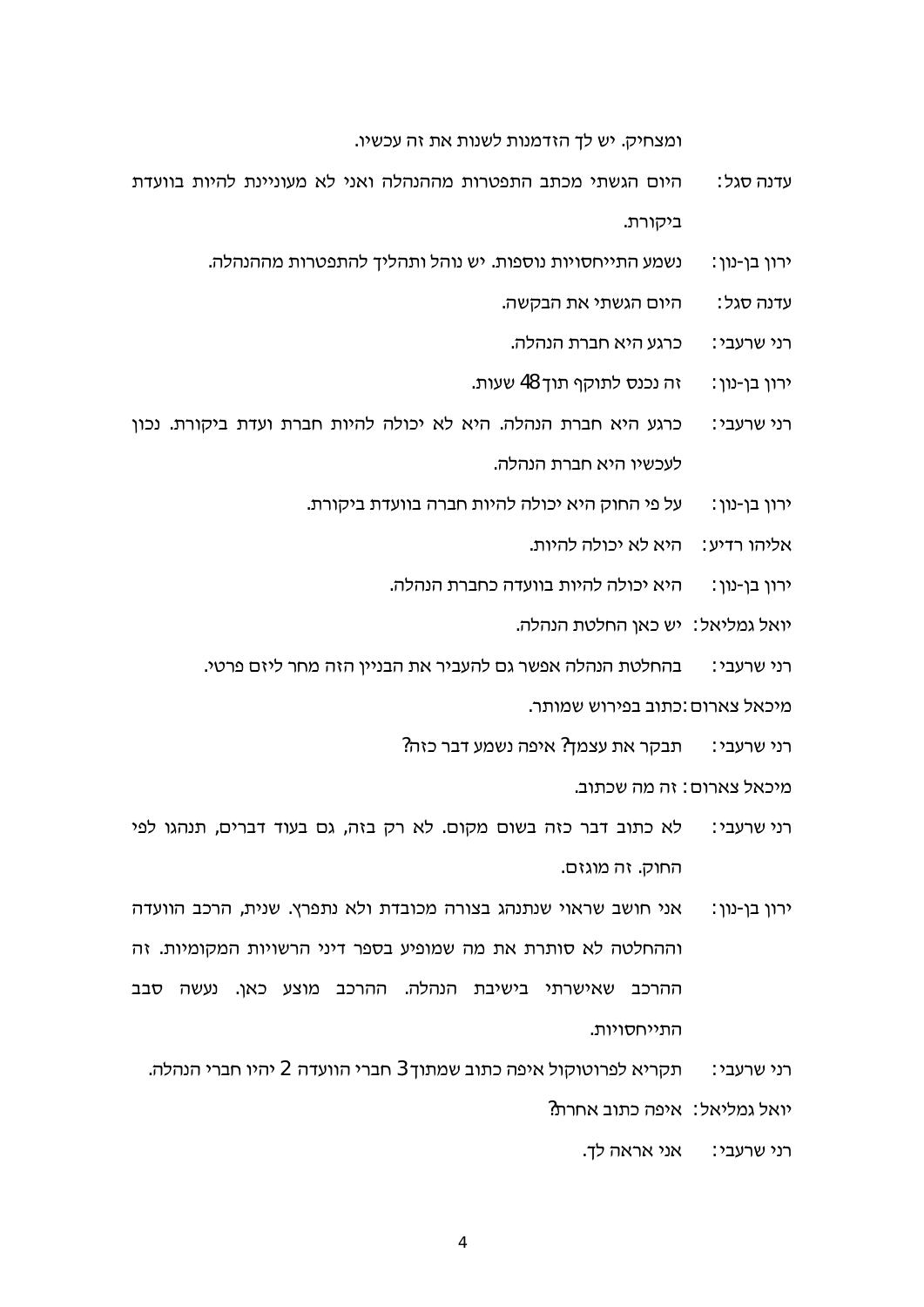ומצחיק. יש לך הזדמנות לשנות את זה עכשיו.

עדנה סגל: היום הגשתי מכתב התפטרות מההנהלה ואני לא מעוניינת להיות בוועדת ביקורת.

ירון בן-נון: נשמע התייחסויות נוספות. יש נוהל ותהליך להתפטרות מההנהלה.

עדנה סגל: היום הגשתי את הבקשה.

רני שרעבי: כרגע היא חברת הנהלה.

ירון בן-נון: זה נכנס לתוקף תוך 48 שעות.

רני שרעבי: כרגע היא חברת הנהלה. היא לא יכולה להיות חברת ועדת ביקורת. נכון לעכשיו היא חברת הנהלה.

ירון בן-נון: על פי החוק היא יכולה להיות חברה בוועדת ביקורת.

אליהו רדיע: היא לא יכולה להיות.

ירון בן-נון: היא יכולה להיות בוועדה כחברת הנהלה.

יואל גמליאל: יש כאן החלטת הנהלה.

רני שרעבי: בהחלטת הנהלה אפשר גם להעביר את הבניין הזה מחר ליזם פרטי.

מיכאל צארום: כתוב בפירוש שמותר.

רני שרעבי: תבקר את עצמך? איפה נשמע דבר כזה?

מיכאל צארום: זה מה שכתוב.

רני שרעבי: לא כתוב דבר כזה בשום מקום. לא רק בזה, גם בעוד דברים, תנהגו לפי החוק. זה מוגזם.

ירון בן-נון: אני חושב שראוי שנתנהג בצורה מכובדת ולא נתפרץ. שנית, הרכב הוועדה וההחלטה לא סותרת את מה שמופיע בספר דיני הרשויות המקומיות. זה ההרכב שאישרתי בישיבת הנהלה. ההרכב מוצע כאן. נעשה סבב התייחסויות.

רני שרעבי: תקריא לפרוטוקול איפה כתוב שמתוך 3 חברי הוועדה 2 יהיו חברי הנהלה.

יואל גמליאל: איפה כתוב אחרת?

רני שרעבי: אני אראה לך.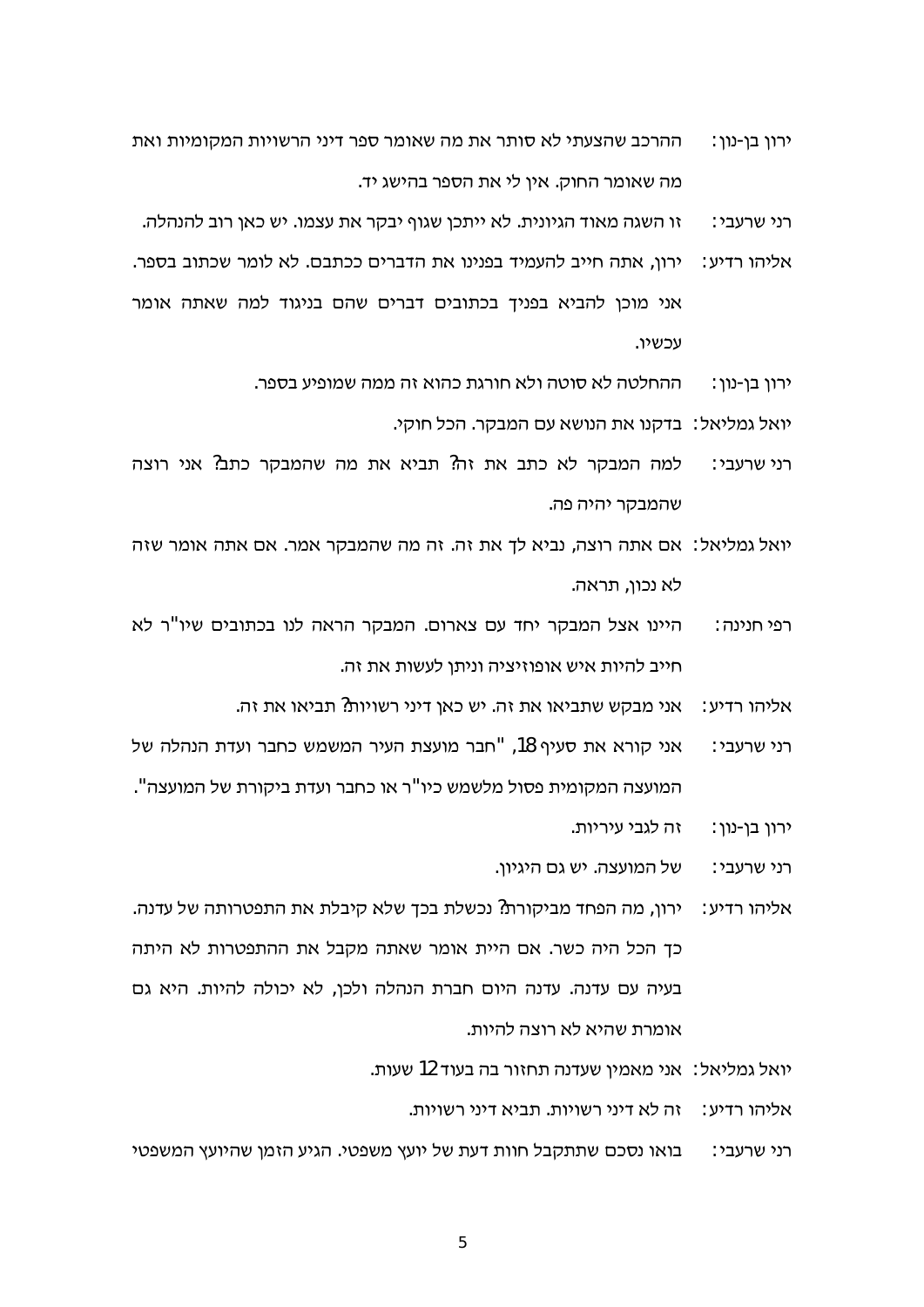ירון בן-נון: ההרכב שהצעתי לא סותר את מה שאומר ספר דיני הרשויות המקומיות ואת מה שאומר החוק. אין לי את הספר בהישג יד.

רני שרעבי: זו השגה מאוד הגיונית. לא ייתכן שגוף יבקר את עצמו. יש כאן רוב להנהלה.

אליהו רדיע: ירון, אתה חייב להעמיד בפנינו את הדברים ככתבם. לא לומר שכתוב בספר. אני מוכן להביא בפניך בכתובים דברים שהם בניגוד למה שאתה אומר עכשיו.

ירון בן-נון: ההחלטה לא סוטה ולא חורגת כהוא זה ממה שמופיע בספר.

יואל גמליאל: בדקנו את הנושא עם המבקר. הכל חוקי.

רני שרעבי: למה המבקר לא כתב את זה? תביא את מה שהמבקר כתב? אני רוצה שהמבקר יהיה פה.

יואל גמליאל: אם אתה רוצה, נביא לך את זה. זה מה שהמבקר אמר. אם אתה אומר שזה לא נכון, תראה.

רפי חנינה: היינו אצל המבקר יחד עם צארום. המבקר הראה לנו בכתובים שיו"ר לא חייב להיות איש אופוזיציה וניתן לעשות את זה.

אליהו רדיע: אני מבקש שתביאו את זה. יש כאן דיני רשויות? תביאו את זה.

רני שרעבי: אני קורא את סעיף 18, "חבר מועצת העיר המשמש כחבר ועדת הנהלה של המועצה המקומית פסול מלשמש כיו"ר או כחבר ועדת ביקורת של המועצה".

ירון בן-נון: זה לגבי עיריות.

רני שרעבי: של המועצה. יש גם היגיון.

אליהו רדיע: ירון, מה הפחד מביקורת? נכשלת בכך שלא קיבלת את התפטרותה של עדנה. כך הכל היה כשר. אם היית אומר שאתה מקבל את ההתפטרות לא היתה בעיה עם עדנה. עדנה היום חברת הנהלה ולכן, לא יכולה להיות. היא גם אומרת שהיא לא רוצה להיות.

יואל גמליאל: אני מאמין שעדנה תחזור בה בעוד 12 שעות.

אליהו רדיע: זה לא דיני רשויות. תביא דיני רשויות.

רני שרעבי: בואו נסכם שתתקבל חוות דעת של יועץ משפטי. הגיע הזמן שהיועץ המשפטי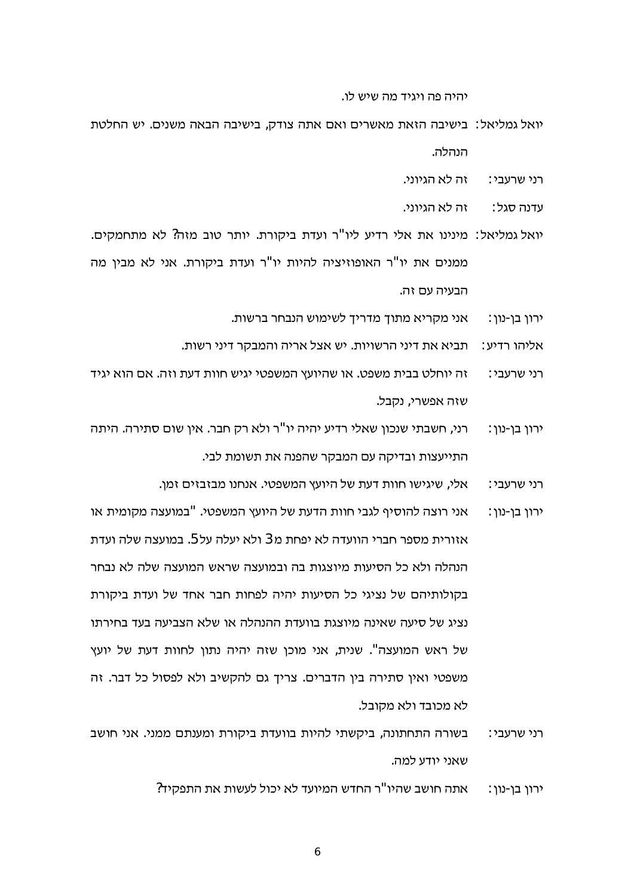יהיה פה ויגיד מה שיש לו.

יואל גמליאל: בישיבה הזאת מאשרים ואם אתה צודק, בישיבה הבאה משנים. יש החלטת הנהלה.

רני שרעבי: זה לא הגיוני.

עדנה סגל: זה לא הגיוני.

יואל גמליאל: מינינו את אלי רדיע ליו"ר ועדת ביקורת. יותר טוב מזה? לא מתחמקים. ממנים את יו"ר האופוזיציה להיות יו"ר ועדת ביקורת. אני לא מבין מה הבעיה עם זה.

ירון בן-נון: אני מקריא מתוך מדריך לשימוש הנבחר ברשות.

אליהו רדיע: תביא את דיני הרשויות. יש אצל אריה והמבקר דיני רשות.

רני שרעבי: זה יוחלט בבית משפט. או שהיועץ המשפטי יגיש חוות דעת וזה. אם הוא יגיד שזה אפשרי, נקבל.

ירון בן-נון: רני, חשבתי שנכון שאלי רדיע יהיה יו"ר ולא רק חבר. אין שום סתירה. היתה התייעצות ובדיקה עם המבקר שהפנה את תשומת לבי.

רני שרעבי: אלי, שיגישו חוות דעת של היועץ המשפטי. אנחנו מבזבזים זמן.

ירון בן-נון: אני רוצה להוסיף לגבי חוות הדעת של היועץ המשפטי. "במועצה מקומית או אזורית מספר חברי הוועדה לא יפחת מ3 ולא יעלה על5. במועצה שלה ועדת הנהלה ולא כל הסיעות מיוצגות בה ובמועצה שראש המועצה שלה לא נבחר בקולותיהם של נציגי כל הסיעות יהיה לפחות חבר אחד של ועדת ביקורת נציג של סיעה שאינה מיוצגת בוועדת ההנהלה או שלא הצביעה בעד בחירתו של ראש המועצה". שנית, אני מוכן שזה יהיה נתון לחוות דעת של יועץ משפטי ואין סתירה בין הדברים. צריך גם להקשיב ולא לפסול כל דבר. זה לא מכובד ולא מקובל.

רני שרעבי: בשורה התחתונה, ביקשתי להיות בוועדת ביקורת ומנעתם ממני. אני חושב שאני יודע למה.

ירון בן-נון: אתה חושב שהיו"ר החדש המיועד לא יכול לעשות את התפקיד?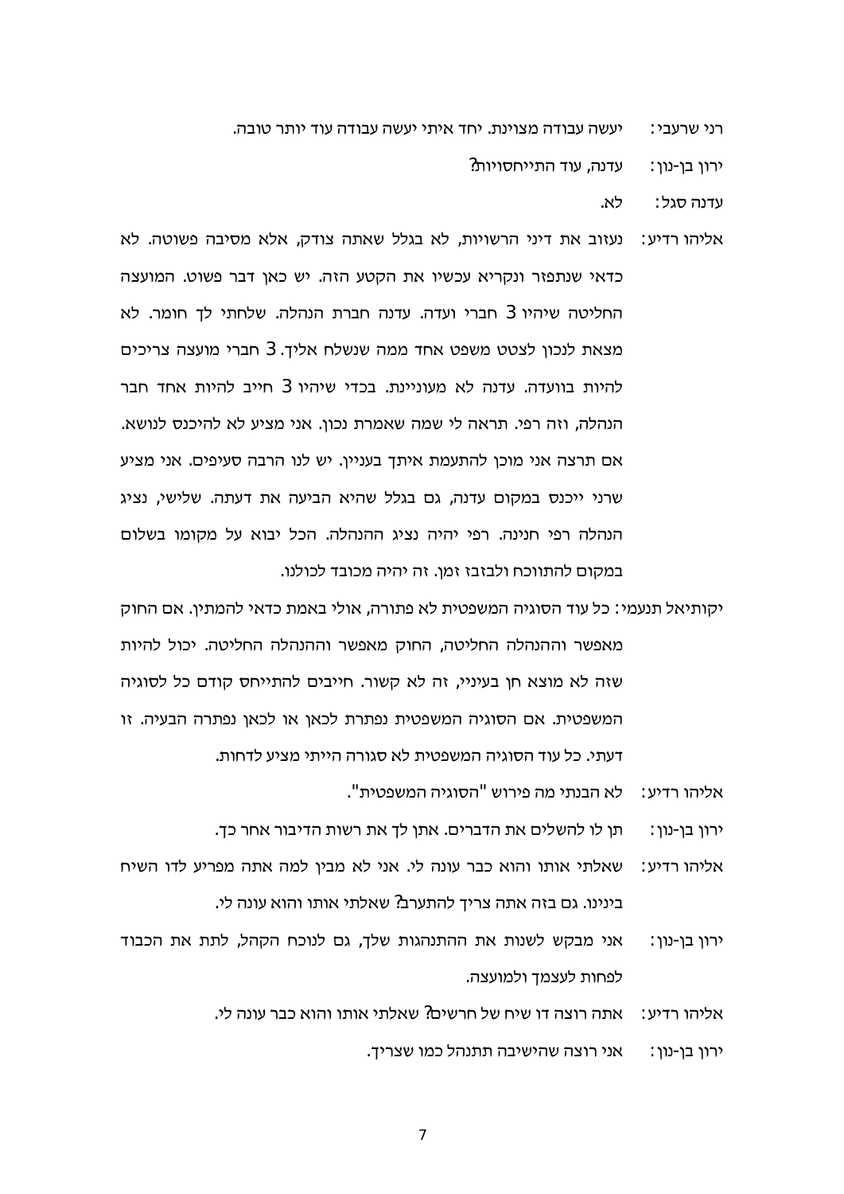רני שרעבי: יעשה עבודה מצוינת. יחד איתי יעשה עבודה עוד יותר טובה.

ירון בן-נון: עדנה, עוד התייחסויות?

עדנה סגל: לא.

אליהו רדיע: נעזוב את דיני הרשויות, לא בגלל שאתה צודק, אלא מסיבה פשוטה. לא כדאי שנתפזר ונקריא עכשיו את הקטע הזה. יש כאן דבר פשוט. המועצה החליטה שיהיו 3 חברי ועדה. עדנה חברת הנהלה. שלחתי לך חומר. לא מצאת לנכון לצטט משפט אחד ממה שנשלח אליך. 3 חברי מועצה צריכים להיות בוועדה. עדנה לא מעוניינת. בכדי שיהיו 3 חייב להיות אחד חבר הנהלה, וזה רפי. תראה לי שמה שאמרת נכון. אני מציע לא להיכנס לנושא. אם תרצה אני מוכן להתעמת איתך בעניין. יש לנו הרבה סעיפים. אני מציע שרני ייכנס במקום עדנה, גם בגלל שהיא הביעה את דעתה. שלישי, נציג הנהלה רפי חנינה. רפי יהיה נציג ההנהלה. הכל יבוא על מקומו בשלום במקום להתווכח ולבזבז זמן. זה יהיה מכובד לכולנו.

יקותיאל תנעמי: כל עוד הסוגיה המשפטית לא פתורה, אולי באמת כדאי להמתין. אם החוק מאפשר וההנהלה החליטה, החוק מאפשר וההנהלה החליטה. יכול להיות שזה לא מוצא חן בעיניי, זה לא קשור. חייבים להתייחס קודם כל לסוגיה המשפטית. אם הסוגיה המשפטית נפתרת לכאן או לכאן נפתרה הבעיה. זו דעתי. כל עוד הסוגיה המשפטית לא סגורה הייתי מציע לדחות.

אליהו רדיע: לא הבנתי מה פירוש "הסוגיה המשפטית".

ירון בן-נון: תן לו להשלים את הדברים. אתן לך את רשות הדיבור אחר כך.

אליהו רדיע: שאלתי אותו והוא כבר עונה לי. אני לא מבין למה אתה מפריע לדו השיח בינינו. גם בזה אתה צריך להתערב? שאלתי אותו והוא עונה לי.

ירון בן-נון: אני מבקש לשנות את ההתנהגות שלך, גם לנוכח הקהל, לתת את הכבוד לפחות לעצמך ולמועצה.

אליהו רדיע: אתה רוצה דו שיח של חרשים? שאלתי אותו והוא כבר עונה לי.

ירון בן-נון: אני רוצה שהישיבה תתנהל כמו שצריך.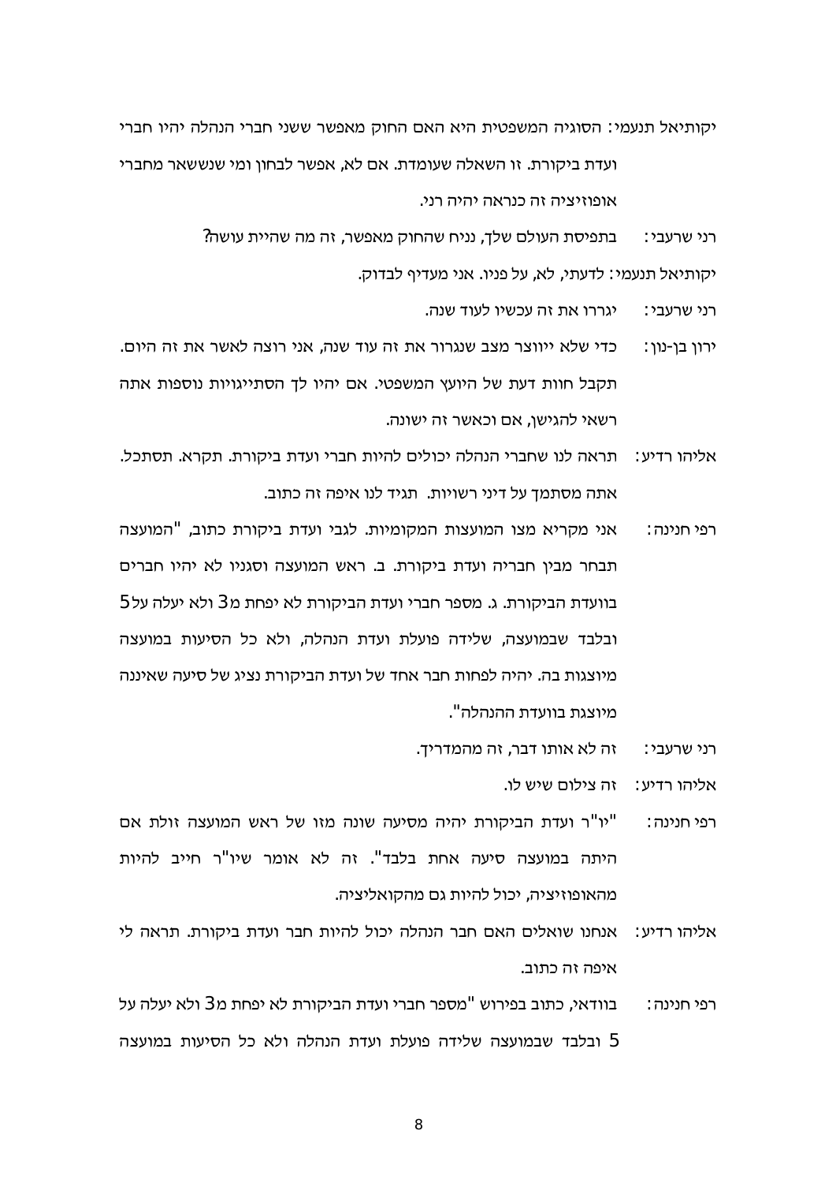יקותיאל תנעמי: הסוגיה המשפטית היא האם החוק מאפשר ששני חברי הנהלה יהיו חברי ועדת ביקורת. זו השאלה שעומדת. אם לא, אפשר לבחון ומי שנשאר מחברי אופוזיציה זה כנראה יהיה רני.

רני שרעבי: בתפיסת העולם שלך, נניח שהחוק מאפשר, זה מה שהיית עושה?

יקותיאל תנעמי: לדעתי, לא, על פניו. אני מעדיף לבדוק.

רני שרעבי: יגררו את זה עכשיו לעוד שנה.

ירון בן-נון: כדי שלא ייווצר מצב שנגרור את זה עוד שנה, אני רוצה לאשר את זה היום. תקבל חוות דעת של היועץ המשפטי. אם יהיו לך הסתייגויות נוספות אתה רשאי להגישן, אם וכאשר זה ישונה.

אליהו רדיע: תראה לנו שחברי הנהלה יכולים להיות חברי ועדת ביקורת. תקרא. תסתכל. אתה מסתמך על דיני רשויות. תגיד לנו איפה זה כתוב.

רפי חנינה: אני מקריא מצו המועצות המקומיות. לגבי ועדת ביקורת כתוב, "המועצה תבחר מבין חבריה ועדת ביקורת. ב. ראש המועצה וסגניו לא יהיו חברים בוועדת הביקורת. ג. מספר חברי ועדת הביקורת לא יפחת מ3 ולא יעלה על5 ובלבד שבמועצה, שלידה פועלת ועדת הנהלה, ולא כל הסיעות במועצה מיוצגות בה. יהיה לפחות חבר אחד של ועדת הביקורת נציג של סיעה שאיננה מיוצגת בוועדת ההנהלה".

רני שרעבי: זה לא אותו דבר, זה מהמדריך.

אליהו רדיע: זה צילום שיש לו.

רפי חנינה: "יו"ר ועדת הביקורת יהיה מסיעה שונה מזו של ראש המועצה זולת אם היתה במועצה סיעה אחת בלבד". זה לא אומר שיו"ר חייב להיות מהאופוזיציה, יכול להיות גם מהקואליציה.

אליהו רדיע: אנחנו שואלים האם חבר הנהלה יכול להיות חבר ועדת ביקורת. תראה לי איפה זה כתוב.

רפי חנינה: בוודאי, כתוב בפירוש "מספר חברי ועדת הביקורת לא יפחת מ3 ולא יעלה על 5 ובלבד שבמועצה שלידה פועלת ועדת הנהלה ולא כל הסיעות במועצה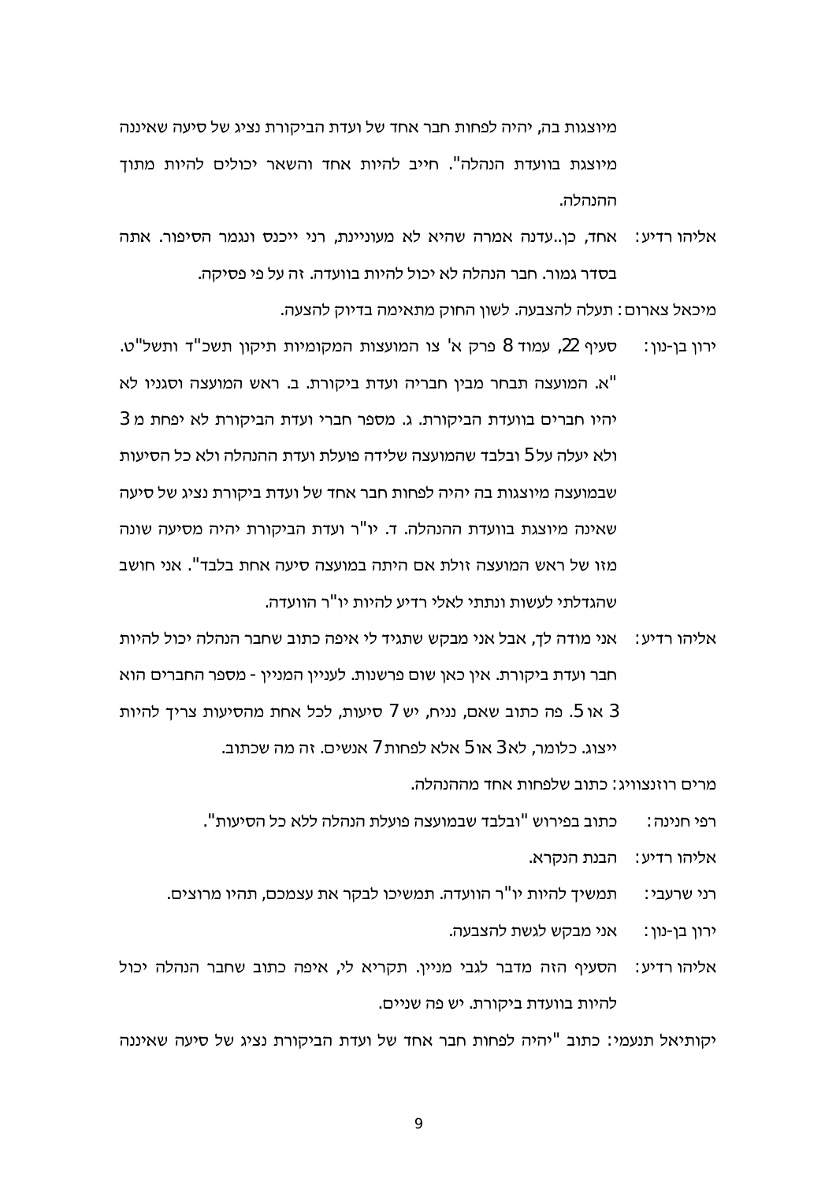מיוצגות בה, יהיה לפחות חבר אחד של ועדת הביקורת נציג של סיעה שאיננה מיוצגת בוועדת הנהלה". חייב להיות אחד והשאר יכולים להיות מתוך ההנהלה.

אליהו רדיע: אחד, כן..עדנה אמרה שהיא לא מעוניינת, רני ייכנס ונגמר הסיפור. אתה בסדר גמור. חבר הנהלה לא יכול להיות בוועדה. זה על פי פסיקה.

מיכאל צארום: תעלה להצבעה. לשון החוק מתאימה בדיוק להצעה.

ירון בן-נון: סעיף 22, עמוד 8 פרק א' צו המועצות המקומיות תיקון תשכ"ד ותשל"ט. "א. המועצה תבחר מבין חבריה ועדת ביקורת. ב. ראש המועצה וסגניו לא יהיו חברים בוועדת הביקורת. ג. מספר חברי ועדת הביקורת לא יפחת מ 3 ולא יעלה על 5 ובלבד שהמועצה שלידה פועלת ועדת ההנהלה ולא כל הסיעות שבמועצה מיוצגות בה יהיה לפחות חבר אחד של ועדת ביקורת נציג של סיעה שאינה מיוצגת בוועדת ההנהלה. ד. יו"ר ועדת הביקורת יהיה מסיעה שונה מזו של ראש המועצה זולת אם היתה במועצה סיעה אחת בלבד". אני חושב שהגדלתי לעשות ונתתי לאלי רדיע להיות יו"ר הוועדה.

אליהו רדיע: אני מודה לך, אבל אני מבקש שתגיד לי איפה כתוב שחבר הנהלה יכול להיות חבר ועדת ביקורת. אין כאן שום פרשנות. לעניין המניין - מספר החברים הוא 3 או 5. פה כתוב שאם, נניח, יש 7 סיעות, לכל אחת מהסיעות צריך להיות ייצוג. כלומר, לא 3 או 5 אלא לפחות 7 אנשים. זה מה שכתוב.

מרים רוזנצוויג: כתוב שלפחות אחד מההנהלה.

רפי חנינה: כתוב בפירוש "ובלבד שבמועצה פועלת הנהלה ללא כל הסיעות".

אליהו רדיע: הבנת הנקרא.

רני שרעבי: תמשיך להיות יו"ר הוועדה. תמשיכו לבקר את עצמכם, תהיו מרוצים.

ירון בן-נון: אני מבקש לגשת להצבעה.

אליהו רדיע: הסעיף הזה מדבר לגבי מניין. תקריא לי, איפה כתוב שחבר הנהלה יכול להיות בוועדת ביקורת. יש פה שניים.

יקותיאל תנעמי: כתוב "יהיה לפחות חבר אחד של ועדת הביקורת נציג של סיעה שאיננה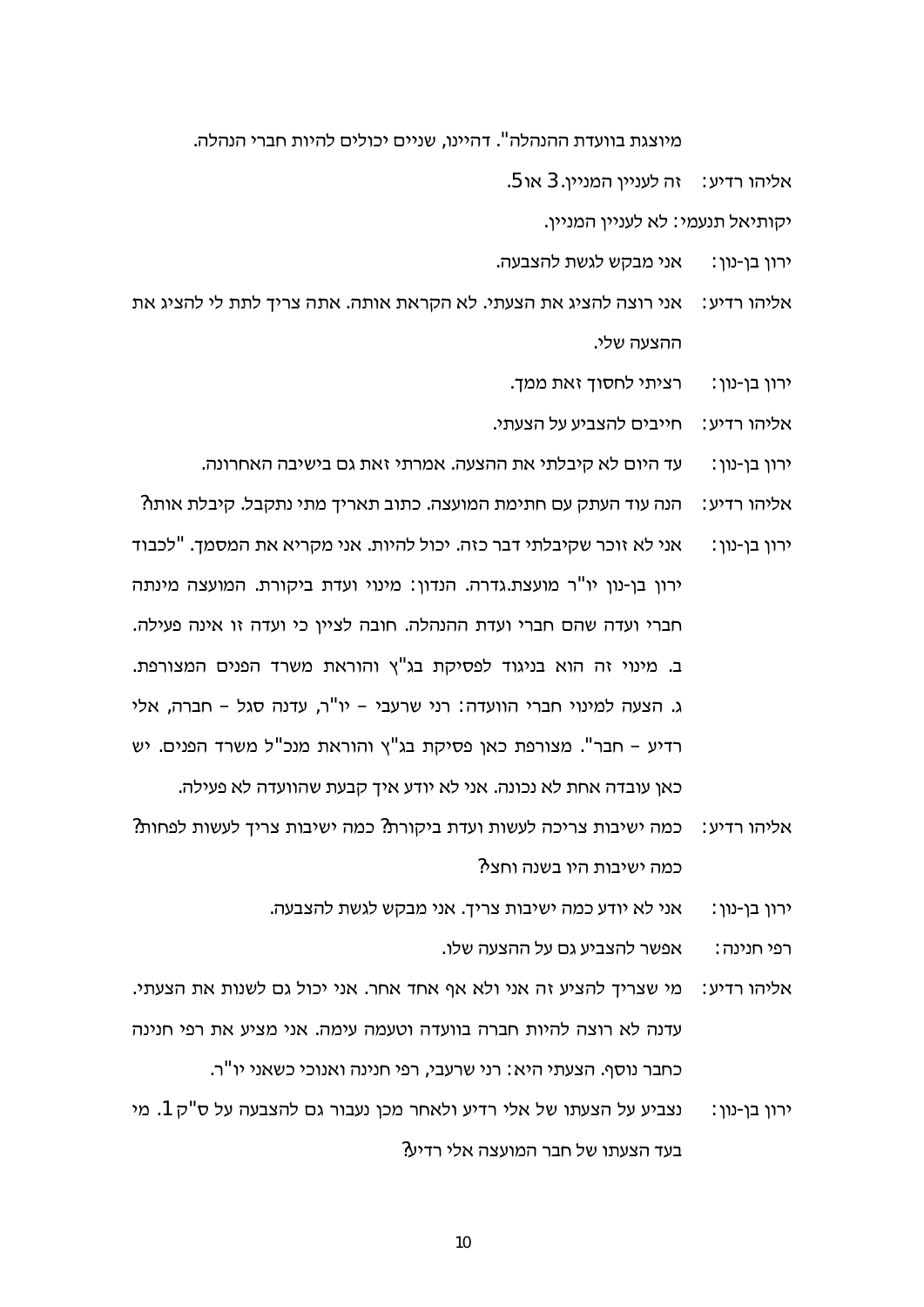מיוצגת בוועדת ההנהלה". דהיינו, שניים יכולים להיות חברי הנהלה.

אליהו רדיע: זה לעניין המניין. 3 או5.

יקותיאל תנעמי: לא לעניין המניין.

ירון בן-נון: אני מבקש לגשת להצבעה.

אליהו רדיע: אני רוצה להציג את הצעתי. לא הקראת אותה. אתה צריך לתת לי להציג את ההצעה שלי.

ירון בן-נון: רציתי לחסוך זאת ממך.

אליהו רדיע: חייבים להצביע על הצעתי.

ירון בן-נון: עד היום לא קיבלתי את ההצעה. אמרתי זאת גם בישיבה האחרונה.

אליהו רדיע: הנה עוד העתק עם חתימת המועצה. כתוב תאריך מתי נתקבל. קיבלת אותו?

ירון בן-נון: אני לא זוכר שקיבלתי דבר כזה. יכול להיות. אני מקריא את המסמך. "לכבוד ירון בן-נון יו"ר מועצת.גדרה. הנדון: מינוי ועדת ביקורת. המועצה מינתה חברי ועדה שהם חברי ועדת ההנהלה. חובה לציין כי ועדה זו אינה פעילה. ב. מינוי זה הוא בניגוד לפסיקת בג"ץ והוראת משרד הפנים המצורפת. ג. הצעה למינוי חברי הוועדה: רני שרעבי – יו"ר, עדנה סגל – חברה, אלי רדיע – חבר". מצורפת כאן פסיקת בג"ץ והוראת מנכ"ל משרד הפנים. יש כאן עובדה אחת לא נכונה. אני לא יודע איך קבעת שהוועדה לא פעילה.

אליהו רדיע: כמה ישיבות צריכה לעשות ועדת ביקורת? כמה ישיבות צריך לעשות לפחות? כמה ישיבות היו בשנה וחצי?

ירון בן-נון: אני לא יודע כמה ישיבות צריך. אני מבקש לגשת להצבעה.

רפי חנינה: אפשר להצביע גם על ההצעה שלו.

אליהו רדיע: מי שצריך להציע זה אני ולא אף אחד אחר. אני יכול גם לשנות את הצעתי. עדנה לא רוצה להיות חברה בוועדה וטעמה עימה. אני מציע את רפי חנינה כחבר נוסף. הצעתי היא: רני שרעבי, רפי חנינה ואנוכי כשאני יו"ר.

ירון בן-נון: נצביע על הצעתו של אלי רדיע ולאחר מכן נעבור גם להצבעה על ס"ק 1. מי בעד הצעתו של חבר המועצה אלי רדיע?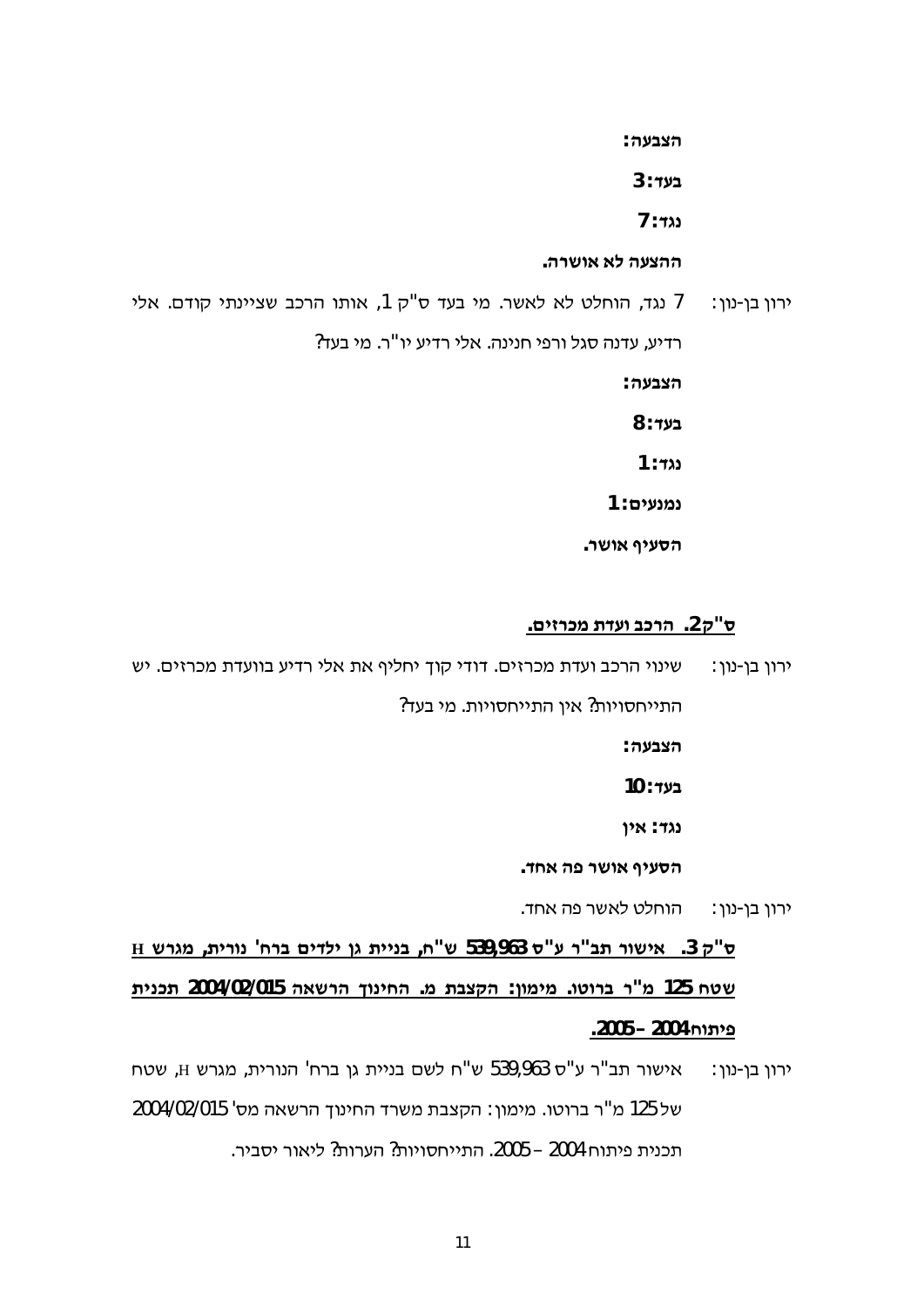**הצבעה:**

**בעד: 3**

**נגד: 7**

**ההצעה לא אושרה.**

ירון בן-נון: 7 נגד, הוחלט לא לאשר. מי בעד ס"ק 1, אותו הרכב שציינתי קודם. אלי רדיע, עדנה סגל ורפי חנינה. אלי רדיע יו"ר. מי בעד?

**הצבעה:**

**בעד: 8**

**נגד: 1**

**נמנעים: 1**

**הסעיף אושר.**

**ס"ק 2. הרכב ועדת מכרזים.**

ירון בן-נון: שינוי הרכב ועדת מכרזים. דודי קוך יחליף את אלי רדיע בוועדת מכרזים. יש התייחסויות? אין התייחסויות. מי בעד?

**הצבעה:**

**בעד: 10**

**נגד: אין**

**הסעיף אושר פה אחד.**

ירון בן-נון: הוחלט לאשר פה אחד.

**ס"ק 3. אישור תב"ר ע"ס 539,963 ש"ח, בניית גן ילדים ברח' נורית, מגרש H שטח 125 מ"ר ברוטו. מימון: הקצבת מ. החינוך הרשאה 2004/02/015 תכנית פיתוח 2004 – 2005.**

ירון בן-נון: אישור תב"ר ע"ס 539,963 ש"ח לשם בניית גן ברח' הנורית, מגרש H, שטח של 125 מ"ר ברוטו. מימון: הקצבת משרד החינוך הרשאה מס' 2004/02/015 תכנית פיתוח 2004 – 2005. התייחסויות? הערות? ליאור יסביר.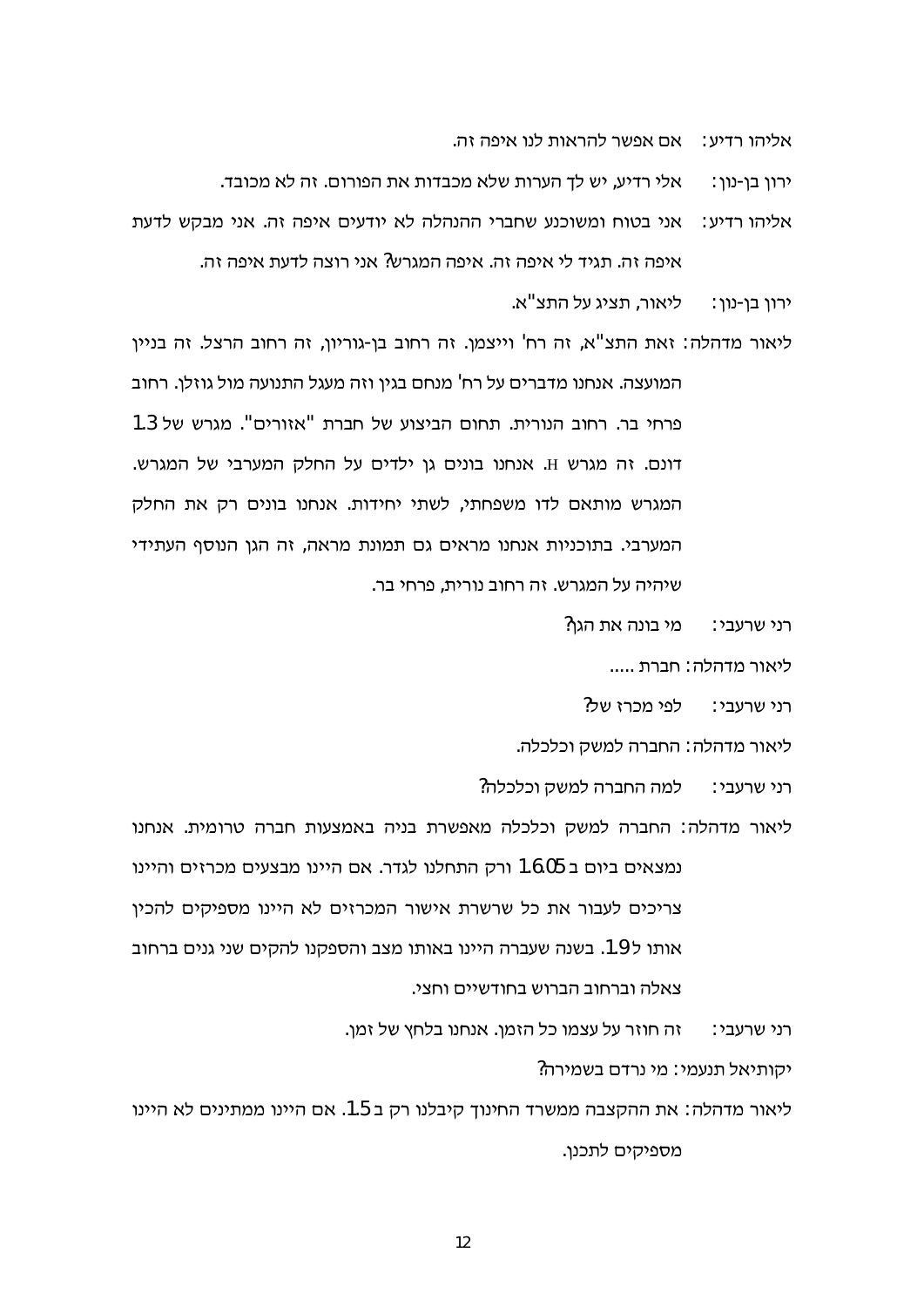אליהו רדיע: אם אפשר להראות לנו איפה זה.

ירון בן-נון: אלי רדיע, יש לך הערות שלא מכבדות את הפורום. זה לא מכובד.

אליהו רדיע: אני בטוח ומשוכנע שחברי ההנהלה לא יודעים איפה זה. אני מבקש לדעת איפה זה. תגיד לי איפה זה. איפה המגרש? אני רוצה לדעת איפה זה.

ירון בן-נון: ליאור, תציג על התצ"א.

ליאור מדהלה: זאת התצ"א, זה רח' וייצמן. זה רחוב בן-גוריון, זה רחוב הרצל. זה בניין המועצה. אנחנו מדברים על רח' מנחם בגין וזה מעגל התנועה מול גוזלן. רחוב פרחי בר. רחוב הנורית. תחום הביצוע של חברת "אזורים". מגרש של 1.3 דונם. זה מגרש H. אנחנו בונים גן ילדים על החלק המערבי של המגרש. המגרש מותאם לדו משפחתי, לשתי יחידות. אנחנו בונים רק את החלק המערבי. בתוכניות אנחנו מראים גם תמונת מראה, זה הגן הנוסף העתידי שיהיה על המגרש. זה רחוב נורית, פרחי בר.

רני שרעבי: מי בונה את הגן?

ליאור מדהלה: חברת .....

רני שרעבי: לפי מכרז של?

ליאור מדהלה: החברה למשק וכלכלה.

רני שרעבי: למה החברה למשק וכלכלה?

ליאור מדהלה: החברה למשק וכלכלה מאפשרת בניה באמצעות חברה טרומית. אנחנו נמצאים ביום ב 16.05 ורק התחלנו לגדר. אם היינו מבצעים מכרזים והיינו צריכים לעבור את כל שרשרת אישור המכרזים לא היינו מספיקים להכין אותו ל 1.9. בשנה שעברה היינו באותו מצב והספקנו להקים שני גנים ברחוב צאלה וברחוב הברוש בחודשיים וחצי.

רני שרעבי: זה חוזר על עצמו כל הזמן. אנחנו בלחץ של זמן.

יקותיאל תנעמי: מי נרדם בשמירה?

ליאור מדהלה: את ההקצבה ממשרד החינוך קיבלנו רק ב 1.5. אם היינו ממתינים לא היינו מספיקים לתכנן.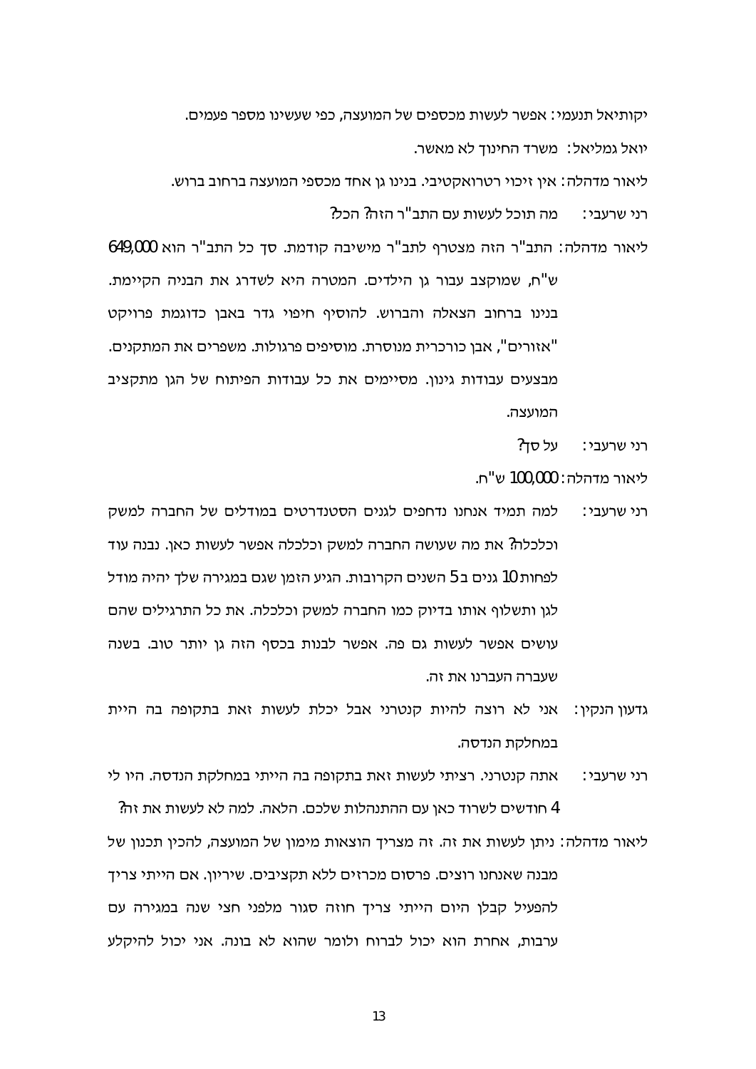יקותיאל תנעמי: אפשר לעשות מכספים של המועצה, כפי שעשינו מספר פעמים.

יואל גמליאל: משרד החינוך לא מאשר.

ליאור מדהלה: אין זיכוי רטרואקטיבי. בנינו גן אחד מכספי המועצה ברחוב ברוש.

רני שרעבי: מה תוכל לעשות עם התב"ר הזה? הכל?

ליאור מדהלה: התב"ר הזה מצטרף לתב"ר מישיבה קודמת. סך כל התב"ר הוא 649,000 ש"ח, שמוקצב עבור גן הילדים. המטרה היא לשדרג את הבניה הקיימת. בנינו ברחוב הצאלה והברוש. להוסיף חיפוי גדר באבן כדוגמת פרויקט "אזורים", אבן כורכרית מנוסרת. מוסיפים פרגולות. משפרים את המתקנים. מבצעים עבודות גינון. מסיימים את כל עבודות הפיתוח של הגן מתקציב המועצה.

רני שרעבי: על סך?

ליאור מדהלה: 100,000 ש"ח.

רני שרעבי: למה תמיד אנחנו נדחפים לגנים הסטנדרטים במודלים של החברה למשק וכלכלה? את מה שעושה החברה למשק וכלכלה אפשר לעשות כאן. נבנה עוד לפחות 10 גנים ב5 השנים הקרובות. הגיע הזמן שגם במגירה שלך יהיה מודל לגן ותשלוף אותו בדיוק כמו החברה למשק וכלכלה. את כל התרגילים שהם עושים אפשר לעשות גם פה. אפשר לבנות בכסף הזה גן יותר טוב. בשנה שעברה העברנו את זה.

גדעון הנקין: אני לא רוצה להיות קנטרני אבל יכלת לעשות זאת בתקופה בה היית במחלקת הנדסה.

רני שרעבי: אתה קנטרני. רציתי לעשות זאת בתקופה בה הייתי במחלקת הנדסה. היו לי 4 חודשים לשרוד כאן עם ההתנהלות שלכם. הלאה. למה לא לעשות את זה?

ליאור מדהלה: ניתן לעשות את זה. זה מצריך הוצאות מימון של המועצה, להכין תכנון של מבנה שאנחנו רוצים. פרסום מכרזים ללא תקציבים. שיריון. אם הייתי צריך להפעיל קבלן היום הייתי צריך חוזה סגור מלפני חצי שנה במגירה עם ערבות, אחרת הוא יכול לברוח ולומר שהוא לא בונה. אני יכול להיקלע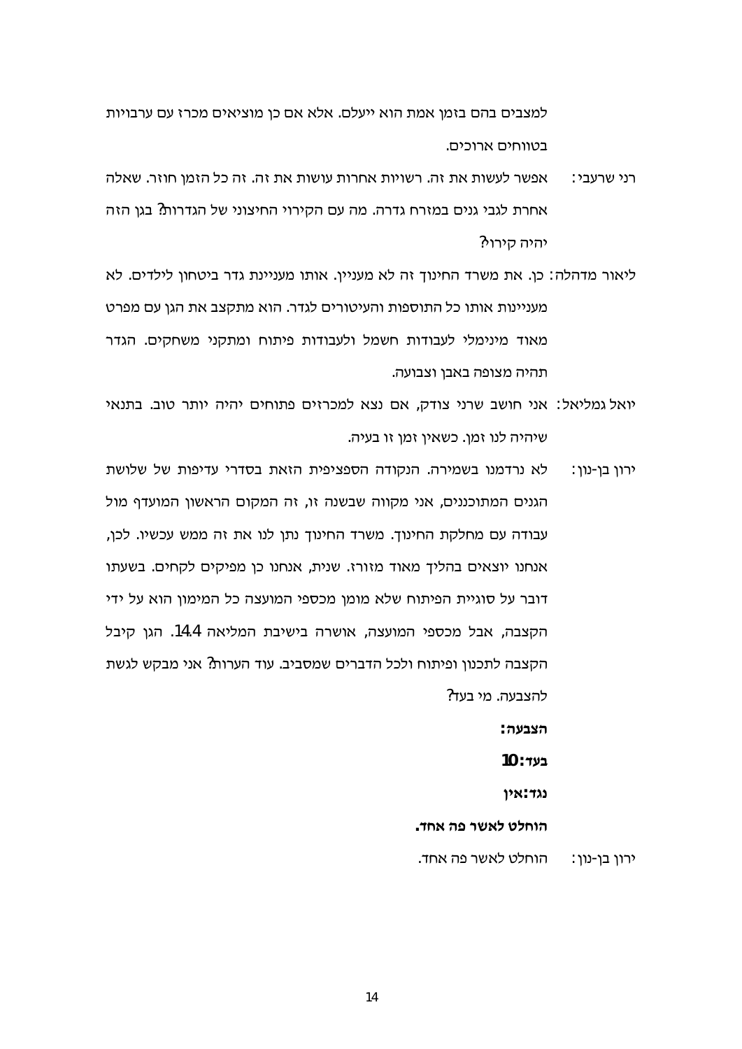למצבים בהם בזמן אמת הוא ייעלם. אלא אם כן מוציאים מכרז עם ערבויות בטווחים ארוכים.

רני שרעבי: אפשר לעשות את זה. רשויות אחרות עושות את זה. זה כל הזמן חוזר. שאלה אחרת לגבי גנים במזרח גדרה. מה עם הקירוי החיצוני של הגדרות? בגן הזה יהיה קירוי?

ליאור מדהלה: כן. את משרד החינוך זה לא מעניין. אותו מעניינת גדר ביטחון לילדים. לא מעניינות אותו כל התוספות והעיטורים לגדר. הוא מתקצב את הגן עם מפרט מאוד מינימלי לעבודות חשמל ולעבודות פיתוח ומתקני משחקים. הגדר תהיה מצופה באבן וצבועה.

יואל גמליאל: אני חושב שרני צודק, אם נצא למכרזים פתוחים יהיה יותר טוב. בתנאי שיהיה לנו זמן. כשאין זמן זו בעיה.

ירון בן-נון: לא נרדמנו בשמירה. הנקודה הספציפית הזאת בסדרי עדיפות של שלושת הגנים המתוכננים, אני מקווה שבשנה זו, זה המקום הראשון המועדף מול עבודה עם מחלקת החינוך. משרד החינוך נתן לנו את זה ממש עכשיו. לכן, אנחנו יוצאים בהליך מאוד מזורז. שנית, אנחנו כן מפיקים לקחים. בשעתו דובר על סוגיית הפיתוח שלא מומן מכספי המועצה כל המימון הוא על ידי הקצבה, אבל מכספי המועצה, אושרה בישיבת המליאה 14.4. הגן קיבל הקצבה לתכנון ופיתוח ולכל הדברים שמסביב. עוד הערות? אני מבקש לגשת להצבעה. מי בעד?

**הצבעה:**

**בעד: 10**

**נגד: אין**

**הוחלט לאשר פה אחד.**

ירון בן-נון: הוחלט לאשר פה אחד.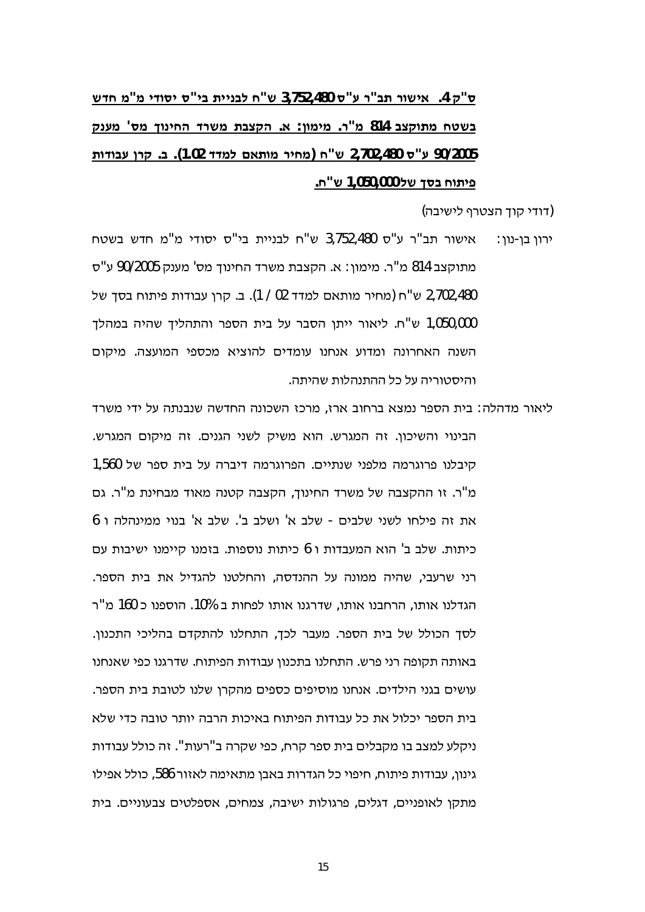**<u>ס"ק 4. אישור תב"ר ע"ס 3,752,480 ש"ח לבניית בי"ס יסודי מ"מ חדש בשטח מתוקצב 814 מ"ר. מימון: א. הקצבת משרד החינוך מס' מענק 90/2005 ע"ס 2,702,480 ש"ח (מחיר מותאם למדד 1.02). ב. קרן עבודות פיתוח בסך של1,050,000 ש"ח.</u>**

(דודי קוך הצטרף לישיבה)

ירון בן-נון: אישור תב"ר ע"ס 3,752,480 ש"ח לבניית בי"ס יסודי מ"מ חדש בשטח מתוקצב 814 מ"ר. מימון: א. הקצבת משרד החינוך מס' מענק 90/2005 ע"ס 2,702,480 ש"ח (מחיר מותאם למדד 02 / 1). ב. קרן עבודות פיתוח בסך של 1,050,000 ש"ח. ליאור ייתן הסבר על בית הספר והתהליך שהיה במהלך השנה האחרונה ומדוע אנחנו עומדים להוציא מכספי המועצה. מיקום והיסטוריה על כל ההתנהלות שהיתה.

ליאור מדהלה: בית הספר נמצא ברחוב ארז, מרכז השכונה החדשה שנבנתה על ידי משרד הבינוי והשיכון. זה המגרש. הוא משיק לשני הגנים. זה מיקום המגרש. קיבלנו פרוגרמה מלפני שנתיים. הפרוגרמה דיברה על בית ספר של 1,560 מ"ר. זו ההקצבה של משרד החינוך, הקצבה קטנה מאוד מבחינת מ"ר. גם את זה פילחו לשני שלבים - שלב א' ושלב ב'. שלב א' בנוי ממינהלה ו 6 כיתות. שלב ב' הוא המעבדות ו 6 כיתות נוספות. בזמנו קיימנו ישיבות עם רני שרעבי, שהיה ממונה על ההנדסה, והחלטנו להגדיל את בית הספר. הגדלנו אותו, הרחבנו אותו, שדרגנו אותו לפחות ב 10%. הוספנו כ 160 מ"ר לסך הכולל של בית הספר. מעבר לכך, התחלנו להתקדם בהליכי התכנון. באותה תקופה רני פרש. התחלנו בתכנון עבודות הפיתוח. שדרגנו כפי שאנחנו עושים בגני הילדים. אנחנו מוסיפים כספים מהקרן שלנו לטובת בית הספר. בית הספר יכלול את כל עבודות הפיתוח באיכות הרבה יותר טובה כדי שלא ניקלע למצב בו מקבלים בית ספר קרח, כפי שקרה ב"רעות". זה כולל עבודות גינון, עבודות פיתוח, חיפוי כל הגדרות באבן מתאימה לאזור 586, כולל אפילו מתקן לאופניים, דגלים, פרגולות ישיבה, צמחים, אספלטים צבעוניים. בית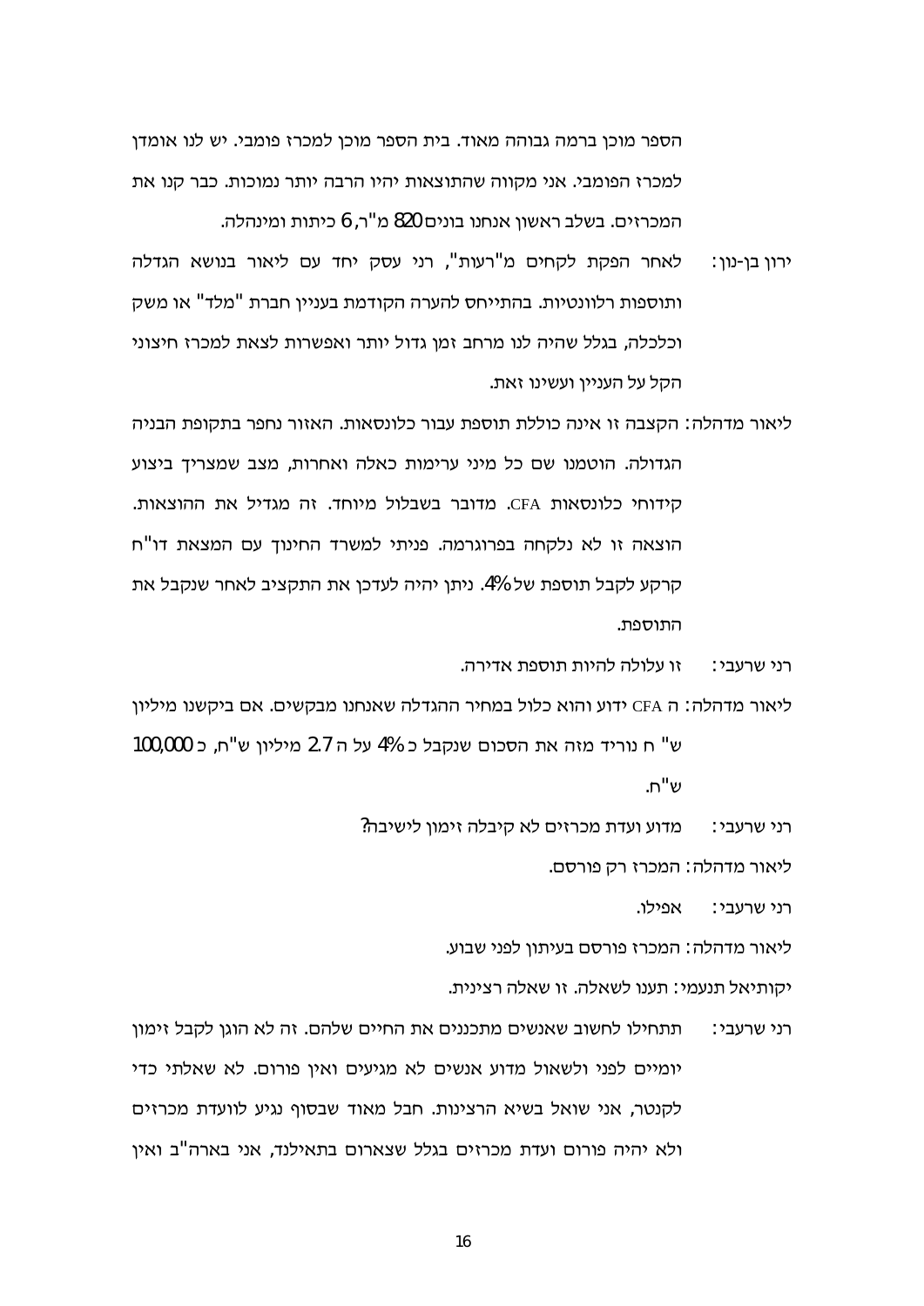הספר מוכן ברמה גבוהה מאוד. בית הספר מוכן למכרז פומבי. יש לנו אומדן למכרז הפומבי. אני מקווה שהתוצאות יהיו הרבה יותר נמוכות. כבר קנו את המכרזים. בשלב ראשון אנחנו בונים 820 מ"ר, 6 כיתות ומינהלה.

ירון בן-נון: לאחר הפקת לקחים מ"רעות", רני עסק יחד עם ליאור בנושא הגדלה ותוספות רלוונטיות. בהתייחס להערה הקודמת בעניין חברת "מלד" או משק וכלכלה, בגלל שהיה לנו מרחב זמן גדול יותר ואפשרות לצאת למכרז חיצוני הקל על העניין ועשינו זאת.

ליאור מדהלה: הקצבה זו אינה כוללת תוספת עבור כלונסאות. האזור נחפר בתקופת הבניה הגדולה. הוטמנו שם כל מיני ערימות כאלה ואחרות, מצב שמצריך ביצוע קידוחי כלונסאות CFA. מדובר בשבלול מיוחד. זה מגדיל את ההוצאות. הוצאה זו לא נלקחה בפרוגרמה. פניתי למשרד החינוך עם המצאת דו"ח קרקע לקבל תוספת של 4%. ניתן יהיה לעדכן את התקציב לאחר שנקבל את התוספת.

רני שרעבי: זו עלולה להיות תוספת אדירה.

ליאור מדהלה: ה CFA ידוע והוא כלול במחיר ההגדלה שאנחנו מבקשים. אם ביקשנו מיליון ש"ח נוריד מזה את הסכום שנקבל כ 4% על ה 2.7 מיליון ש"ח, כ 100,000 ש"ח.

רני שרעבי: מדוע ועדת מכרזים לא קיבלה זימון לישיבה?

ליאור מדהלה: המכרז רק פורסם.

רני שרעבי: אפילו.

ליאור מדהלה: המכרז פורסם בעיתון לפני שבוע.

יקותיאל תנעמי: תענו לשאלה. זו שאלה רצינית.

רני שרעבי: תתחילו לחשוב שאנשים מתכננים את החיים שלהם. זה לא הוגן לקבל זימון יומיים לפני ולשאול מדוע אנשים לא מגיעים ואין פורום. לא שאלתי כדי לקנטר, אני שואל בשיא הרצינות. חבל מאוד שבסוף נגיע לוועדת מכרזים ולא יהיה פורום ועדת מכרזים בגלל שצארום בתאילנד, אני בארה"ב ואין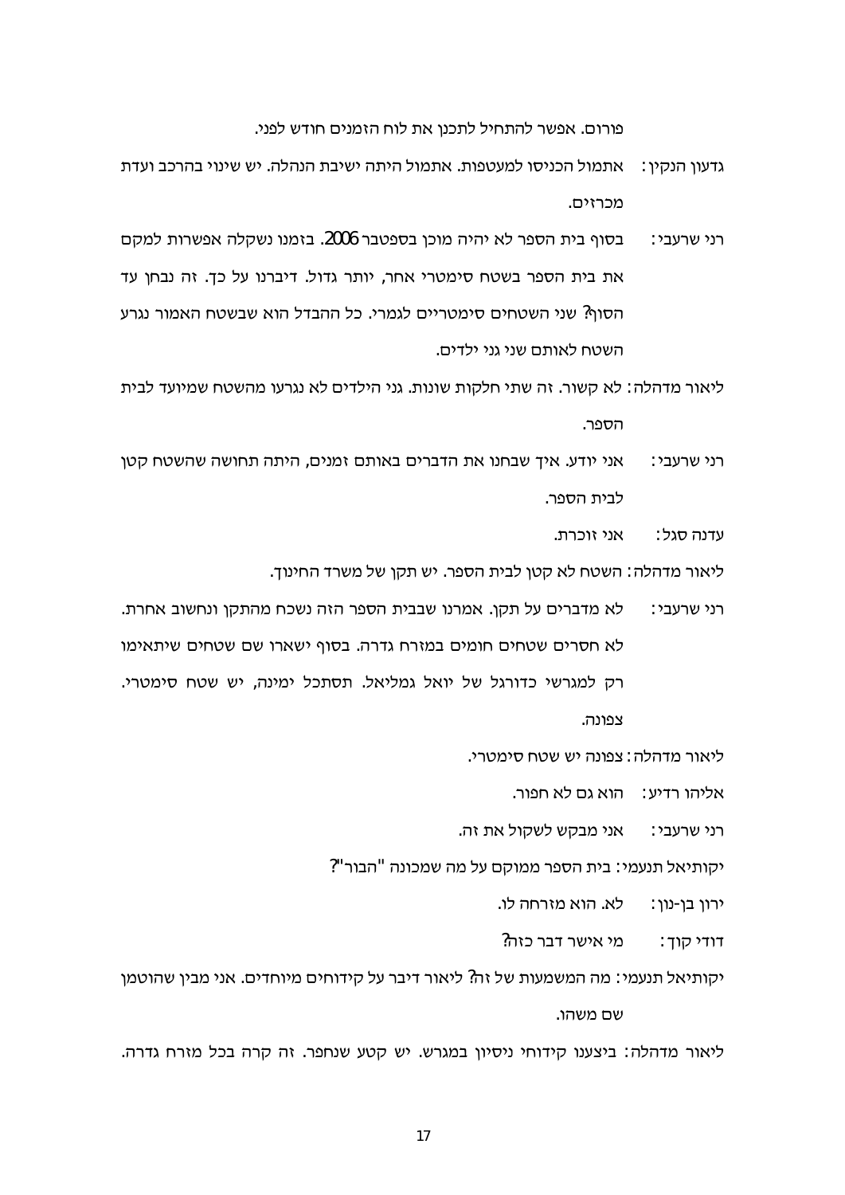פורום. אפשר להתחיל לתכנן את לוח הזמנים חודש לפני.

גדעון הנקין: אתמול הכניסו למעטפות. אתמול היתה ישיבת הנהלה. יש שינוי בהרכב ועדת מכרזים.

רני שרעבי: בסוף בית הספר לא יהיה מוכן בספטבר 2006. בזמנו נשקלה אפשרות למקם את בית הספר בשטח סימטרי אחר, יותר גדול. דיברנו על כך. זה נבחן עד הסוף? שני השטחים סימטריים לגמרי. כל ההבדל הוא שבשטח האמור נגרע השטח לאותם שני גני ילדים.

ליאור מדהלה: לא קשור. זה שתי חלקות שונות. גני הילדים לא נגרעו מהשטח שמיועד לבית הספר.

רני שרעבי: אני יודע. איך שבחנו את הדברים באותם זמנים, היתה תחושה שהשטח קטן לבית הספר.

עדנה סגל: אני זוכרת.

ליאור מדהלה: השטח לא קטן לבית הספר. יש תקן של משרד החינוך.

רני שרעבי: לא מדברים על תקן. אמרנו שבבית הספר הזה נשכח מהתקן ונחשוב אחרת. לא חסרים שטחים חומים במזרח גדרה. בסוף ישארו שם שטחים שיתאימו רק למגרשי כדורגל של יואל גמליאל. תסתכל ימינה, יש שטח סימטרי. צפונה.

ליאור מדהלה: צפונה יש שטח סימטרי.

אליהו רדיע: הוא גם לא חפור.

רני שרעבי: אני מבקש לשקול את זה.

יקותיאל תנעמי: בית הספר ממוקם על מה שמכונה "הבור"?

ירון בן-נון: לא. הוא מזרחה לו.

דודי קוך: מי אישר דבר כזה?

יקותיאל תנעמי: מה המשמעות של זה? ליאור דיבר על קידוחים מיוחדים. אני מבין שהוטמן שם משהו.

ליאור מדהלה: ביצענו קידוחי ניסיון במגרש. יש קטע שנחפר. זה קרה בכל מזרח גדרה.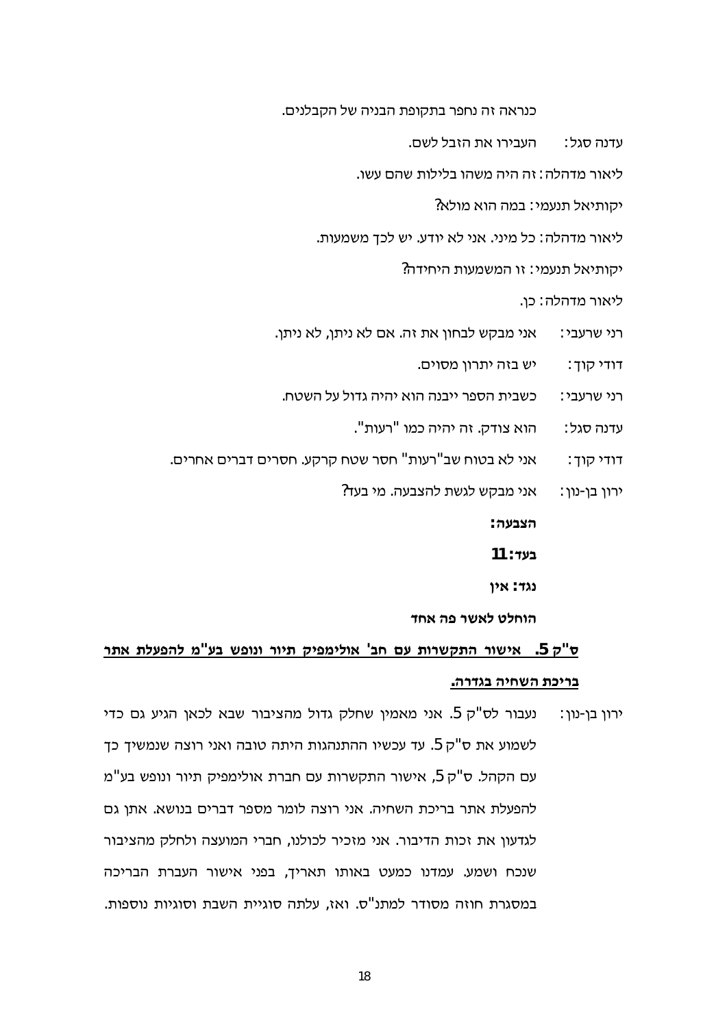כנראה זה נחפר בתקופת הבניה של הקבלנים.

עדנה סגל: העבירו את הזבל לשם.

ליאור מדהלה: זה היה משהו בלילות שהם עשו.

יקותיאל תנעמי: במה הוא מולא?

ליאור מדהלה: כל מיני. אני לא יודע. יש לכך משמעות.

יקותיאל תנעמי: זו המשמעות היחידה?

ליאור מדהלה: כן.

רני שרעבי: אני מבקש לבחון את זה. אם לא ניתן, לא ניתן.

דודי קוך: יש בזה יתרון מסוים.

רני שרעבי: כשבית הספר ייבנה הוא יהיה גדול על השטח.

עדנה סגל: הוא צודק. זה יהיה כמו "רעות".

דודי קוך: אני לא בטוח שב"רעות" חסר שטח קרקע. חסרים דברים אחרים.

ירון בן-נון: אני מבקש לגשת להצבעה. מי בעד?

**הצבעה:**

**בעד: 11**

**נגד: אין**

**הוחלט לאשר פה אחד**

**<u>ס"ק 5. אישור התקשרות עם חב' אולימפיק תיור ונופש בע"מ להפעלת אתר בריכת השחיה בגדרה.</u>**

ירון בן-נון: נעבור לס"ק 5. אני מאמין שחלק גדול מהציבור שבא לכאן הגיע גם כדי לשמוע את ס"ק 5. עד עכשיו ההתנהגות היתה טובה ואני רוצה שנמשיך כך עם הקהל. ס"ק 5, אישור התקשרות עם חברת אולימפיק תיור ונופש בע"מ להפעלת אתר בריכת השחיה. אני רוצה לומר מספר דברים בנושא. אתן גם לגדעון את זכות הדיבור. אני מזכיר לכולנו, חברי המועצה ולחלק מהציבור שנכח ושמע. עמדנו כמעט באותו תאריך, בפני אישור העברת הבריכה במסגרת חוזה מסודר למתנ"ס. ואז, עלתה סוגיית השבת וסוגיות נוספות.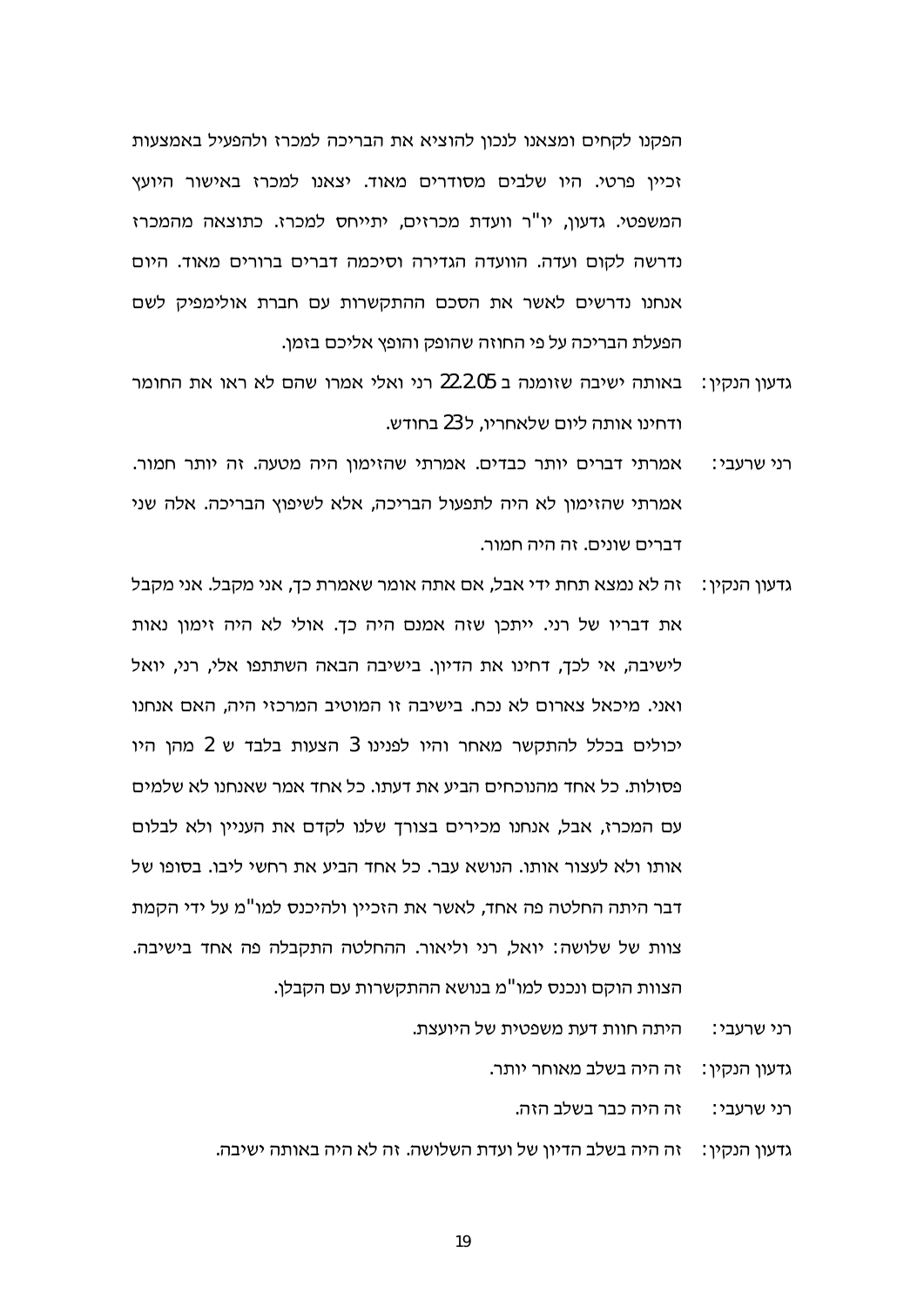הפקנו לקחים ומצאנו לנכון להוציא את הבריכה למכרז ולהפעיל באמצעות זכיין פרטי. היו שלבים מסודרים מאוד. יצאנו למכרז באישור היועץ המשפטי. גדעון, יו"ר וועדת מכרזים, יתייחס למכרז. כתוצאה מהמכרז נדרשה לקום ועדה. הוועדה הגדירה וסיכמה דברים ברורים מאוד. היום אנחנו נדרשים לאשר את הסכם ההתקשרות עם חברת אולימפיק לשם הפעלת הבריכה על פי החוזה שהופק והופץ אליכם בזמן.

גדעון הנקין: באותה ישיבה שזומנה ב 22.2.05 רני ואלי אמרו שהם לא ראו את החומר ודחינו אותה ליום שלאחריו, ל23 בחודש.

רני שרעבי: אמרתי דברים יותר כבדים. אמרתי שהזימון היה מטעה. זה יותר חמור. אמרתי שהזימון לא היה לתפעול הבריכה, אלא לשיפוץ הבריכה. אלה שני דברים שונים. זה היה חמור.

גדעון הנקין: זה לא נמצא תחת ידי אבל, אם אתה אומר שאמרת כך, אני מקבל. אני מקבל את דבריו של רני. ייתכן שזה אמנם היה כך. אולי לא היה זימון נאות לישיבה, אי לכך, דחינו את הדיון. בישיבה הבאה השתתפו אלי, רני, יואל ואני. מיכאל צארום לא נכח. בישיבה זו המוטיב המרכזי היה, האם אנחנו יכולים בכלל להתקשר מאחר והיו לפנינו 3 הצעות בלבד ש 2 מהן היו פסולות. כל אחד מהנוכחים הביע את דעתו. כל אחד אמר שאנחנו לא שלמים עם המכרז, אבל, אנחנו מכירים בצורך שלנו לקדם את העניין ולא לבלום אותו ולא לעצור אותו. הנושא עבר. כל אחד הביע את רחשי ליבו. בסופו של דבר היתה החלטה פה אחד, לאשר את הזכיין ולהיכנס למו"מ על ידי הקמת צוות של שלושה: יואל, רני וליאור. ההחלטה התקבלה פה אחד בישיבה. הצוות הוקם ונכנס למו"מ בנושא ההתקשרות עם הקבלן.

רני שרעבי: היתה חוות דעת משפטית של היועצת.

גדעון הנקין: זה היה בשלב מאוחר יותר.

רני שרעבי: זה היה כבר בשלב הזה.

גדעון הנקין: זה היה בשלב הדיון של ועדת השלושה. זה לא היה באותה ישיבה.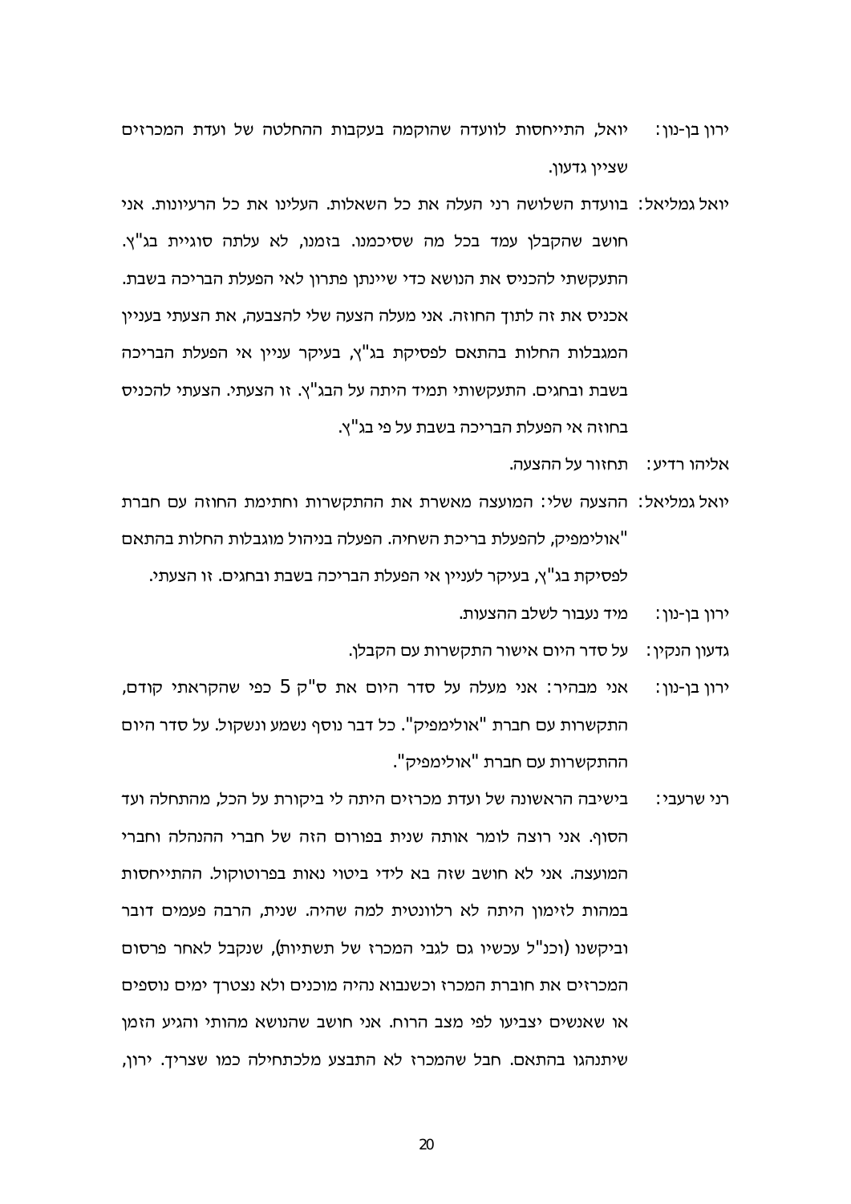ירון בן-נון: יואל, התייחסות לוועדה שהוקמה בעקבות ההחלטה של ועדת המכרזים שציין גדעון.

יואל גמליאל: בוועדת השלושה רני העלה את כל השאלות. העלינו את כל הרעיונות. אני חושב שהקבלן עמד בכל מה שסיכמנו. בזמנו, לא עלתה סוגיית בג"ץ. התעקשתי להכניס את הנושא כדי שיינתן פתרון לאי הפעלת הבריכה בשבת. אכניס את זה לתוך החוזה. אני מעלה הצעה שלי להצבעה, את הצעתי בעניין המגבלות החלות בהתאם לפסיקת בג"ץ, בעיקר עניין אי הפעלת הבריכה בשבת ובחגים. התעקשותי תמיד היתה על הבג"ץ. זו הצעתי. הצעתי להכניס בחוזה אי הפעלת הבריכה בשבת על פי בג"ץ.

אליהו רדיע: תחזור על ההצעה.

יואל גמליאל: ההצעה שלי: המועצה מאשרת את ההתקשרות וחתימת החוזה עם חברת "אולימפיק, להפעלת בריכת השחיה. הפעלה בניהול מוגבלות החלות בהתאם לפסיקת בג"ץ, בעיקר לעניין אי הפעלת הבריכה בשבת ובחגים. זו הצעתי.

ירון בן-נון: מיד נעבור לשלב ההצעות.

גדעון הנקין: על סדר היום אישור התקשרות עם הקבלן.

ירון בן-נון: אני מבהיר: אני מעלה על סדר היום את ס"ק 5 כפי שהקראתי קודם, התקשרות עם חברת "אולימפיק". כל דבר נוסף נשמע ונשקול. על סדר היום ההתקשרות עם חברת "אולימפיק".

רני שרעבי: בישיבה הראשונה של ועדת מכרזים היתה לי ביקורת על הכל, מהתחלה ועד הסוף. אני רוצה לומר אותה שנית בפורום הזה של חברי ההנהלה וחברי המועצה. אני לא חושב שזה בא לידי ביטוי נאות בפרוטוקול. ההתייחסות במהות לזימון היתה לא רלוונטית למה שהיה. שנית, הרבה פעמים דובר וביקשנו (וכנ"ל עכשיו גם לגבי המכרז של תשתיות), שנקבל לאחר פרסום המכרזים את חוברת המכרז וכשנבוא נהיה מוכנים ולא נצטרך ימים נוספים או שאנשים יצביעו לפי מצב הרוח. אני חושב שהנושא מהותי והגיע הזמן שיתנהגו בהתאם. חבל שהמכרז לא התבצע מלכתחילה כמו שצריך. ירון,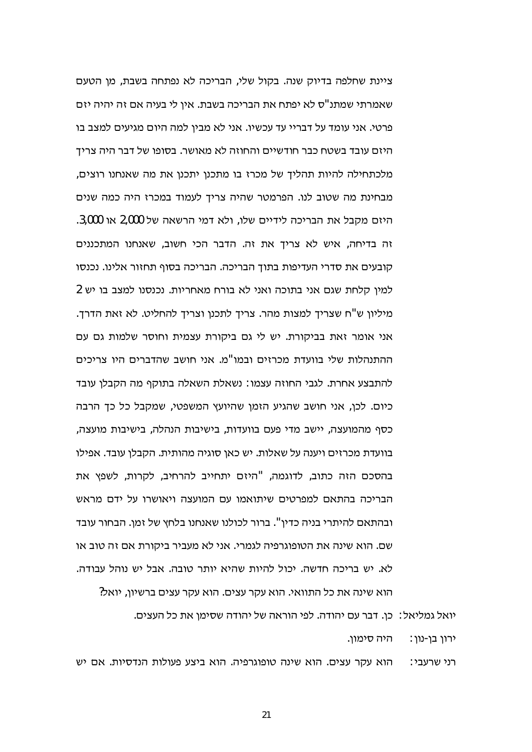ציינת שחלפה בדיוק שנה. בקול שלי, הבריכה לא נפתחה בשבת, מן הטעם שאמרתי שמתנ"ס לא יפתח את הבריכה בשבת. אין לי בעיה אם זה יהיה יזם פרטי. אני עומד על דבריי עד עכשיו. אני לא מבין למה היום מגיעים למצב בו היזם עובד בשטח כבר חודשיים והחוזה לא מאושר. בסופו של דבר היה צריך מלכתחילה להיות תהליך של מכרז בו מתכנן יתכנן את מה שאנחנו רוצים, מבחינת מה שטוב לנו. הפרמטר שהיה צריך לעמוד במכרז היה כמה שנים היזם מקבל את הבריכה לידיים שלו, ולא דמי הרשאה של 2,000 או 3,000. זה בדיחה, איש לא צריך את זה. הדבר הכי חשוב, שאנחנו המתכננים קובעים את סדרי העדיפות בתוך הבריכה. הבריכה בסוף תחזור אלינו. נכנסו למין קלחת שגם אני בתוכה ואני לא בורח מאחריות. נכנסנו למצב בו יש 2 מיליון ש"ח שצריך למצות מהר. צריך לתכנן וצריך להחליט. לא זאת הדרך. אני אומר זאת בביקורת. יש לי גם ביקורת עצמית וחוסר שלמות גם עם ההתנהלות שלי בוועדת מכרזים ובמו"מ. אני חושב שהדברים היו צריכים להתבצע אחרת. לגבי החוזה עצמו: נשאלת השאלה בתוקף מה הקבלן עובד כיום. לכן, אני חושב שהגיע הזמן שהיועץ המשפטי, שמקבל כל כך הרבה כסף מהמועצה, יישב מדי פעם בוועדות, בישיבות הנהלה, בישיבות מועצה, בוועדת מכרזים ויענה על שאלות. יש כאן סוגיה מהותית. הקבלן עובד. אפילו בהסכם הזה כתוב, לדוגמה, "היזם יתחייב להרחיב, לקרות, לשפץ את הבריכה בהתאם למפרטים שיתואמו עם המועצה ויאושרו על ידם מראש ובהתאם להיתרי בניה כדין". ברור לכולנו שאנחנו בלחץ של זמן. הבחור עובד שם. הוא שינה את הטופוגרפיה לגמרי. אני לא מעביר ביקורת אם זה טוב או לא. יש בריכה חדשה. יכול להיות שהיא יותר טובה. אבל יש נוהל עבודה. הוא שינה את כל התוואי. הוא עקר עצים. הוא עקר עצים ברשיון, יואל?

יואל גמליאל: כן. דבר עם יהודה. לפי הוראה של יהודה שסימן את כל העצים.

ירון בן-נון: היה סימון.

רני שרעבי: הוא עקר עצים. הוא שינה טופוגרפיה. הוא ביצע פעולות הנדסיות. אם יש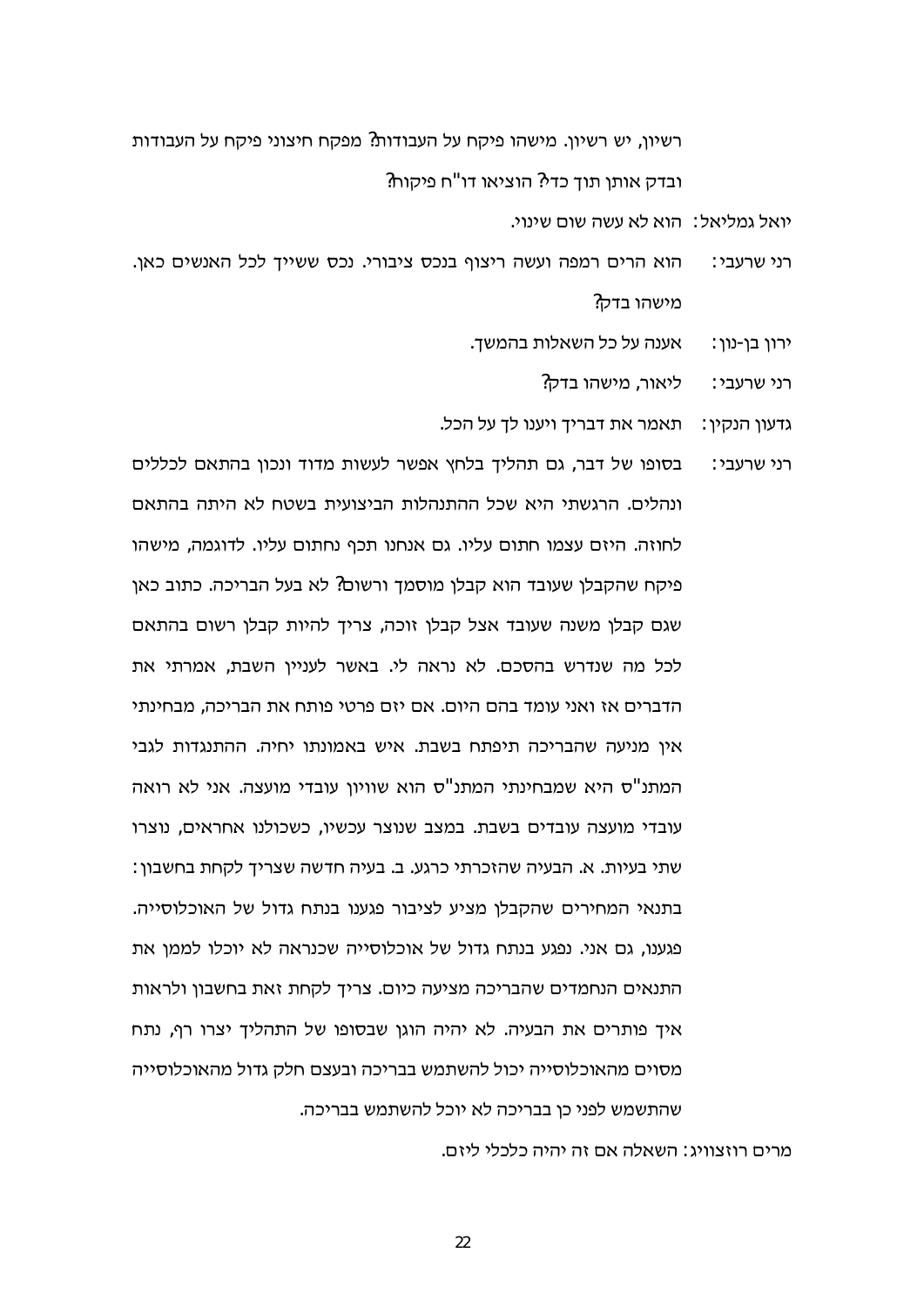רשיון, יש רשיון. מישהו פיקח על העבודות? מפקח חיצוני פיקח על העבודות ובדק אותן תוך כדי? הוציאו דו"ח פיקוח?

יואל גמליאל: הוא לא עשה שום שינוי.

רני שרעבי: הוא הרים רמפה ועשה ריצוף בנכס ציבורי. נכס ששייך לכל האנשים כאן. מישהו בדק?

ירון בן-נון: אענה על כל השאלות בהמשך.

רני שרעבי: ליאור, מישהו בדק?

גדעון הנקין: תאמר את דבריך ויענו לך על הכל.

רני שרעבי: בסופו של דבר, גם תהליך בלחץ אפשר לעשות מדוד ונכון בהתאם לכללים ונהלים. הרגשתי היא שכל ההתנהלות הביצועית בשטח לא היתה בהתאם לחוזה. היזם עצמו חתום עליו. גם אנחנו תכף נחתום עליו. לדוגמה, מישהו פיקח שהקבלן שעובד הוא קבלן מוסמך ורשום? לא בעל הבריכה. כתוב כאן שגם קבלן משנה שעובד אצל קבלן זוכה, צריך להיות קבלן רשום בהתאם לכל מה שנדרש בהסכם. לא נראה לי. באשר לעניין השבת, אמרתי את הדברים אז ואני עומד בהם היום. אם יזם פרטי פותח את הבריכה, מבחינתי אין מניעה שהבריכה תיפתח בשבת. איש באמונתו יחיה. ההתנגדות לגבי המתנ"ס היא שמבחינתי המתנ"ס הוא שוויון עובדי מועצה. אני לא רואה עובדי מועצה עובדים בשבת. במצב שנוצר עכשיו, כשכולנו אחראים, נוצרו שתי בעיות. א. הבעיה שהזכרתי כרגע. ב. בעיה חדשה שצריך לקחת בחשבון: בתנאי המחירים שהקבלן מציע לציבור פגענו בנתח גדול של האוכלוסייה. פגענו, גם אני. נפגע בנתח גדול של אוכלוסייה שכנראה לא יוכלו לממן את התנאים הנחמדים שהבריכה מציעה כיום. צריך לקחת זאת בחשבון ולראות איך פותרים את הבעיה. לא יהיה הוגן שבסופו של התהליך יצרו רף, נתח מסוים מהאוכלוסייה יכול להשתמש בבריכה ובעצם חלק גדול מהאוכלוסייה שהתשמש לפני כן בבריכה לא יוכל להשתמש בבריכה.

מרים רוזצוויג: השאלה אם זה יהיה כלכלי ליזם.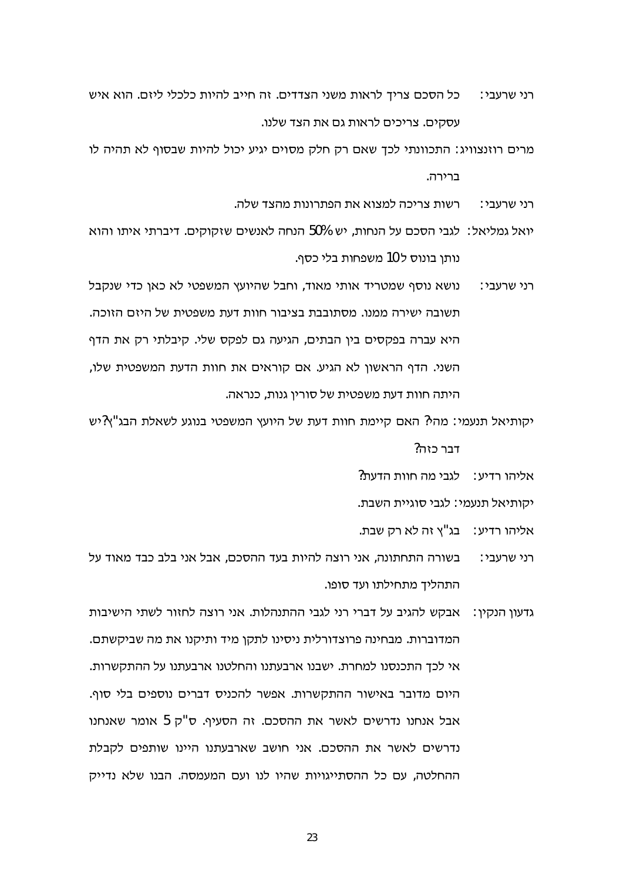רני שרעבי: כל הסכם צריך לראות משני הצדדים. זה חייב להיות כלכלי ליזם. הוא איש עסקים. צריכים לראות גם את הצד שלנו.

מרים רוזנצוויג: התכוונתי לכך שאם רק חלק מסוים יגיע יכול להיות שבסוף לא תהיה לו ברירה.

רני שרעבי: רשות צריכה למצוא את הפתרונות מהצד שלה.

יואל גמליאל: לגבי הסכם על הנחות, יש 50% הנחה לאנשים שזקוקים. דיברתי איתו והוא נותן בונוס ל10 משפחות בלי כסף.

רני שרעבי: נושא נוסף שמטריד אותי מאוד, וחבל שהיועץ המשפטי לא כאן כדי שנקבל תשובה ישירה ממנו. מסתובבת בציבור חוות דעת משפטית של היזם הזוכה. היא עברה בפקסים בין הבתים, הגיעה גם לפקס שלי. קיבלתי רק את הדף השני. הדף הראשון לא הגיע. אם קוראים את חוות הדעת המשפטית שלו, היתה חוות דעת משפטית של סורין גנות, כנראה.

יקותיאל תנעמי: מה? האם קיימת חוות דעת של היועץ המשפטי בנוגע לשאלת הבג"ץ? יש דבר כזה?

אליהו רדיע: לגבי מה חוות הדעת?

יקותיאל תנעמי: לגבי סוגיית השבת.

אליהו רדיע: בג"ץ זה לא רק שבת.

רני שרעבי: בשורה התחתונה, אני רוצה להיות בעד ההסכם, אבל אני בלב כבד מאוד על התהליך מתחילתו ועד סופו.

גדעון הנקין: אבקש להגיב על דברי רני לגבי ההתנהלות. אני רוצה לחזור לשתי הישיבות המדוברות. מבחינה פרוצדורלית ניסינו לתקן מיד ותיקנו את מה שביקשתם. אי לכך התכנסנו למחרת. ישבנו ארבעתנו והחלטנו ארבעתנו על ההתקשרות. היום מדובר באישור ההתקשרות. אפשר להכניס דברים נוספים בלי סוף. אבל אנחנו נדרשים לאשר את ההסכם. זה הסעיף. ס"ק 5 אומר שאנחנו נדרשים לאשר את ההסכם. אני חושב שארבעתנו היינו שותפים לקבלת ההחלטה, עם כל ההסתייגויות שהיו לנו ועם המעמסה. הבנו שלא נדייק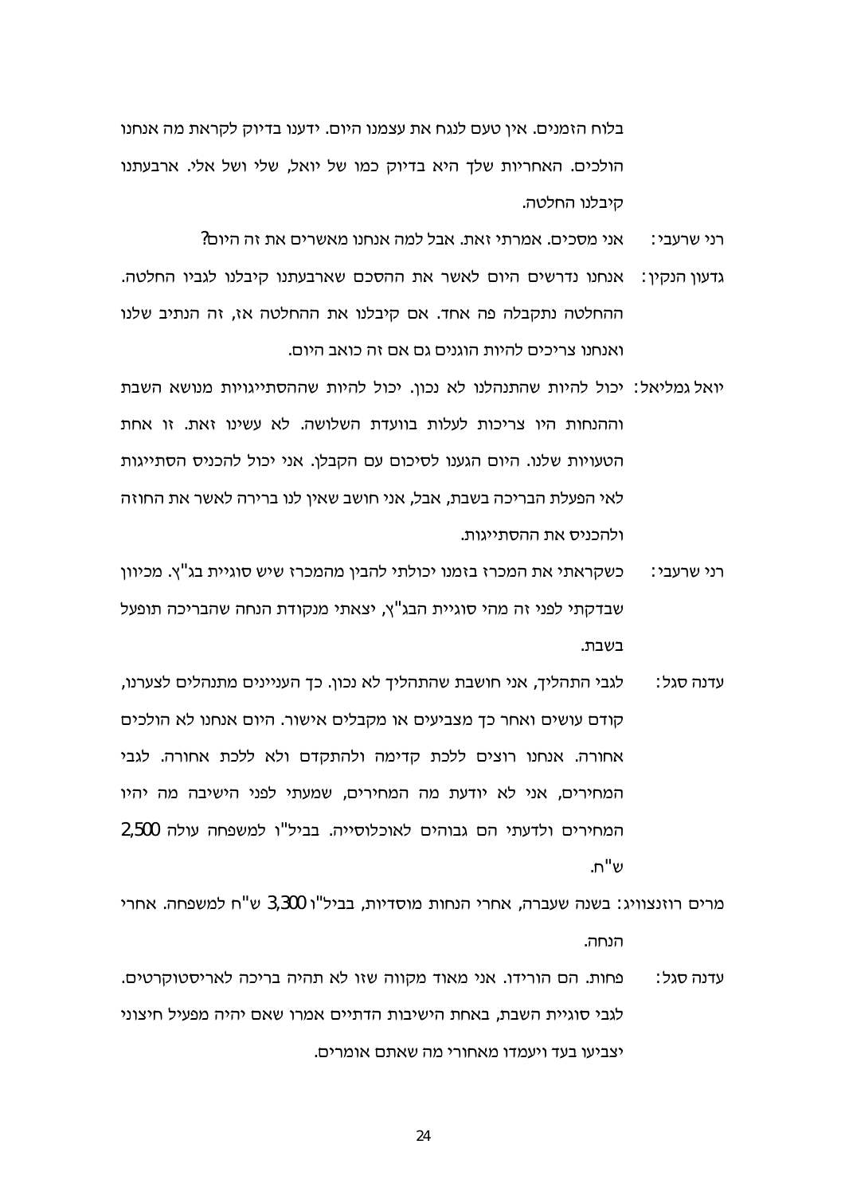בלוח הזמנים. אין טעם לנגח את עצמנו היום. ידענו בדיוק לקראת מה אנחנו הולכים. האחריות שלך היא בדיוק כמו של יואל, שלי ושל אלי. ארבעתנו קיבלנו החלטה.

רני שרעבי: אני מסכים. אמרתי זאת. אבל למה אנחנו מאשרים את זה היום?

גדעון הנקין: אנחנו נדרשים היום לאשר את ההסכם שארבעתנו קיבלנו לגביו החלטה. ההחלטה נתקבלה פה אחד. אם קיבלנו את ההחלטה אז, זה הנתיב שלנו ואנחנו צריכים להיות הוגנים גם אם זה כואב היום.

יואל גמליאל: יכול להיות שהתנהלנו לא נכון. יכול להיות שההסתייגויות מנושא השבת וההנחות היו צריכות לעלות בוועדת השלושה. לא עשינו זאת. זו אחת הטעויות שלנו. היום הגענו לסיכום עם הקבלן. אני יכול להכניס הסתייגות לאי הפעלת הבריכה בשבת, אבל, אני חושב שאין לנו ברירה לאשר את החוזה ולהכניס את ההסתייגות.

רני שרעבי: כשקראתי את המכרז בזמנו יכולתי להבין מהמכרז שיש סוגיית בג"ץ. מכיוון שבדקתי לפני זה מהי סוגיית הבג"ץ, יצאתי מנקודת הנחה שהבריכה תופעל בשבת.

עדנה סגל: לגבי התהליך, אני חושבת שהתהליך לא נכון. כך העניינים מתנהלים לצערנו, קודם עושים ואחר כך מצביעים או מקבלים אישור. היום אנחנו לא הולכים אחורה. אנחנו רוצים ללכת קדימה ולהתקדם ולא ללכת אחורה. לגבי המחירים, אני לא יודעת מה המחירים, שמעתי לפני הישיבה מה יהיו המחירים ולדעתי הם גבוהים לאוכלוסייה. בביל"ו למשפחה עולה 2,500 ש"ח.

מרים רוזנצוויג: בשנה שעברה, אחרי הנחות מוסדיות, בביל"ו 3,300 ש"ח למשפחה. אחרי הנחה.

עדנה סגל: פחות. הם הורידו. אני מאוד מקווה שזו לא תהיה בריכה לאריסטוקרטים. לגבי סוגיית השבת, באחת הישיבות הדתיים אמרו שאם יהיה מפעיל חיצוני יצביעו בעד ויעמדו מאחורי מה שאתם אומרים.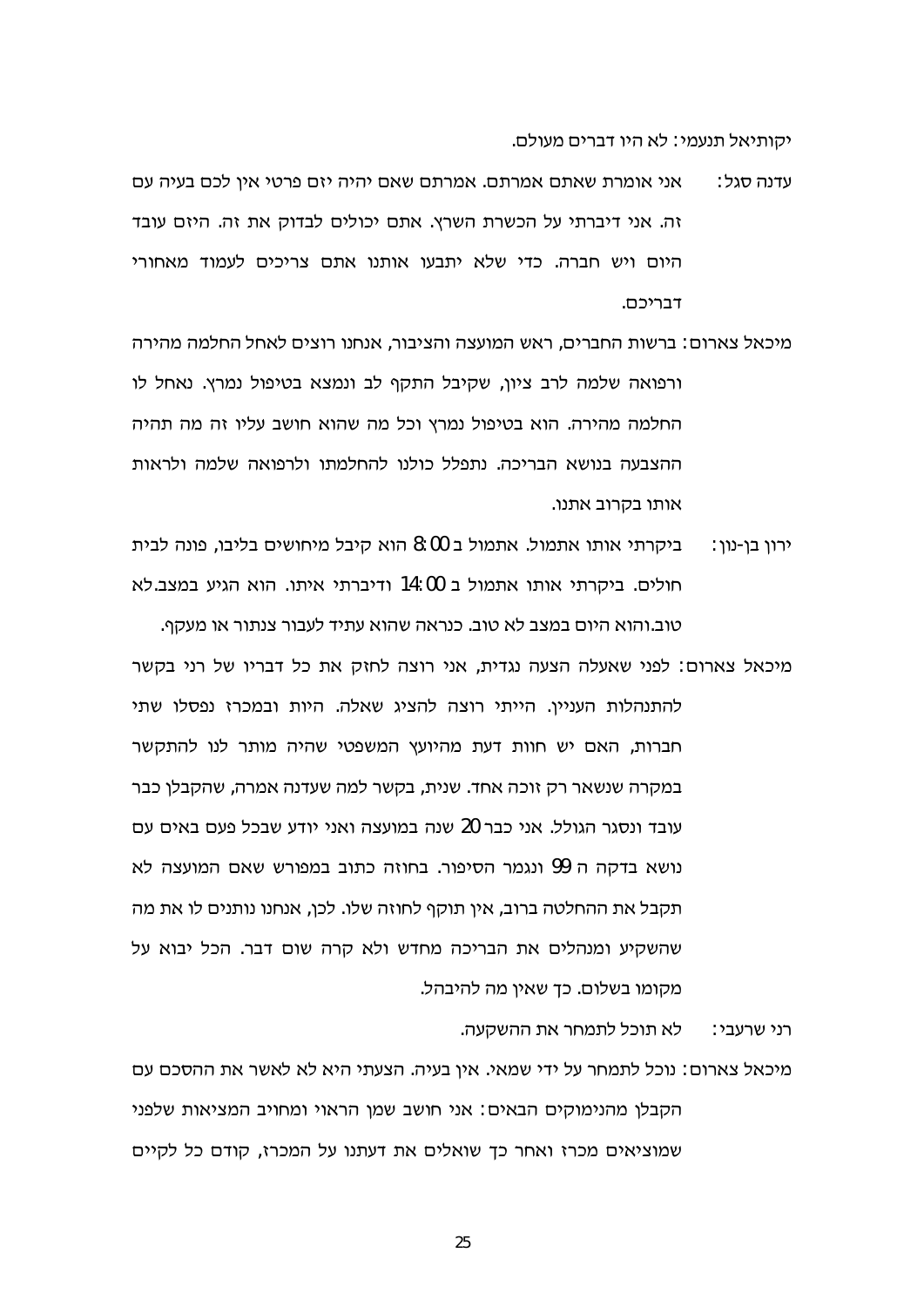יקותיאל תנעמי: לא היו דברים מעולם.

עדנה סגל: אני אומרת שאתם אמרתם. אמרתם שאם יהיה יזם פרטי אין לכם בעיה עם זה. אני דיברתי על הכשרת השרץ. אתם יכולים לבדוק את זה. היזם עובד היום ויש חברה. כדי שלא יתבעו אותנו אתם צריכים לעמוד מאחורי דבריכם.

מיכאל צארום: ברשות החברים, ראש המועצה והציבור, אנחנו רוצים לאחל החלמה מהירה ורפואה שלמה לרב ציון, שקיבל התקף לב ונמצא בטיפול נמרץ. נאחל לו החלמה מהירה. הוא בטיפול נמרץ וכל מה שהוא חושב עליו זה מה תהיה ההצבעה בנושא הבריכה. נתפלל כולנו להחלמתו ולרפואה שלמה ולראות אותו בקרוב אתנו.

ירון בן-נון: ביקרתי אותו אתמול. אתמול ב 8:00 הוא קיבל מיחושים בליבו, פונה לבית חולים. ביקרתי אותו אתמול ב 14:00 ודיברתי איתו. הוא הגיע במצב.לא טוב.והוא היום במצב לא טוב. כנראה שהוא עתיד לעבור צנתור או מעקף.

מיכאל צארום: לפני שאעלה הצעה נגדית, אני רוצה לחזק את כל דבריו של רני בקשר להתנהלות העניין. הייתי רוצה להציג שאלה. היות ובמכרז נפסלו שתי חברות, האם יש חוות דעת מהיועץ המשפטי שהיה מותר לנו להתקשר במקרה שנשאר רק זוכה אחד. שנית, בקשר למה שעדנה אמרה, שהקבלן כבר עובד ונסגר הגולל. אני כבר 20 שנה במועצה ואני יודע שבכל פעם באים עם נושא בדקה ה 99 ונגמר הסיפור. בחוזה כתוב במפורש שאם המועצה לא תקבל את ההחלטה ברוב, אין תוקף לחוזה שלו. לכן, אנחנו נותנים לו את מה שהשקיע ומנהלים את הבריכה מחדש ולא קרה שום דבר. הכל יבוא על מקומו בשלום. כך שאין מה להיבהל.

רני שרעבי: לא תוכל לתמחר את ההשקעה.

מיכאל צארום: נוכל לתמחר על ידי שמאי. אין בעיה. הצעתי היא לא לאשר את ההסכם עם הקבלן מהנימוקים הבאים: אני חושב שמן הראוי ומחויב המציאות שלפני שמוציאים מכרז ואחר כך שואלים את דעתנו על המכרז, קודם כל לקיים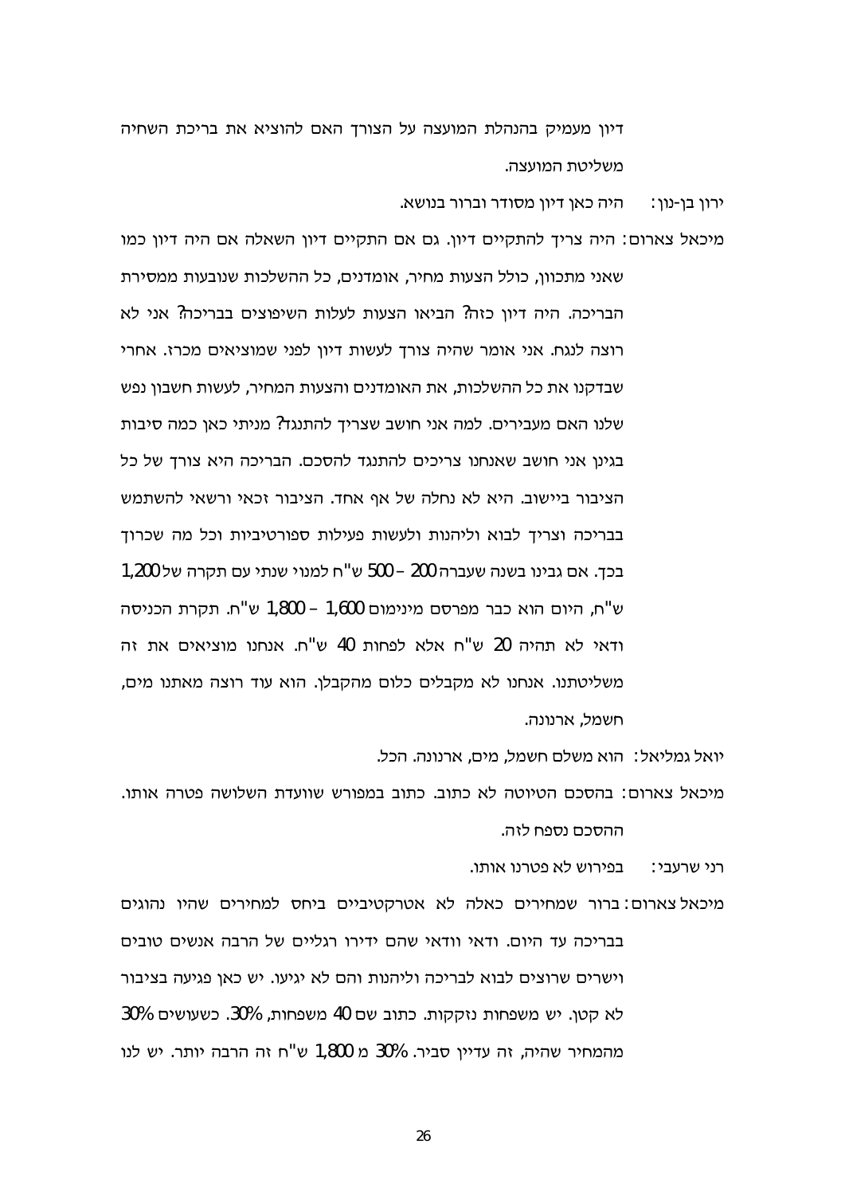דיון מעמיק בהנהלת המועצה על הצורך האם להוציא את בריכת השחיה משליטת המועצה.

ירון בן-נון: היה כאן דיון מסודר וברור בנושא.

מיכאל צארום: היה צריך להתקיים דיון. גם אם התקיים דיון השאלה אם היה דיון כמו שאני מתכוון, כולל הצעות מחיר, אומדנים, כל ההשלכות שנובעות ממסירת הבריכה. היה דיון כזה? הביאו הצעות לעלות השיפוצים בבריכה? אני לא רוצה לנגח. אני אומר שהיה צורך לעשות דיון לפני שמוציאים מכרז. אחרי שבדקנו את כל ההשלכות, את האומדנים והצעות המחיר, לעשות חשבון נפש שלנו האם מעבירים. למה אני חושב שצריך להתנגד? מניתי כאן כמה סיבות בגינן אני חושב שאנחנו צריכים להתנגד להסכם. הבריכה היא צורך של כל הציבור ביישוב. היא לא נחלה של אף אחד. הציבור זכאי ורשאי להשתמש בבריכה וצריך לבוא וליהנות ולעשות פעילות ספורטיביות וכל מה שכרוך בכך. אם גבינו בשנה שעברה 200 – 500 ש"ח למנוי שנתי עם תקרה של 1,200 ש"ח, היום הוא כבר מפרסם מינימום 1,600 – 1,800 ש"ח. תקרת הכניסה ודאי לא תהיה 20 ש"ח אלא לפחות 40 ש"ח. אנחנו מוציאים את זה משליטתנו. אנחנו לא מקבלים כלום מהקבלן. הוא עוד רוצה מאתנו מים, חשמל, ארנונה.

יואל גמליאל: הוא משלם חשמל, מים, ארנונה. הכל.

מיכאל צארום: בהסכם הטיוטה לא כתוב. כתוב במפורש שוועדת השלושה פטרה אותו. ההסכם נספח לזה.

רני שרעבי: בפירוש לא פטרנו אותו.

מיכאל צארום: ברור שמחירים כאלה לא אטרקטיביים ביחס למחירים שהיו נהוגים בבריכה עד היום. ודאי וודאי שהם ידירו רגליים של הרבה אנשים טובים וישרים שרוצים לבוא לבריכה וליהנות והם לא יגיעו. יש כאן פגיעה בציבור לא קטן. יש משפחות נזקקות. כתוב שם 40 משפחות, 30%. כשעושים 30% מהמחיר שהיה, זה עדיין סביר. 30% מ 1,800 ש"ח זה הרבה יותר. יש לנו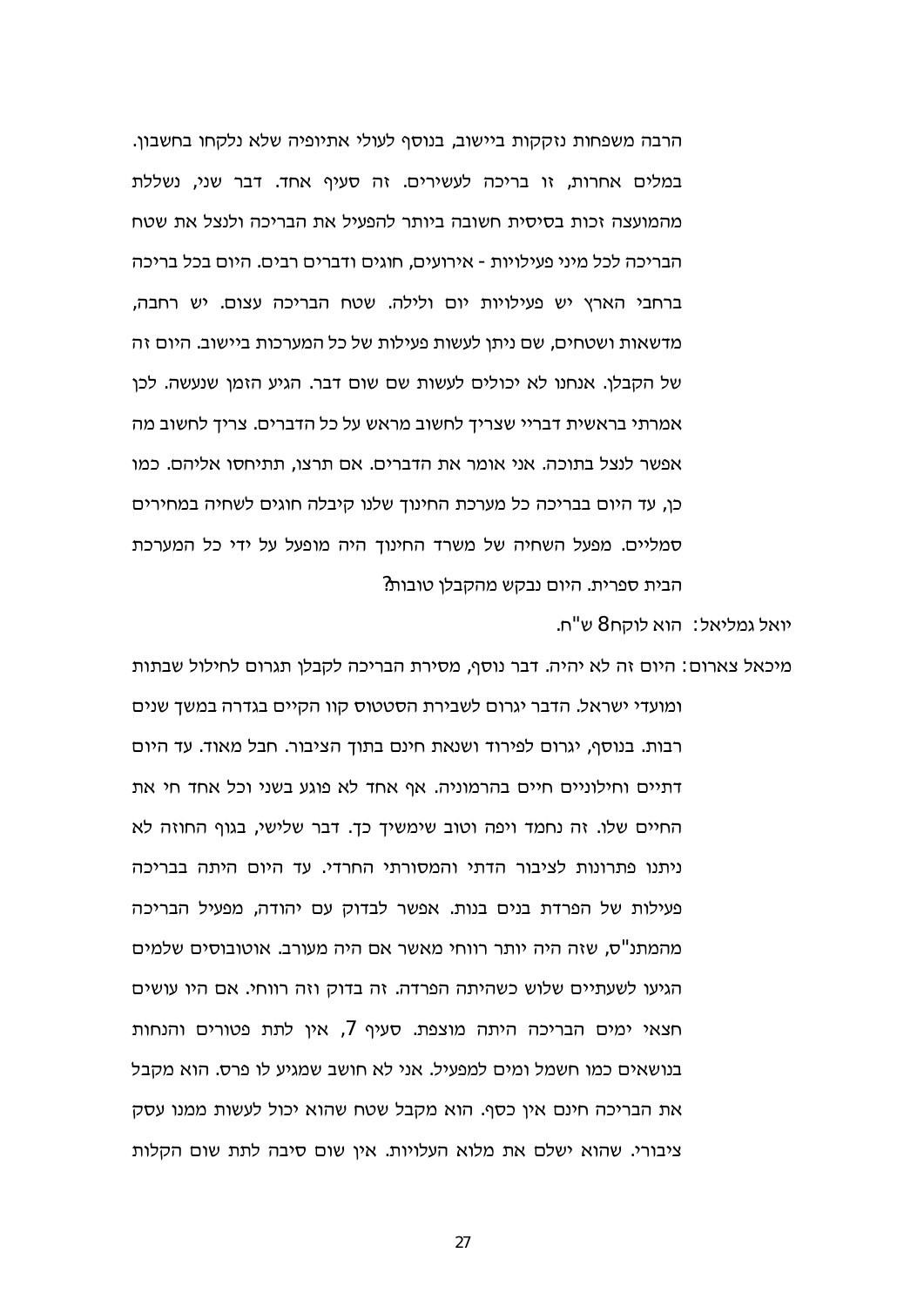הרבה משפחות נזקקות ביישוב, בנוסף לעולי אתיופיה שלא נלקחו בחשבון. במלים אחרות, זו בריכה לעשירים. זה סעיף אחד. דבר שני, נשללת מהמועצה זכות בסיסית חשובה ביותר להפעיל את הבריכה ולנצל את שטח הבריכה לכל מיני פעילויות - אירועים, חוגים ודברים רבים. היום בכל בריכה ברחבי הארץ יש פעילויות יום ולילה. שטח הבריכה עצום. יש רחבה, מדשאות ושטחים, שם ניתן לעשות פעילות של כל המערכות ביישוב. היום זה של הקבלן. אנחנו לא יכולים לעשות שם שום דבר. הגיע הזמן שנעשה. לכן אמרתי בראשית דבריי שצריך לחשוב מראש על כל הדברים. צריך לחשוב מה אפשר לנצל בתוכה. אני אומר את הדברים. אם תרצו, תתיחסו אליהם. כמו כן, עד היום בבריכה כל מערכת החינוך שלנו קיבלה חוגים לשחיה במחירים סמליים. מפעל השחיה של משרד החינוך היה מופעל על ידי כל המערכת הבית ספרית. היום נבקש מהקבלן טובות?

יואל גמליאל: הוא לוקח 8 ש"ח.

מיכאל צארום: היום זה לא יהיה. דבר נוסף, מסירת הבריכה לקבלן תגרום לחילול שבתות ומועדי ישראל. הדבר יגרום לשבירת הסטטוס קוו הקיים בגדרה במשך שנים רבות. בנוסף, יגרום לפירוד ושנאת חינם בתוך הציבור. חבל מאוד. עד היום דתיים וחילוניים חיים בהרמוניה. אף אחד לא פוגע בשני וכל אחד חי את החיים שלו. זה נחמד ויפה וטוב שימשיך כך. דבר שלישי, בגוף החוזה לא ניתנו פתרונות לציבור הדתי והמסורתי החרדי. עד היום היתה בבריכה פעילות של הפרדת בנים בנות. אפשר לבדוק עם יהודה, מפעיל הבריכה מהמתנ"ס, שזה היה יותר רווחי מאשר אם היה מעורב. אוטובוסים שלמים הגיעו לשעתיים שלוש כשהיתה הפרדה. זה בדוק וזה רווחי. אם היו עושים חצאי ימים הבריכה היתה מוצפת. סעיף 7, אין לתת פטורים והנחות בנושאים כמו חשמל ומים למפעיל. אני לא חושב שמגיע לו פרס. הוא מקבל את הבריכה חינם אין כסף. הוא מקבל שטח שהוא יכול לעשות ממנו עסק ציבורי. שהוא ישלם את מלוא העלויות. אין שום סיבה לתת שום הקלות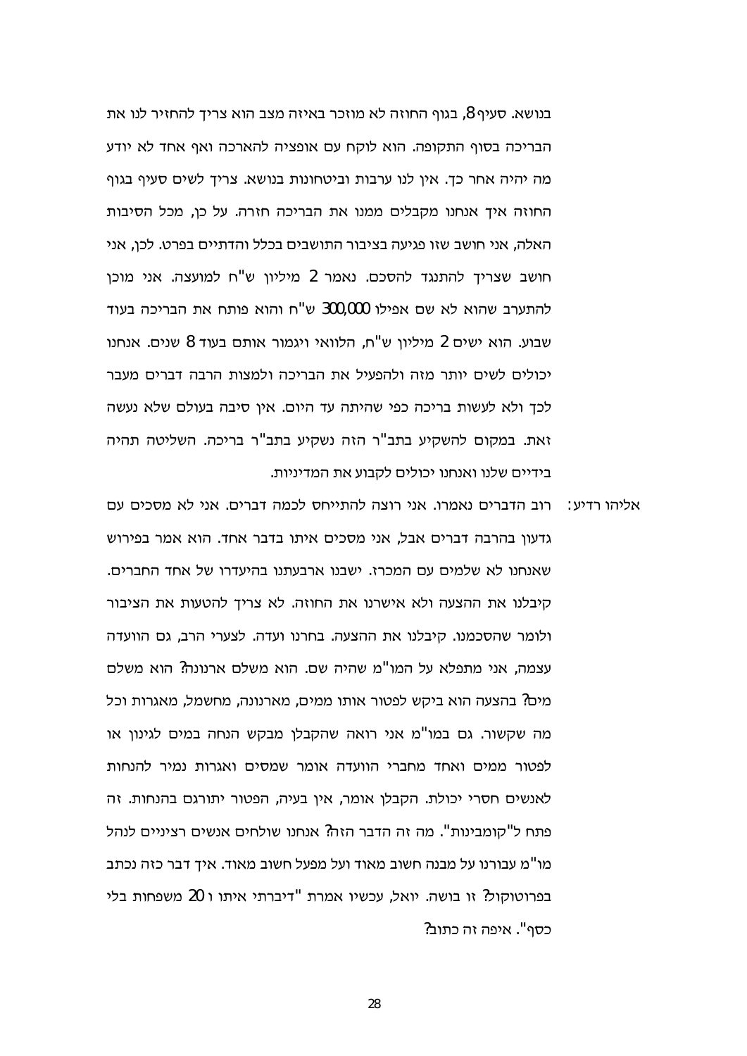בנושא. סעיף 8, בגוף החוזה לא מוזכר באיזה מצב הוא צריך להחזיר לנו את הבריכה בסוף התקופה. הוא לוקח עם אופציה להארכה ואף אחד לא יודע מה יהיה אחר כך. אין לנו ערבות וביטחונות בנושא. צריך לשים סעיף בגוף החוזה איך אנחנו מקבלים ממנו את הבריכה חזרה. על כן, מכל הסיבות האלה, אני חושב שזו פגיעה בציבור התושבים בכלל והדתיים בפרט. לכן, אני חושב שצריך להתנגד להסכם. נאמר 2 מיליון ש"ח למועצה. אני מוכן להתערב שהוא לא שם אפילו 300,000 ש"ח והוא פותח את הבריכה בעוד שבוע. הוא ישים 2 מיליון ש"ח, הלוואי ויגמור אותם בעוד 8 שנים. אנחנו יכולים לשים יותר מזה ולהפעיל את הבריכה ולמצות הרבה דברים מעבר לכך ולא לעשות בריכה כפי שהיתה עד היום. אין סיבה בעולם שלא נעשה זאת. במקום להשקיע בתב"ר הזה נשקיע בתב"ר בריכה. השליטה תהיה בידיים שלנו ואנחנו יכולים לקבוע את המדיניות.

אליהו רדיע: רוב הדברים נאמרו. אני רוצה להתייחס לכמה דברים. אני לא מסכים עם גדעון בהרבה דברים אבל, אני מסכים איתו בדבר אחד. הוא אמר בפירוש שאנחנו לא שלמים עם המכרז. ישבנו ארבעתנו בהיעדרו של אחד החברים. קיבלנו את ההצעה ולא אישרנו את החוזה. לא צריך להטעות את הציבור ולומר שהסכמנו. קיבלנו את ההצעה. בחרנו ועדה. לצערי הרב, גם הוועדה עצמה, אני מתפלא על המו"מ שהיה שם. הוא משלם ארנונה? הוא משלם מים? בהצעה הוא ביקש לפטור אותו ממים, מארנונה, מחשמל, מאגרות וכל מה שקשור. גם במו"מ אני רואה שהקבלן מבקש הנחה במים לגינון או לפטור ממים ואחד מחברי הוועדה אומר שמסים ואגרות נמיר להנחות לאנשים חסרי יכולת. הקבלן אומר, אין בעיה, הפטור יתורגם בהנחות. זה פתח ל"קומבינות". מה זה הדבר הזה? אנחנו שולחים אנשים רציניים לנהל מו"מ עבורנו על מבנה חשוב מאוד ועל מפעל חשוב מאוד. איך דבר כזה נכתב בפרוטוקול? זו בושה. יואל, עכשיו אמרת "דיברתי איתו ו 20 משפחות בלי כסף". איפה זה כתוב?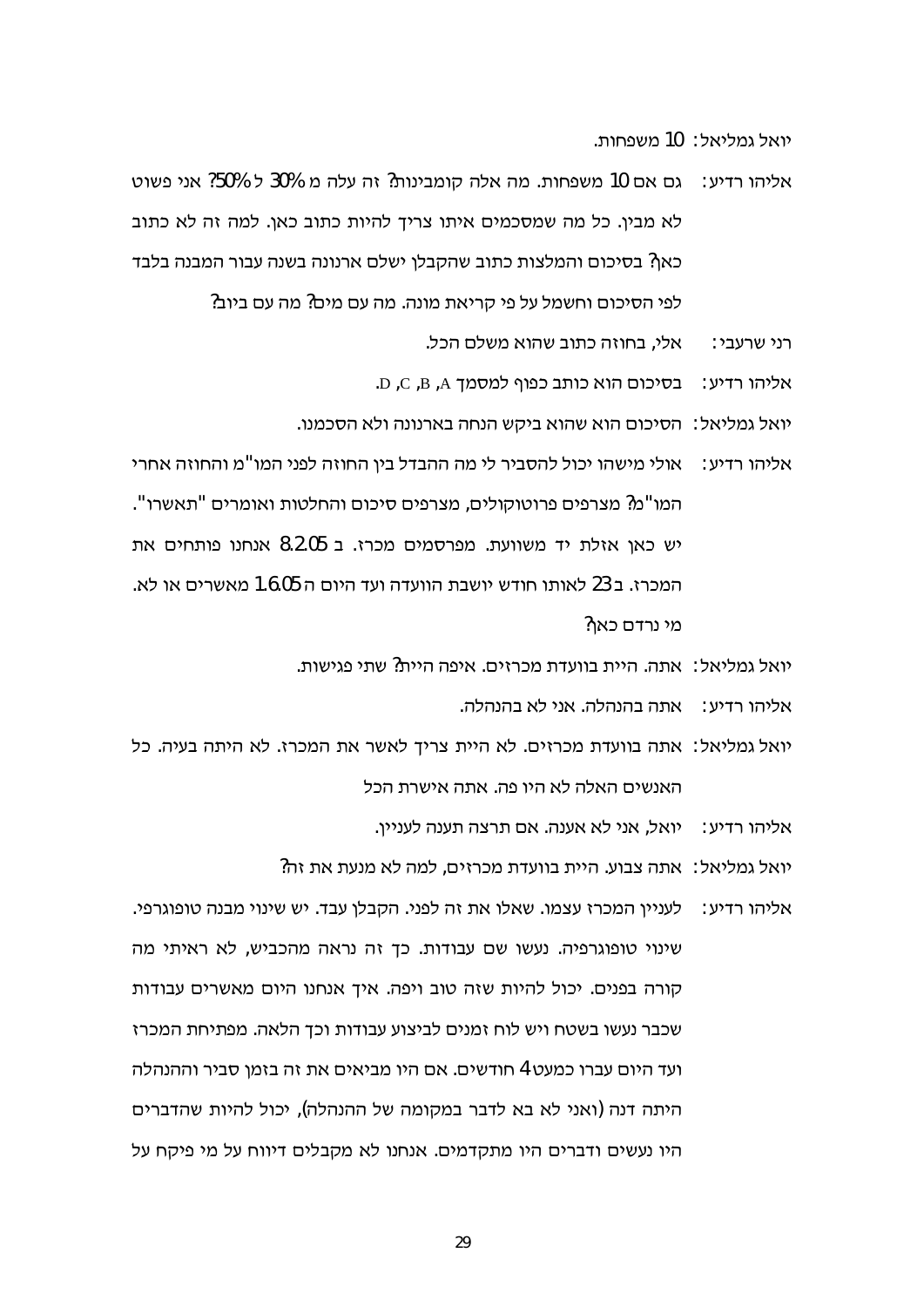יואל גמליאל: 10 משפחות.

אליהו רדיע: גם אם 10 משפחות. מה אלה קומבינות? זה עלה מ 30% ל 50%? אני פשוט לא מבין. כל מה שמסכמים איתו צריך להיות כתוב כאן. למה זה לא כתוב כאן? בסיכום והמלצות כתוב שהקבלן ישלם ארנונה בשנה עבור המבנה בלבד לפי הסיכום וחשמל על פי קריאת מונה. מה עם מים? מה עם ביוב?

רני שרעבי: אלי, בחוזה כתוב שהוא משלם הכל.

אליהו רדיע: בסיכום הוא כותב כפוף למסמך A, B, C, D.

יואל גמליאל: הסיכום הוא שהוא ביקש הנחה בארנונה ולא הסכמנו.

אליהו רדיע: אולי מישהו יכול להסביר לי מה ההבדל בין החוזה לפני המו"מ והחוזה אחרי המו"מ? מצרפים פרוטוקולים, מצרפים סיכום והחלטות ואומרים "תאשרו". יש כאן אזלת יד משוועת. מפרסמים מכרז. ב 8.2.05 אנחנו פותחים את המכרז. ב 23 לאותו חודש יושבת הוועדה ועד היום ה 1.6.05 מאשרים או לא. מי נרדם כאן?

יואל גמליאל: אתה. היית בוועדת מכרזים. איפה היית? שתי פגישות.

אליהו רדיע: אתה בהנהלה. אני לא בהנהלה.

יואל גמליאל: אתה בוועדת מכרזים. לא היית צריך לאשר את המכרז. לא היתה בעיה. כל האנשים האלה לא היו פה. אתה אישרת הכל

אליהו רדיע: יואל, אני לא אענה. אם תרצה תענה לעניין.

יואל גמליאל: אתה צבוע. היית בוועדת מכרזים, למה לא מנעת את זה?

אליהו רדיע: לעניין המכרז עצמו. שאלו את זה לפני. הקבלן עבד. יש שינוי מבנה טופוגרפי. שינוי טופוגרפיה. נעשו שם עבודות. כך זה נראה מהכביש, לא ראיתי מה קורה בפנים. יכול להיות שזה טוב ויפה. איך אנחנו היום מאשרים עבודות שכבר נעשו בשטח ויש לוח זמנים לביצוע עבודות וכך הלאה. מפתיחת המכרז ועד היום עברו כמעט 4 חודשים. אם היו מביאים את זה בזמן סביר וההנהלה היתה דנה (ואני לא בא לדבר במקומה של ההנהלה), יכול להיות שהדברים היו נעשים ודברים היו מתקדמים. אנחנו לא מקבלים דיווח על מי פיקח על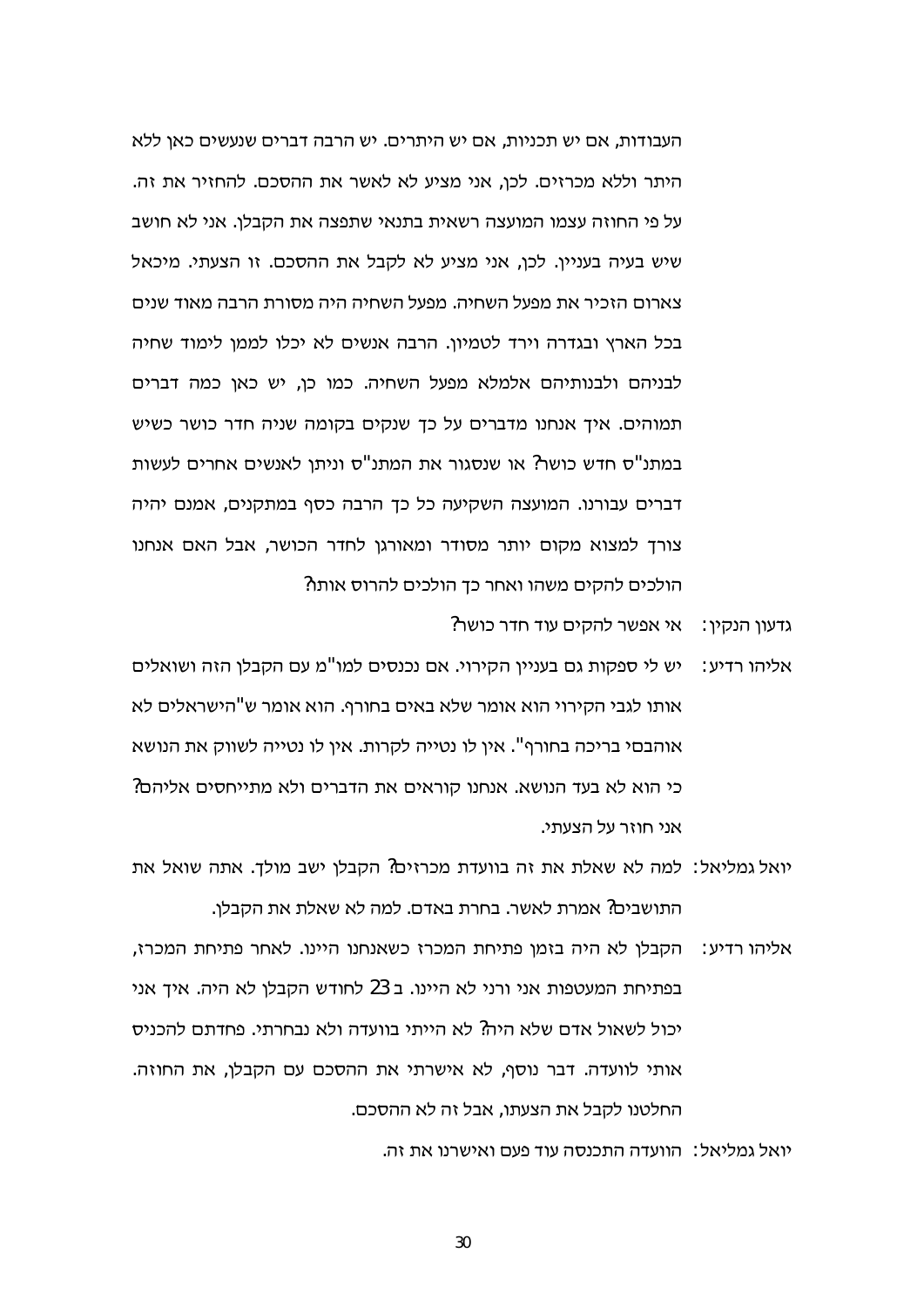העבודות, אם יש תכניות, אם יש היתרים. יש הרבה דברים שנעשים כאן ללא היתר וללא מכרזים. לכן, אני מציע לא לאשר את ההסכם. להחזיר את זה. על פי החוזה עצמו המועצה רשאית בתנאי שתפצה את הקבלן. אני לא חושב שיש בעיה בעניין. לכן, אני מציע לא לקבל את ההסכם. זו הצעתי. מיכאל צארום הזכיר את מפעל השחיה. מפעל השחיה היה מסורת הרבה מאוד שנים בכל הארץ ובגדרה וירד לטמיון. הרבה אנשים לא יכלו לממן לימוד שחיה לבניהם ולבנותיהם אלמלא מפעל השחיה. כמו כן, יש כאן כמה דברים תמוהים. איך אנחנו מדברים על כך שנקים בקומה שניה חדר כושר כשיש במתנ"ס חדש כושר? או שנסגור את המתנ"ס וניתן לאנשים אחרים לעשות דברים עבורנו. המועצה השקיעה כל כך הרבה כסף במתקנים, אמנם יהיה צורך למצוא מקום יותר מסודר ומאורגן לחדר הכושר, אבל האם אנחנו הולכים להקים משהו ואחר כך הולכים להרוס אותו?

גדעון הנקין: אי אפשר להקים עוד חדר כושר?

אליהו רדיע: יש לי ספקות גם בעניין הקירוי. אם נכנסים למו"מ עם הקבלן הזה ושואלים אותו לגבי הקירוי הוא אומר שלא באים בחורף. הוא אומר ש"הישראלים לא אוהבסי בריכה בחורף". אין לו נטייה לקרות. אין לו נטייה לשווק את הנושא כי הוא לא בעד הנושא. אנחנו קוראים את הדברים ולא מתייחסים אליהם? אני חוזר על הצעתי.

יואל גמליאל: למה לא שאלת את זה בוועדת מכרזים? הקבלן ישב מולך. אתה שואל את התושבים? אמרת לאשר. בחרת באדם. למה לא שאלת את הקבלן.

אליהו רדיע: הקבלן לא היה בזמן פתיחת המכרז כשאנחנו היינו. לאחר פתיחת המכרז, בפתיחת המעטפות אני ורני לא היינו. ב 23 לחודש הקבלן לא היה. איך אני יכול לשאול אדם שלא היה? לא הייתי בוועדה ולא נבחרתי. פחדתם להכניס אותי לוועדה. דבר נוסף, לא אישרתי את ההסכם עם הקבלן, את החוזה. החלטנו לקבל את הצעתו, אבל זה לא ההסכם.

יואל גמליאל: הוועדה התכנסה עוד פעם ואישרנו את זה.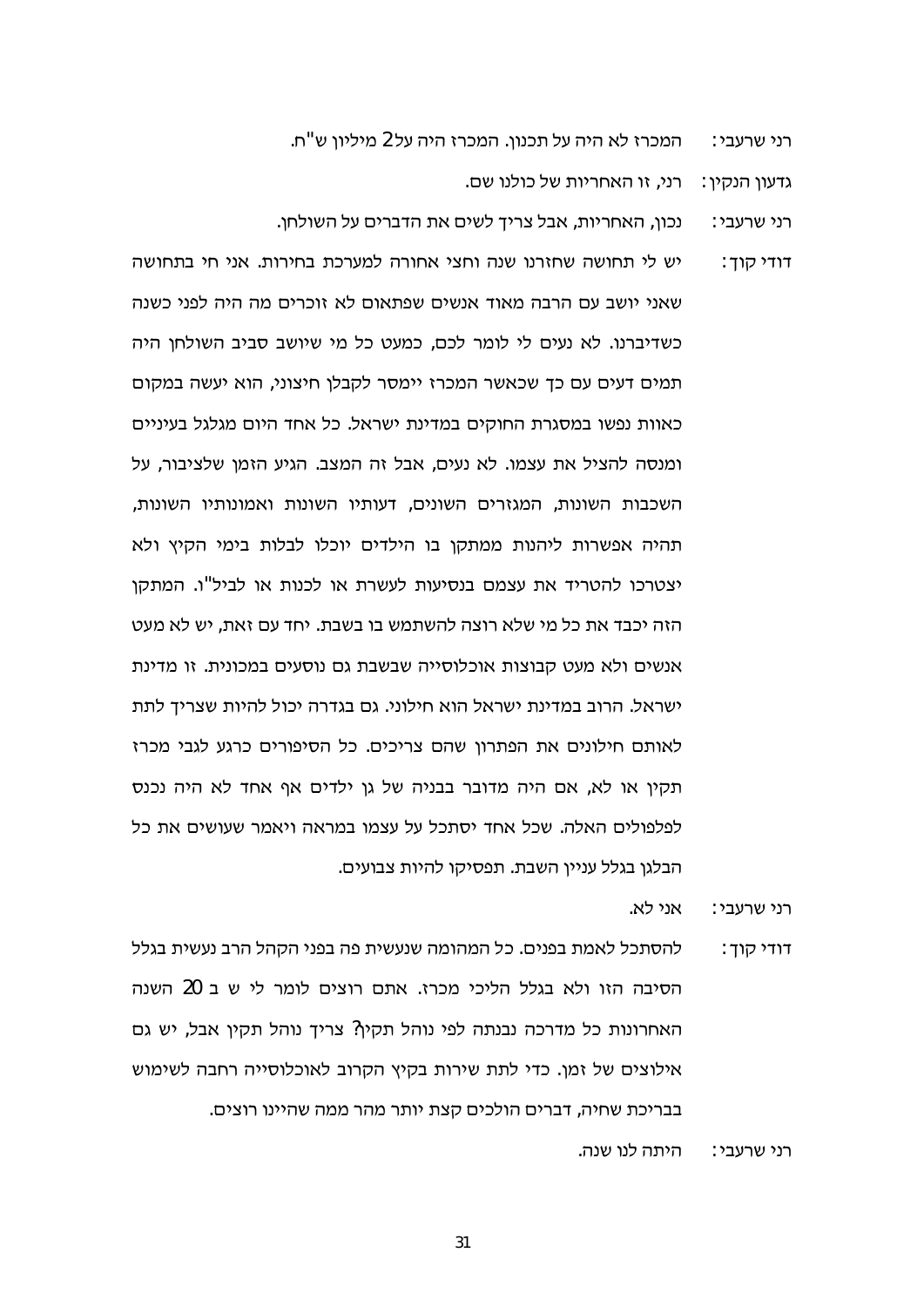רני שרעבי: המכרז לא היה על תכנון. המכרז היה על 2 מיליון ש"ח.

גדעון הנקין: רני, זו האחריות של כולנו שם.

רני שרעבי: נכון, האחריות, אבל צריך לשים את הדברים על השולחן.

דודי קוך: יש לי תחושה שחזרנו שנה וחצי אחורה למערכת בחירות. אני חי בתחושה שאני יושב עם הרבה מאוד אנשים שפתאום לא זוכרים מה היה לפני כשנה כשדיברנו. לא נעים לי לומר לכם, כמעט כל מי שיושב סביב השולחן היה תמים דעים עם כך שכאשר המכרז יימסר לקבלן חיצוני, הוא יעשה במקום כאוות נפשו במסגרת החוקים במדינת ישראל. כל אחד היום מגלגל בעיניים ומנסה להציל את עצמו. לא נעים, אבל זה המצב. הגיע הזמן שלציבור, על השכבות השונות, המגזרים השונים, דעותיו השונות ואמונותיו השונות, תהיה אפשרות ליהנות ממתקן בו הילדים יוכלו לבלות בימי הקיץ ולא יצטרכו להטריד את עצמם בנסיעות לעשרת או לכנות או לביל"ו. המתקן הזה יכבד את כל מי שלא רוצה להשתמש בו בשבת. יחד עם זאת, יש לא מעט אנשים ולא מעט קבוצות אוכלוסייה שבשבת גם נוסעים במכונית. זו מדינת ישראל. הרוב במדינת ישראל הוא חילוני. גם בגדרה יכול להיות שצריך לתת לאותם חילונים את הפתרון שהם צריכים. כל הסיפורים כרגע לגבי מכרז תקין או לא, אם היה מדובר בבניה של גן ילדים אף אחד לא היה נכנס לפלפולים האלה. שכל אחד יסתכל על עצמו במראה ויאמר שעושים את כל הבלגן בגלל עניין השבת. תפסיקו להיות צבועים.

רני שרעבי: אני לא.

דודי קוך: להסתכל לאמת בפנים. כל המהומה שנעשית פה בפני הקהל הרב נעשית בגלל הסיבה הזו ולא בגלל הליכי מכרז. אתם רוצים לומר לי ש ב 20 השנה האחרונות כל מדרכה נבנתה לפי נוהל תקין? צריך נוהל תקין אבל, יש גם אילוצים של זמן. כדי לתת שירות בקיץ הקרוב לאוכלוסייה רחבה לשימוש בבריכת שחיה, דברים הולכים קצת יותר מהר ממה שהיינו רוצים.

רני שרעבי: היתה לנו שנה.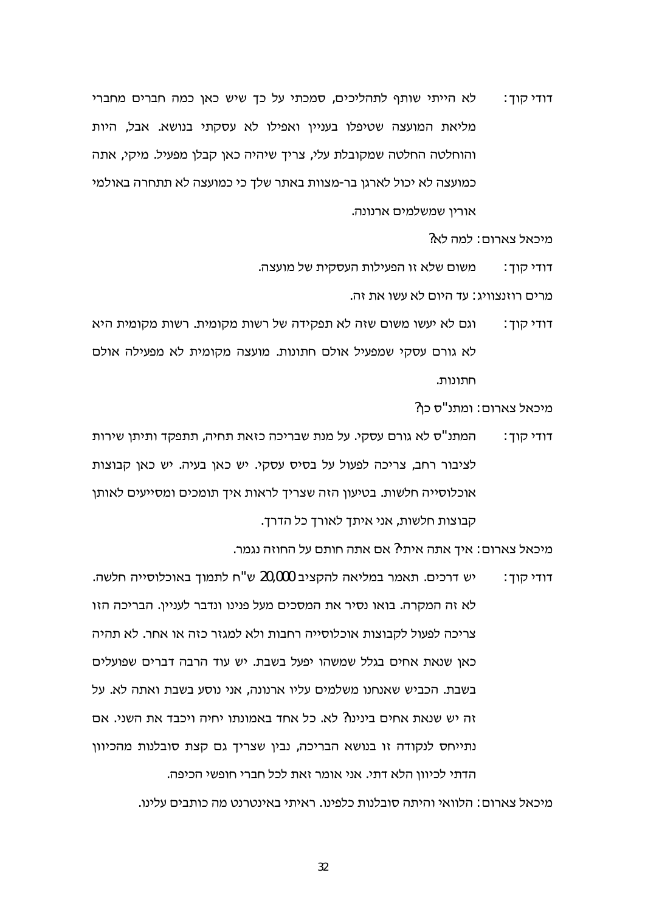דודי קוך: לא הייתי שותף לתהליכים, סמכתי על כך שיש כאן כמה חברים מחברי מליאת המועצה שטיפלו בעניין ואפילו לא עסקתי בנושא. אבל, היות והוחלטה החלטה שמקובלת עלי, צריך שיהיה כאן קבלן מפעיל. מיקי, אתה כמועצה לא יכול לארגן בר-מצוות באתר שלך כי כמועצה לא תתחרה באולמי אורין שמשלמים ארנונה.

מיכאל צארום: למה לא?

דודי קוך: משום שלא זו הפעילות העסקית של מועצה.

מרים רוזנצוויג: עד היום לא עשו את זה.

דודי קוך: וגם לא יעשו משום שזה לא תפקידה של רשות מקומית. רשות מקומית היא לא גורם עסקי שמפעיל אולם חתונות. מועצה מקומית לא מפעילה אולם חתונות.

מיכאל צארום: ומתנ"ס כן?

דודי קוך: המתנ"ס לא גורם עסקי. על מנת שבריכה כזאת תחיה, תתפקד ותיתן שירות לציבור רחב, צריכה לפעול על בסיס עסקי. יש כאן בעיה. יש כאן קבוצות אוכלוסייה חלשות. בטיעון הזה שצריך לראות איך תומכים ומסייעים לאותן קבוצות חלשות, אני איתך לאורך כל הדרך.

מיכאל צארום: איך אתה איתי? אם אתה חותם על החוזה נגמר.

דודי קוך: יש דרכים. תאמר במליאה להקציב 20,000 ש"ח לתמוך באוכלוסייה חלשה. לא זה המקרה. בואו נסיר את המסכים מעל פנינו ונדבר לעניין. הבריכה הזו צריכה לפעול לקבוצות אוכלוסייה רחבות ולא למגזר כזה או אחר. לא תהיה כאן שנאת אחים בגלל שמשהו יפעל בשבת. יש עוד הרבה דברים שפועלים בשבת. הכביש שאנחנו משלמים עליו ארנונה, אני נוסע בשבת ואתה לא. על זה יש שנאת אחים בינינו? לא. כל אחד באמונתו יחיה ויכבד את השני. אם נתייחס לנקודה זו בנושא הבריכה, נבין שצריך גם קצת סובלנות מהכיוון הדתי לכיוון הלא דתי. אני אומר זאת לכל חברי חופשי הכיפה.

מיכאל צארום: הלוואי והיתה סובלנות כלפינו. ראיתי באינטרנט מה כותבים עלינו.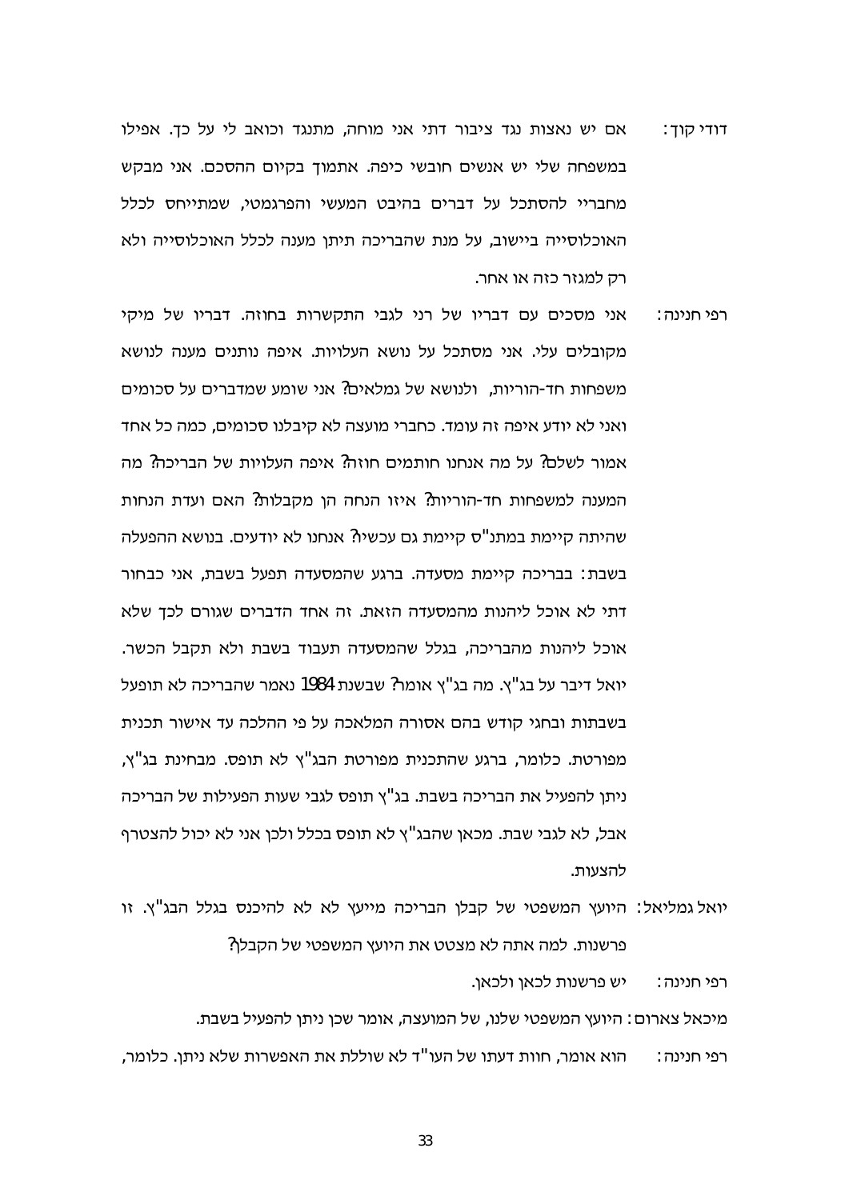דודי קוך: אם יש נאצות נגד ציבור דתי אני מוחה, מתנגד וכואב לי על כך. אפילו במשפחה שלי יש אנשים חובשי כיפה. אתמוך בקיום ההסכם. אני מבקש מחבריי להסתכל על דברים בהיבט המעשי והפרגמטי, שמתייחס לכלל האוכלוסייה ביישוב, על מנת שהבריכה תיתן מענה לכלל האוכלוסייה ולא רק למגזר כזה או אחר.

רפי חנינה: אני מסכים עם דבריו של רני לגבי התקשרות בחוזה. דבריו של מיקי מקובלים עלי. אני מסתכל על נושא העלויות. איפה נותנים מענה לנושא משפחות חד-הוריות, ולנושא של גמלאים? אני שומע שמדברים על סכומים ואני לא יודע איפה זה עומד. כחברי מועצה לא קיבלנו סכומים, כמה כל אחד אמור לשלם? על מה אנחנו חותמים חוזה? איפה העלויות של הבריכה? מה המענה למשפחות חד-הוריות? איזו הנחה הן מקבלות? האם ועדת הנחות שהיתה קיימת במתנ"ס קיימת גם עכשיו? אנחנו לא יודעים. בנושא ההפעלה בשבת: בבריכה קיימת מסעדה. ברגע שהמסעדה תפעל בשבת, אני כבחור דתי לא אוכל ליהנות מהמסעדה הזאת. זה אחד הדברים שגורם לכך שלא אוכל ליהנות מהבריכה, בגלל שהמסעדה תעבוד בשבת ולא תקבל הכשר. יואל דיבר על בג"ץ. מה בג"ץ אומר? שבשנת 1984 נאמר שהבריכה לא תופעל בשבתות ובחגי קודש בהם אסורה המלאכה על פי ההלכה עד אישור תכנית מפורטת. כלומר, ברגע שהתכנית מפורטת הבג"ץ לא תופס. מבחינת בג"ץ, ניתן להפעיל את הבריכה בשבת. בג"ץ תופס לגבי שעות הפעילות של הבריכה אבל, לא לגבי שבת. מכאן שהבג"ץ לא תופס בכלל ולכן אני לא יכול להצטרף להצעות.

יואל גמליאל: היועץ המשפטי של קבלן הבריכה מייעץ לא לא להיכנס בגלל הבג"ץ. זו פרשנות. למה אתה לא מצטט את היועץ המשפטי של הקבלן?

רפי חנינה: יש פרשנות לכאן ולכאן.

מיכאל צארום: היועץ המשפטי שלנו, של המועצה, אומר שכן ניתן להפעיל בשבת.

רפי חנינה: הוא אומר, חוות דעתו של העו"ד לא שוללת את האפשרות שלא ניתן. כלומר,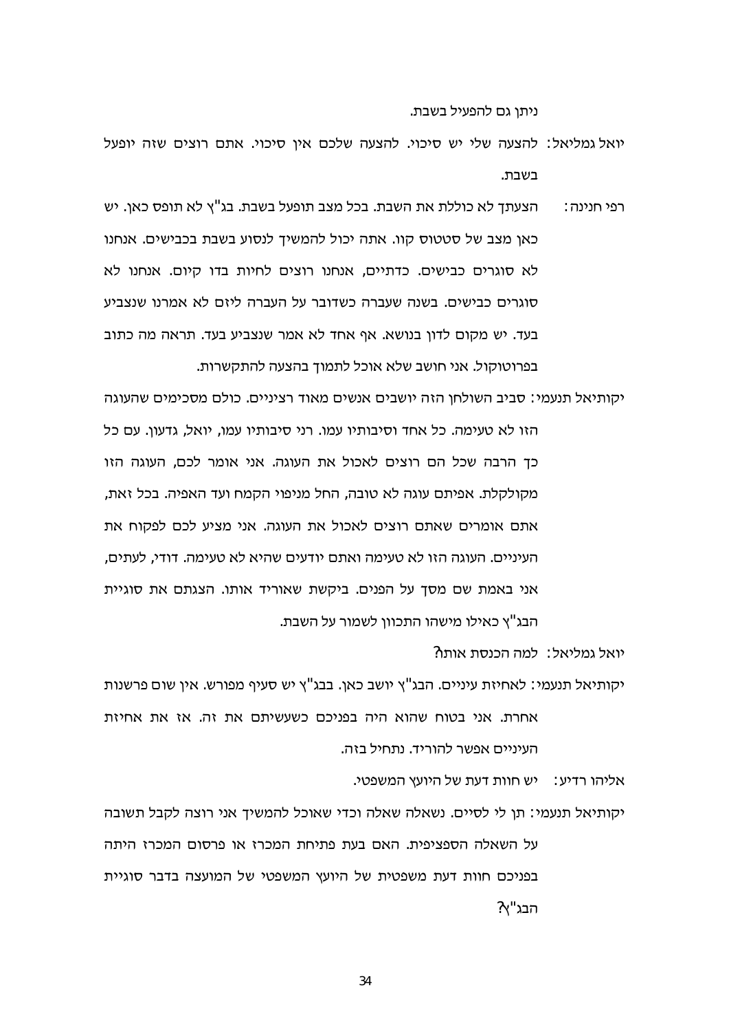ניתן גם להפעיל בשבת.

יואל גמליאל: להצעה שלי יש סיכוי. להצעה שלכם אין סיכוי. אתם רוצים שזה יופעל בשבת.

רפי חנינה: הצעתך לא כוללת את השבת. בכל מצב תופעל בשבת. בג"ץ לא תופס כאן. יש כאן מצב של סטטוס קוו. אתה יכול להמשיך לנסוע בשבת בכבישים. אנחנו לא סוגרים כבישים. כדתיים, אנחנו רוצים לחיות בדו קיום. אנחנו לא סוגרים כבישים. בשנה שעברה כשדובר על העברה ליזם לא אמרנו שנצביע בעד. יש מקום לדון בנושא. אף אחד לא אמר שנצביע בעד. תראה מה כתוב בפרוטוקול. אני חושב שלא אוכל לתמוך בהצעה להתקשרות.

יקותיאל תנעמי: סביב השולחן הזה יושבים אנשים מאוד רציניים. כולם מסכימים שהעוגה הזו לא טעימה. כל אחד וסיבותיו עמו. רני סיבותיו עמו, יואל, גדעון. עם כל כך הרבה שכל הם רוצים לאכול את העוגה. אני אומר לכם, העוגה הזו מקולקלת. אפיתם עוגה לא טובה, החל מניפוי הקמח ועד האפיה. בכל זאת, אתם אומרים שאתם רוצים לאכול את העוגה. אני מציע לכם לפקוח את העיניים. העוגה הזו לא טעימה ואתם יודעים שהיא לא טעימה. דודי, לעתים, אני באמת שם מסך על הפנים. ביקשת שאוריד אותו. הצגתם את סוגיית הבג"ץ כאילו מישהו התכוון לשמור על השבת.

יואל גמליאל: למה הכנסת אותה?

יקותיאל תנעמי: לאחיזת עיניים. הבג"ץ יושב כאן. בבג"ץ יש סעיף מפורש. אין שום פרשנות אחרת. אני בטוח שהוא היה בפניכם כשעשיתם את זה. אז את אחיזת העיניים אפשר להוריד. נתחיל בזה.

אליהו רדיע: יש חוות דעת של היועץ המשפטי.

יקותיאל תנעמי: תן לי לסיים. נשאלה שאלה וכדי שאוכל להמשיך אני רוצה לקבל תשובה על השאלה הספציפית. האם בעת פתיחת המכרז או פרסום המכרז היתה בפניכם חוות דעת משפטית של היועץ המשפטי של המועצה בדבר סוגיית הבג"ץ?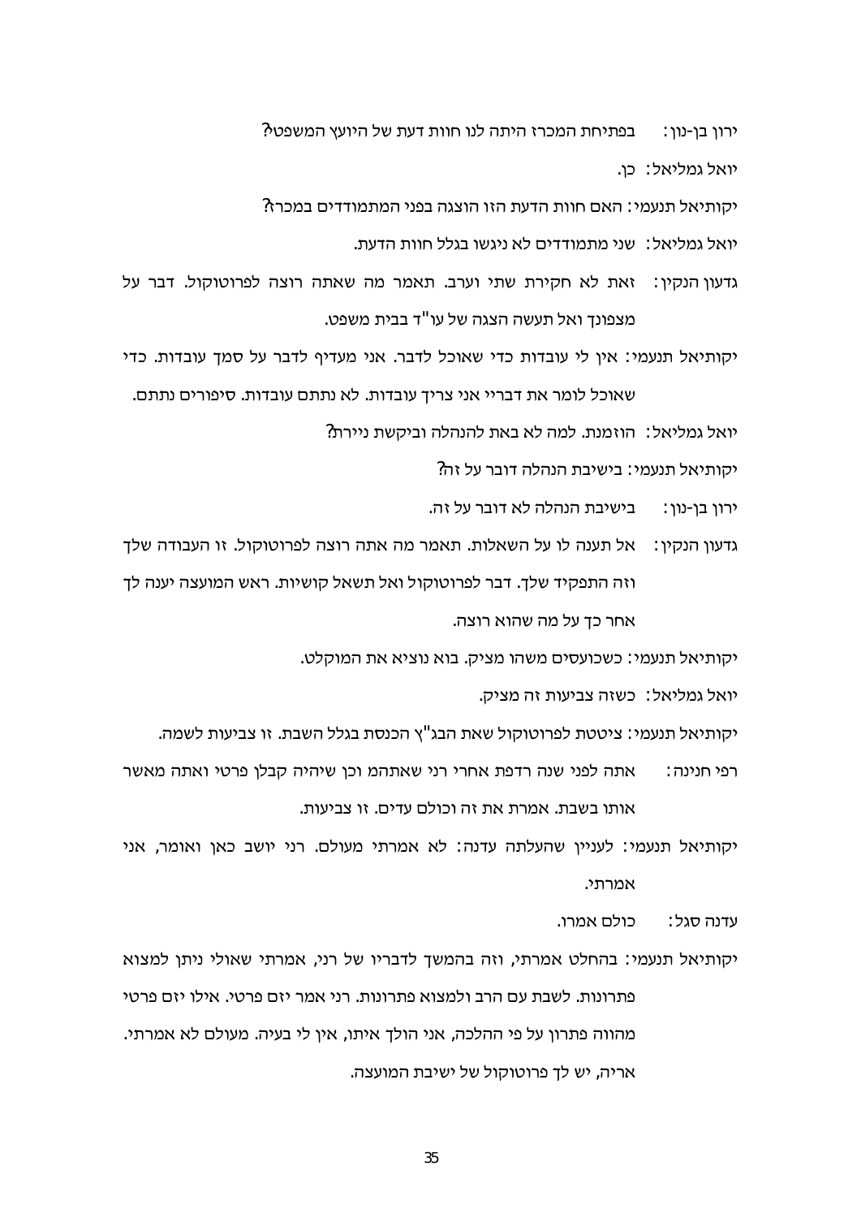ירון בן-נון: בפתיחת המכרז היתה לנו חוות דעת של היועץ המשפטי?

יואל גמליאל: כן.

יקותיאל תנעמי: האם חוות הדעת הזו הוצגה בפני המתמודדים במכרז?

יואל גמליאל: שני מתמודדים לא ניגשו בגלל חוות הדעת.

גדעון הנקין: זאת לא חקירת שתי וערב. תאמר מה שאתה רוצה לפרוטוקול. דבר על מצפונך ואל תעשה הצגה של עו"ד בבית משפט.

יקותיאל תנעמי: אין לי עובדות כדי שאוכל לדבר. אני מעדיף לדבר על סמך עובדות. כדי שאוכל לומר את דבריי אני צריך עובדות. לא נתתם עובדות. סיפורים נתתם.

יואל גמליאל: הוזמנת. למה לא באת להנהלה וביקשת ניירת?

יקותיאל תנעמי: בישיבת הנהלה דובר על זה?

ירון בן-נון: בישיבת הנהלה לא דובר על זה.

גדעון הנקין: אל תענה לו על השאלות. תאמר מה אתה רוצה לפרוטוקול. זו העבודה שלך וזה התפקיד שלך. דבר לפרוטוקול ואל תשאל קושיות. ראש המועצה יענה לך אחר כך על מה שהוא רוצה.

יקותיאל תנעמי: כשכועסים משהו מציק. בוא נוציא את המוקלט.

יואל גמליאל: כשזה צביעות זה מציק.

יקותיאל תנעמי: ציטטת לפרוטוקול שאת הבג"ץ הכנסת בגלל השבת. זו צביעות לשמה.

רפי חנינה: אתה לפני שנה רדפת אחרי רני שאתהמ וכן שיהיה קבלן פרטי ואתה מאשר אותו בשבת. אמרת את זה וכולם עדים. זו צביעות.

יקותיאל תנעמי: לעניין שהעלתה עדנה: לא אמרתי מעולם. רני יושב כאן ואומר, אני אמרתי.

עדנה סגל: כולם אמרו.

יקותיאל תנעמי: בהחלט אמרתי, וזה בהמשך לדבריו של רני, אמרתי שאולי ניתן למצוא פתרונות. לשבת עם הרב ולמצוא פתרונות. רני אמר יזם פרטי. אילו יזם פרטי מהווה פתרון על פי ההלכה, אני הולך איתו, אין לי בעיה. מעולם לא אמרתי. אריה, יש לך פרוטוקול של ישיבת המועצה.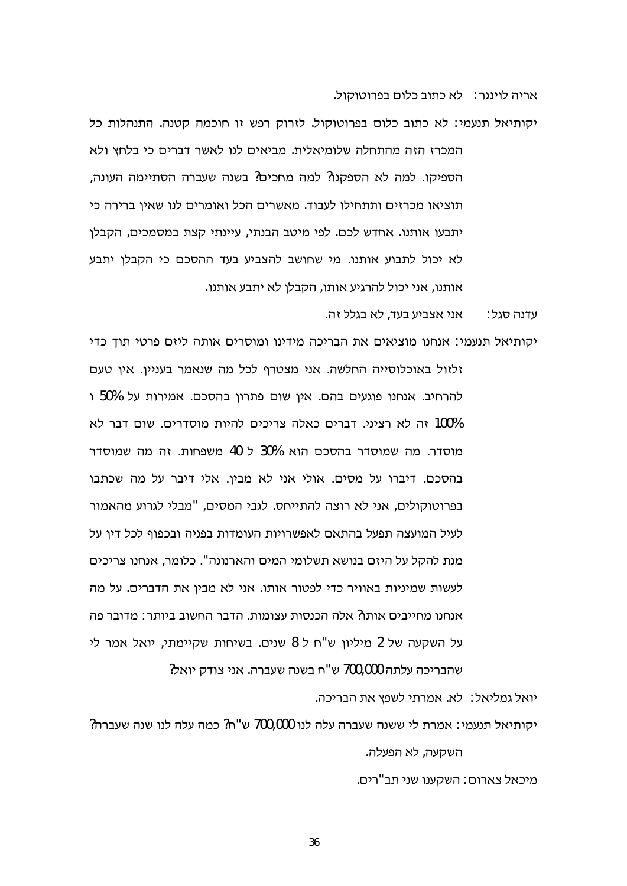אריה לוינגר: לא כתוב כלום בפרוטוקול.

יקותיאל תנעמי: לא כתוב כלום בפרוטוקול. לזרוק רפש זו חוכמה קטנה. התנהלות כל המכרז הזה מהתחלה שלומיאלית. מביאים לנו לאשר דברים כי בלחץ ולא הספיקו. למה לא הספקנו? למה מחכים? בשנה שעברה הסתיימה העונה, תוציאו מכרזים ותתחילו לעבוד. מאשרים הכל ואומרים לנו שאין ברירה כי יתבעו אותנו. אחדש לכם. לפי מיטב הבנתי, עיינתי קצת במסמכים, הקבלן לא יכול לתבוע אותנו. מי שחושב להצביע בעד ההסכם כי הקבלן יתבע אותנו, אני יכול להרגיע אותו, הקבלן לא יתבע אותנו.

עדנה סגל: אני אצביע בעד, לא בגלל זה.

יקותיאל תנעמי: אנחנו מוציאים את הבריכה מידינו ומוסרים אותה ליזם פרטי תוך כדי זלזול באוכלוסייה החלשה. אני מצטרף לכל מה שנאמר בעניין. אין טעם להרחיב. אנחנו פוגעים בהם. אין שום פתרון בהסכם. אמירות על 50% ו 100% זה לא רציני. דברים כאלה צריכים להיות מוסדרים. שום דבר לא מוסדר. מה שמוסדר בהסכם הוא 30% ל 40 משפחות. זה מה שמוסדר בהסכם. דיברו על מסים. אולי אני לא מבין. אלי דיבר על מה שכתבו בפרוטוקולים, אני לא רוצה להתייחס. לגבי המסים, "מבלי לגרוע מהאמור לעיל המועצה תפעל בהתאם לאפשרויות העומדות בפניה ובכפוף לכל דין על מנת להקל על היזם בנושא תשלומי המים והארנונה". כלומר, אנחנו צריכים לעשות שמיניות באוויר כדי לפטור אותו. אני לא מבין את הדברים. על מה אנחנו מחייבים אותו? אלה הכנסות עצומות. הדבר החשוב ביותר: מדובר פה על השקעה של 2 מיליון ש"ח ל 8 שנים. בשיחות שקיימתי, יואל אמר לי שהבריכה עלתה 700,000 ש"ח בשנה שעברה. אני צודק יואל?

יואל גמליאל: לא. אמרתי לשפץ את הבריכה.

יקותיאל תנעמי: אמרת לי ששנה שעברה עלה לנו 700,000 ש"ח? כמה עלה לנו שנה שעברה? השקעה, לא הפעלה.

מיכאל צארום: השקענו שני תב"רים.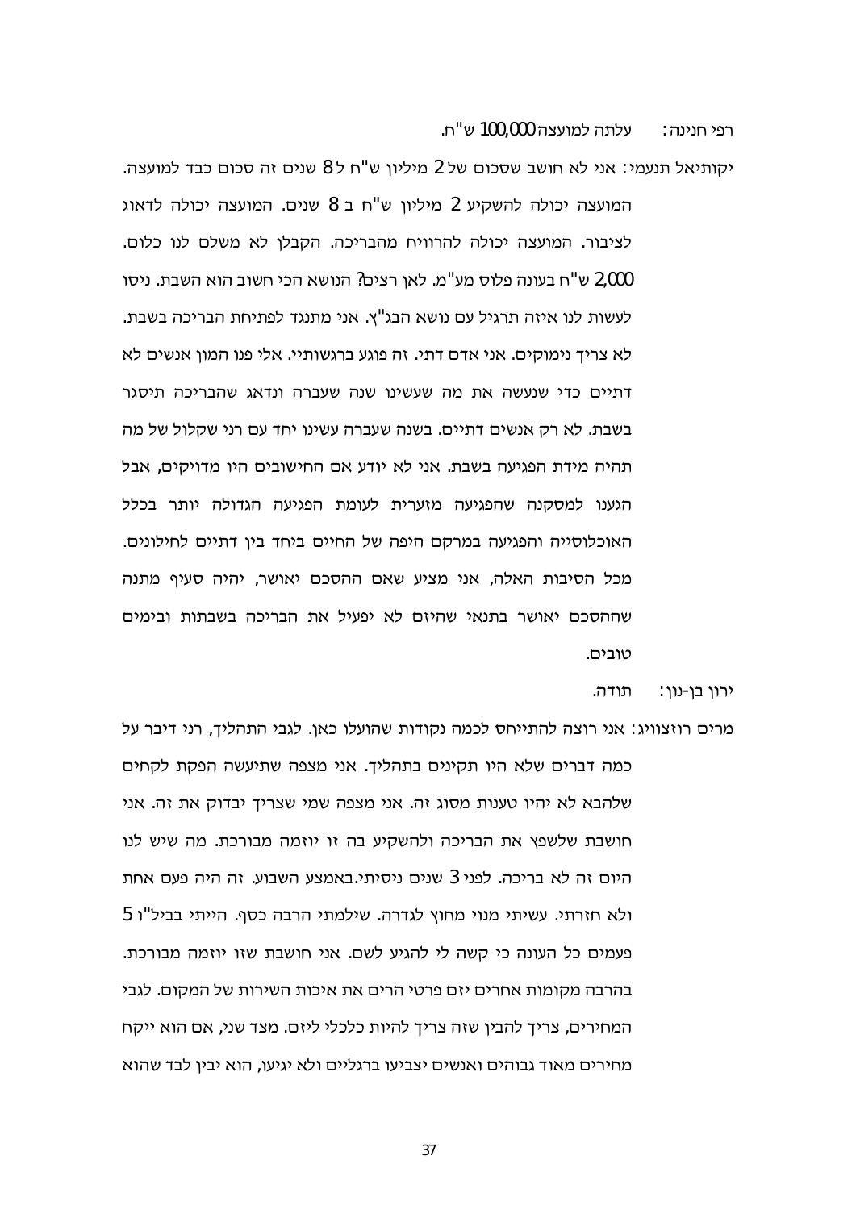רפי חנינה: עלתה למועצה 100,000 ש"ח.

יקותיאל תנעמי: אני לא חושב שסכום של 2 מיליון ש"ח ל 8 שנים זה סכום כבד למועצה. המועצה יכולה להשקיע 2 מיליון ש"ח ב 8 שנים. המועצה יכולה לדאוג לציבור. המועצה יכולה להרוויח מהבריכה. הקבלן לא משלם לנו כלום. 2,000 ש"ח בעונה פלוס מע"מ. לאן רצים? הנושא הכי חשוב הוא השבת. ניסו לעשות לנו איזה תרגיל עם נושא הבג"ץ. אני מתנגד לפתיחת הבריכה בשבת. לא צריך נימוקים. אני אדם דתי. זה פוגע ברגשותיי. אלי פנו המון אנשים לא דתיים כדי שנעשה את מה שעשינו שנה שעברה ונדאג שהבריכה תיסגר בשבת. לא רק אנשים דתיים. בשנה שעברה עשינו יחד עם רני שקלול של מה תהיה מידת הפגיעה בשבת. אני לא יודע אם החישובים היו מדויקים, אבל הגענו למסקנה שהפגיעה מזערית לעומת הפגיעה הגדולה יותר בכלל האוכלוסייה והפגיעה במרקם היפה של החיים ביחד בין דתיים לחילונים. מכל הסיבות האלה, אני מציע שאם ההסכם יאושר, יהיה סעיף מתנה שההסכם יאושר בתנאי שהיזם לא יפעיל את הבריכה בשבתות ובימים טובים.

ירון בן-נון: תודה.

מרים רוזצוויג: אני רוצה להתייחס לכמה נקודות שהועלו כאן. לגבי התהליך, רני דיבר על כמה דברים שלא היו תקינים בתהליך. אני מצפה שתיעשה הפקת לקחים שלהבא לא יהיו טענות מסוג זה. אני מצפה שמי שצריך יבדוק את זה. אני חושבת שלשפץ את הבריכה ולהשקיע בה זו יוזמה מבורכת. מה שיש לנו היום זה לא בריכה. לפני 3 שנים ניסיתי.באמצע השבוע. זה היה פעם אחת ולא חזרתי. עשיתי מנוי מחוץ לגדרה. שילמתי הרבה כסף. הייתי בביל"ו 5 פעמים כל העונה כי קשה לי להגיע לשם. אני חושבת שזו יוזמה מבורכת. בהרבה מקומות אחרים יזם פרטי הרים את איכות השירות של המקום. לגבי המחירים, צריך להבין שזה צריך להיות כלכלי ליזם. מצד שני, אם הוא ייקח מחירים מאוד גבוהים ואנשים יצביעו ברגליים ולא יגיעו, הוא יבין לבד שהוא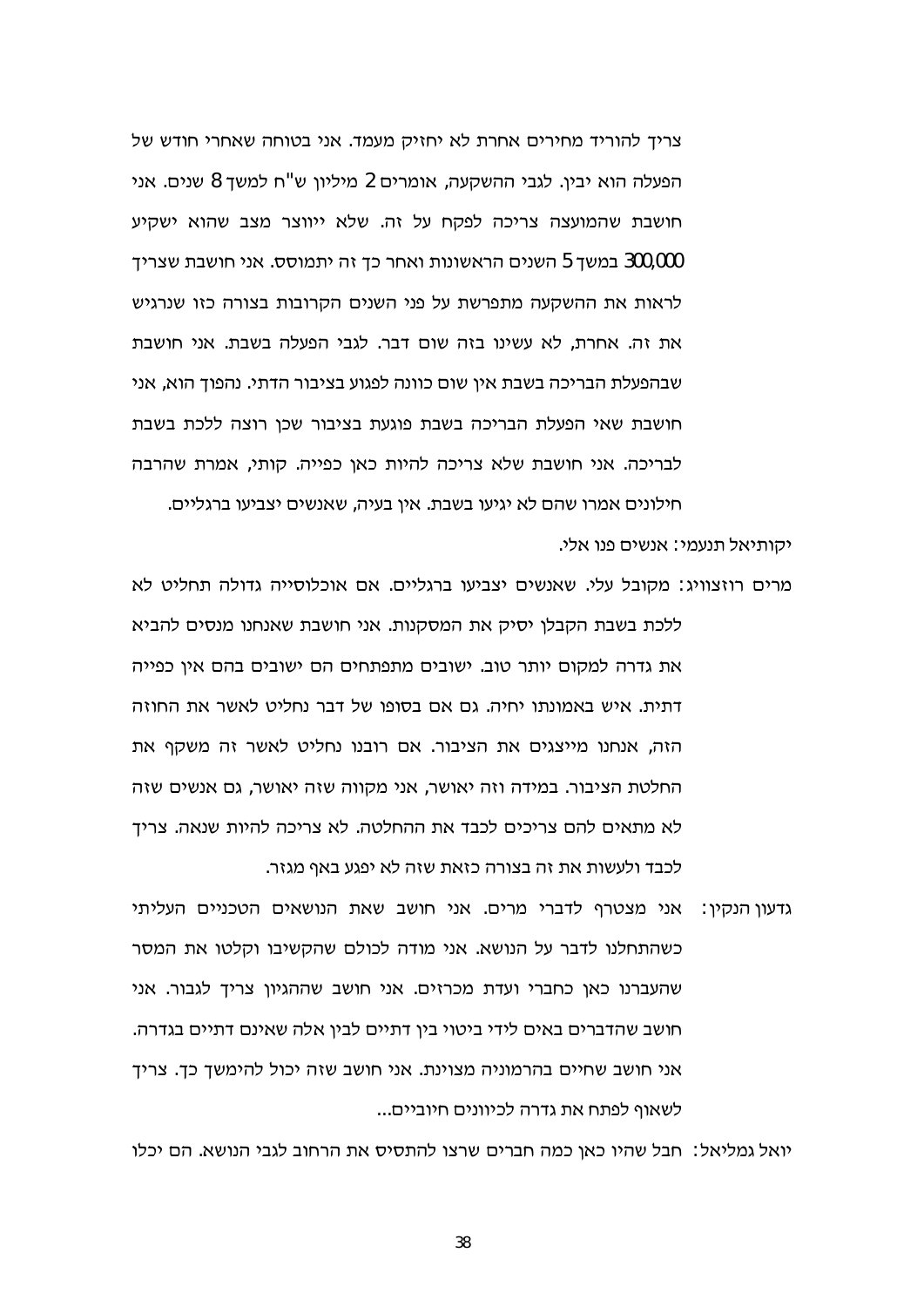צריך להוריד מחירים אחרת לא יחזיק מעמד. אני בטוחה שאחרי חודש של הפעלה הוא יבין. לגבי ההשקעה, אומרים 2 מיליון ש"ח למשך 8 שנים. אני חושבת שהמועצה צריכה לפקח על זה. שלא ייווצר מצב שהוא ישקיע 300,000 במשך 5 השנים הראשונות ואחר כך זה יתמוסס. אני חושבת שצריך לראות את ההשקעה מתפרשת על פני השנים הקרובות בצורה כזו שנרגיש את זה. אחרת, לא עשינו בזה שום דבר. לגבי הפעלה בשבת. אני חושבת שבהפעלת הבריכה בשבת אין שום כוונה לפגוע בציבור הדתי. נהפוך הוא, אני חושבת שאי הפעלת הבריכה בשבת פוגעת בציבור שכן רוצה ללכת בשבת לבריכה. אני חושבת שלא צריכה להיות כאן כפייה. קותי, אמרת שהרבה חילונים אמרו שהם לא יגיעו בשבת. אין בעיה, שאנשים יצביעו ברגליים.

יקותיאל תנעמי: אנשים פנו אלי.

מרים רוזצוויג: מקובל עלי. שאנשים יצביעו ברגליים. אם אוכלוסייה גדולה תחליט לא ללכת בשבת הקבלן יסיק את המסקנות. אני חושבת שאנחנו מנסים להביא את גדרה למקום יותר טוב. ישובים מתפתחים הם ישובים בהם אין כפייה דתית. איש באמונתו יחיה. גם אם בסופו של דבר נחליט לאשר את החוזה הזה, אנחנו מייצגים את הציבור. אם רובנו נחליט לאשר זה משקף את החלטת הציבור. במידה וזה יאושר, אני מקווה שזה יאושר, גם אנשים שזה לא מתאים להם צריכים לכבד את ההחלטה. לא צריכה להיות שנאה. צריך לכבד ולעשות את זה בצורה כזאת שזה לא יפגע באף מגזר.

גדעון הנקין: אני מצטרף לדברי מרים. אני חושב שאת הנושאים הטכניים העליתי כשהתחלנו לדבר על הנושא. אני מודה לכולם שהקשיבו וקלטו את המסר שהעברנו כאן כחברי ועדת מכרזים. אני חושב שההגיון צריך לגבור. אני חושב שהדברים באים לידי ביטוי בין דתיים לבין אלה שאינם דתיים בגדרה. אני חושב שחיים בהרמוניה מצוינת. אני חושב שזה יכול להימשך כך. צריך לשאוף לפתח את גדרה לכיוונים חיוביים...

יואל גמליאל: חבל שהיו כאן כמה חברים שרצו להתסיס את הרחוב לגבי הנושא. הם יכלו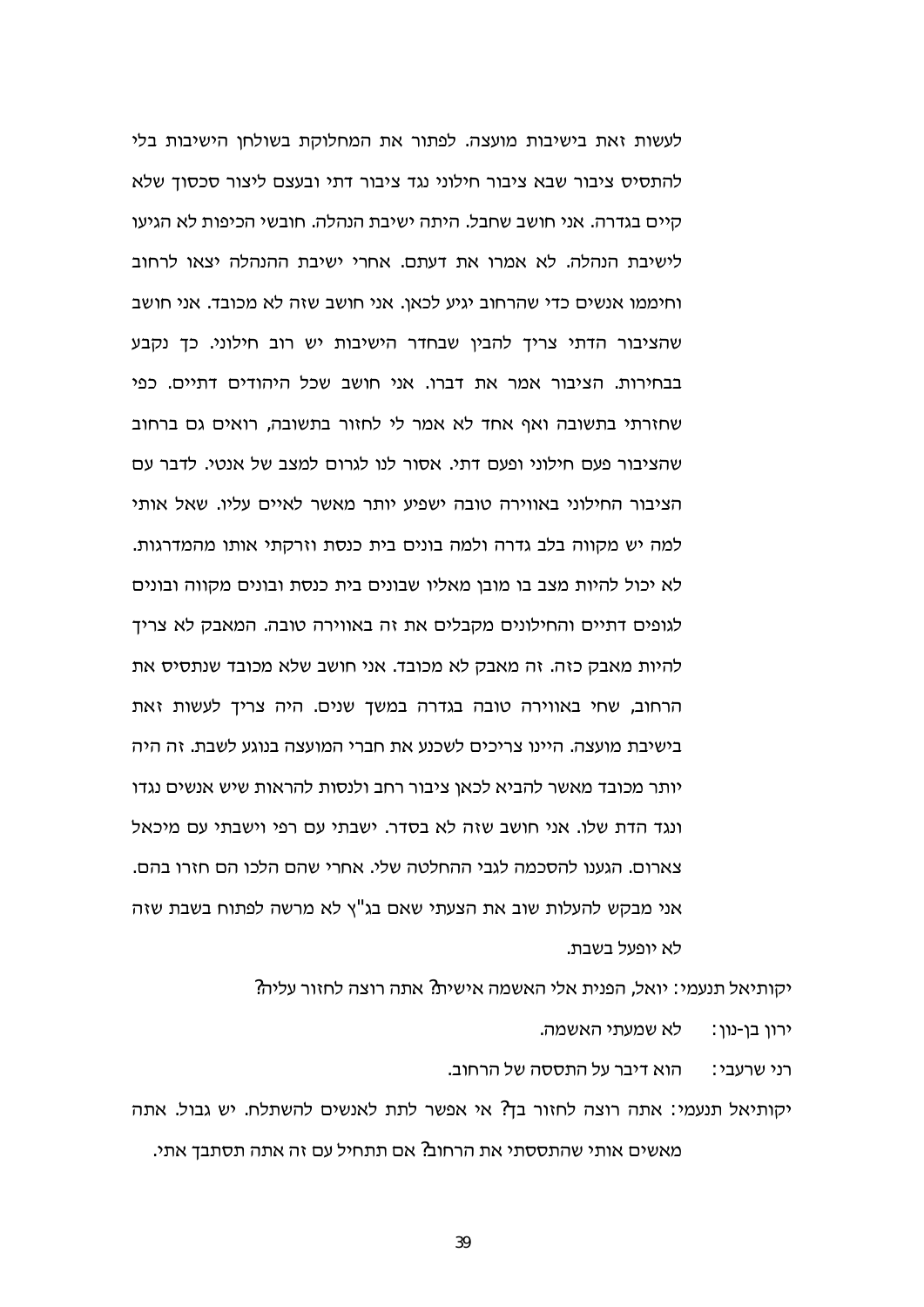לעשות זאת בישיבות מועצה. לפתור את המחלוקת בשולחן הישיבות בלי להתסיס ציבור שבא ציבור חילוני נגד ציבור דתי ובעצם ליצור סכסוך שלא קיים בגדרה. אני חושב שחבל. היתה ישיבת הנהלה. חובשי הכיפות לא הגיעו לישיבת הנהלה. לא אמרו את דעתם. אחרי ישיבת ההנהלה יצאו לרחוב וחיממו אנשים כדי שהרחוב יגיע לכאן. אני חושב שזה לא מכובד. אני חושב שהציבור הדתי צריך להבין שבחדר הישיבות יש רוב חילוני. כך נקבע בבחירות. הציבור אמר את דברו. אני חושב שכל היהודים דתיים. כפי שחזרתי בתשובה ואף אחד לא אמר לי לחזור בתשובה, רואים גם ברחוב שהציבור פעם חילוני ופעם דתי. אסור לנו לגרום למצב של אנטי. לדבר עם הציבור החילוני באווירה טובה ישפיע יותר מאשר לאיים עליו. שאל אותי למה יש מקווה בלב גדרה ולמה בונים בית כנסת וזרקתי אותו מהמדרגות. לא יכול להיות מצב בו מובן מאליו שבונים בית כנסת ובונים מקווה ובונים לגופים דתיים והחילונים מקבלים את זה באווירה טובה. המאבק לא צריך להיות מאבק כזה. זה מאבק לא מכובד. אני חושב שלא מכובד שנתסיס את הרחוב, שחי באווירה טובה בגדרה במשך שנים. היה צריך לעשות זאת בישיבת מועצה. היינו צריכים לשכנע את חברי המועצה בנוגע לשבת. זה היה יותר מכובד מאשר להביא לכאן ציבור רחב ולנסות להראות שיש אנשים נגדו ונגד הדת שלו. אני חושב שזה לא בסדר. ישבתי עם רפי וישבתי עם מיכאל צארום. הגענו להסכמה לגבי ההחלטה שלי. אחרי שהם הלכו הם חזרו בהם. אני מבקש להעלות שוב את הצעתי שאם בג"ץ לא מרשה לפתוח בשבת שזה לא יופעל בשבת.

יקותיאל תנעמי: יואל, הפנית אלי האשמה אישית? אתה רוצה לחזור עליה?

ירון בן-נון: לא שמעתי האשמה.

רני שרעבי: הוא דיבר על התססה של הרחוב.

יקותיאל תנעמי: אתה רוצה לחזור בך? אי אפשר לתת לאנשים להשתלח. יש גבול. אתה מאשים אותי שהתססתי את הרחוב? אם תתחיל עם זה אתה תסתבך אתי.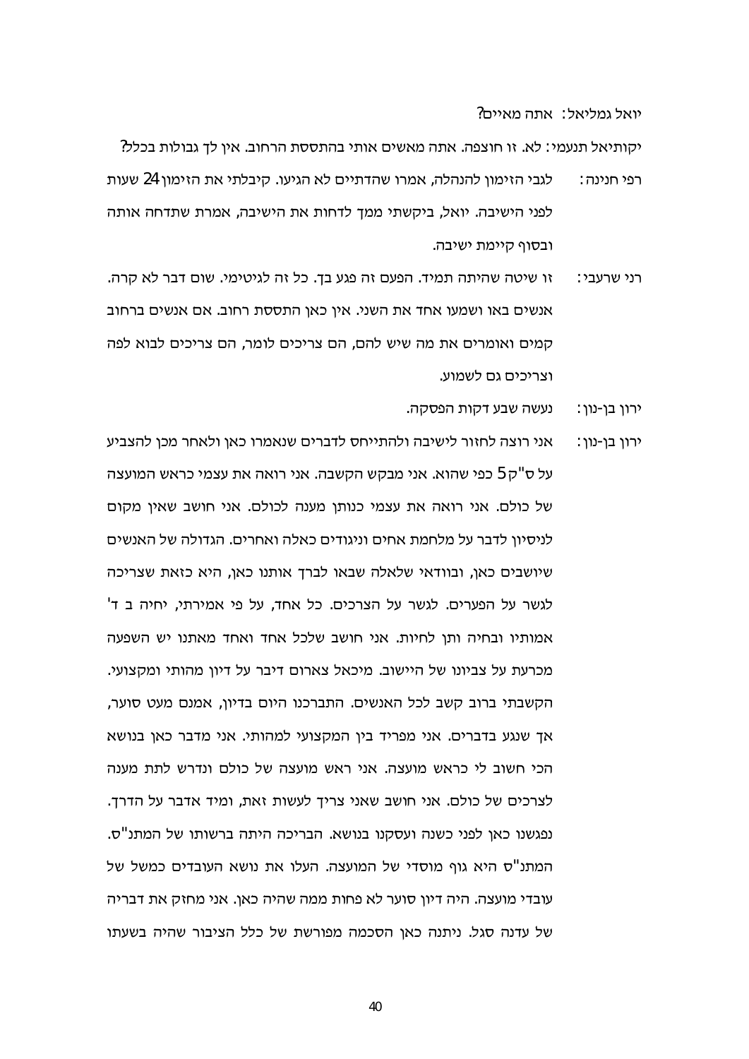יואל גמליאל: אתה מאיים?

יקותיאל תנעמי: לא. זו חוצפה. אתה מאשים אותי בהתססת הרחוב. אין לך גבולות בכלל?

רפי חנינה: לגבי הזימון להנהלה, אמרו שהדתיים לא הגיעו. קיבלתי את הזימון 24 שעות לפני הישיבה. יואל, ביקשתי ממך לדחות את הישיבה, אמרת שתדחה אותה ובסוף קיימת ישיבה.

רני שרעבי: זו שיטה שהיתה תמיד. הפעם זה פגע בך. כל זה לגיטימי. שום דבר לא קרה. אנשים באו ושמעו אחד את השני. אין כאן התססת רחוב. אם אנשים ברחוב קמים ואומרים את מה שיש להם, הם צריכים לומר, הם צריכים לבוא לפה וצריכים גם לשמוע.

ירון בן-נון: נעשה שבע דקות הפסקה.

ירון בן-נון: אני רוצה לחזור לישיבה ולהתייחס לדברים שנאמרו כאן ולאחר מכן להצביע על ס"ק 5 כפי שהוא. אני מבקש הקשבה. אני רואה את עצמי כראש המועצה של כולם. אני רואה את עצמי כנותן מענה לכולם. אני חושב שאין מקום לניסיון לדבר על מלחמת אחים וניגודים כאלה ואחרים. הגדולה של האנשים שיושבים כאן, ובוודאי שלאלה שבאו לברך אותנו כאן, היא כזאת שצריכה לגשר על הפערים. לגשר על הצרכים. כל אחד, על פי אמירתי, יחיה ב ד' אמותיו ובחיה ותן לחיות. אני חושב שלכל אחד ואחד מאתנו יש השפעה מכרעת על צביונו של היישוב. מיכאל צארום דיבר על דיון מהותי ומקצועי. הקשבתי ברוב קשב לכל האנשים. התברכנו היום בדיון, אמנם מעט סוער, אך שנגע בדברים. אני מפריד בין המקצועי למהותי. אני מדבר כאן בנושא הכי חשוב לי כראש מועצה. אני ראש מועצה של כולם ונדרש לתת מענה לצרכים של כולם. אני חושב שאני צריך לעשות זאת, ומיד אדבר על הדרך. נפגשנו כאן לפני כשנה ועסקנו בנושא. הבריכה היתה ברשותו של המתנ"ס. המתנ"ס היא גוף מוסדי של המועצה. העלו את נושא העובדים כמשל של עובדי מועצה. היה דיון סוער לא פחות ממה שהיה כאן. אני מחזק את דבריה של עדנה סגל. ניתנה כאן הסכמה מפורשת של כלל הציבור שהיה בשעתו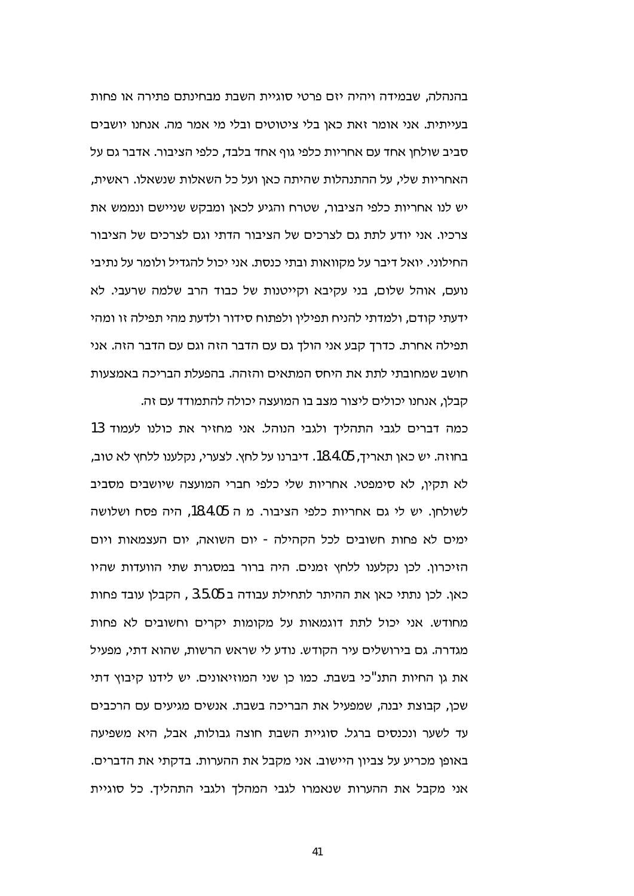בהנהלה, שבמידה ויהיה יזם פרטי סוגיית השבת מבחינתם פתירה או פחות בעייתית. אני אומר זאת כאן בלי ציטוטים ובלי מי אמר מה. אנחנו יושבים סביב שולחן אחד עם אחריות כלפי גוף אחד בלבד, כלפי הציבור. אדבר גם על האחריות שלי, על ההתנהלות שהיתה כאן ועל כל השאלות שנשאלו. ראשית, יש לנו אחריות כלפי הציבור, שטרח והגיע לכאן ומבקש שניישם ונממש את צרכיו. אני יודע לתת גם לצרכים של הציבור הדתי וגם לצרכים של הציבור החילוני. יואל דיבר על מקוואות ובתי כנסת. אני יכול להגדיל ולומר על נתיבי נועם, אוהל שלום, בני עקיבא וקייטנות של כבוד הרב שלמה שרעבי. לא ידעתי קודם, ולמדתי להניח תפילין ולפתוח סידור ולדעת מהי תפילה זו ומהי תפילה אחרת. כדרך קבע אני הולך גם עם הדבר הזה וגם עם הדבר הזה. אני חושב שמחובתי לתת את היחס המתאים והזהה. בהפעלת הבריכה באמצעות קבלן, אנחנו יכולים ליצור מצב בו המועצה יכולה להתמודד עם זה.

כמה דברים לגבי התהליך ולגבי הנוהל. אני מחזיר את כולנו לעמוד 13 בחוזה. יש כאן תאריך, 18.4.05. דיברנו על לחץ. לצערי, נקלענו ללחץ לא טוב, לא תקין, לא סימפטי. אחריות שלי כלפי חברי המועצה שיושבים מסביב לשולחן. יש לי גם אחריות כלפי הציבור. מ ה 18.4.05, היה פסח ושלושה ימים לא פחות חשובים לכל הקהילה - יום השואה, יום העצמאות ויום הזיכרון. לכן נקלענו ללחץ זמנים. היה ברור במסגרת שתי הוועדות שהיו כאן. לכן נתתי כאן את ההיתר לתחילת עבודה ב 3.5.05 , הקבלן עובד פחות מחודש. אני יכול לתת דוגמאות על מקומות יקרים וחשובים לא פחות מגדרה. גם בירושלים עיר הקודש. נודע לי שראש הרשות, שהוא דתי, מפעיל את גן החיות התנ"כי בשבת. כמו כן שני המוזיאונים. יש לידנו קיבוץ דתי שכן, קבוצת יבנה, שמפעיל את הבריכה בשבת. אנשים מגיעים עם הרכבים עד לשער ונכנסים ברגל. סוגיית השבת חוצה גבולות, אבל, היא משפיעה באופן מכריע על צביון היישוב. אני מקבל את ההערות. בדקתי את הדברים. אני מקבל את ההערות שנאמרו לגבי המהלך ולגבי התהליך. כל סוגיית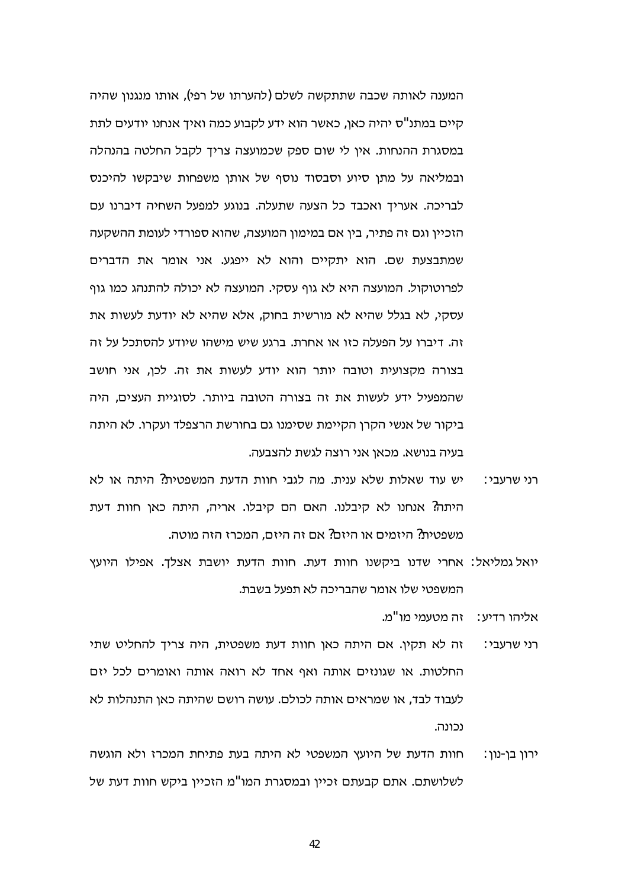המענה לאותה שכבה שתתקשה לשלם (להערתו של רפי), אותו מנגנון שהיה קיים במתנ"ס יהיה כאן, כאשר הוא ידע לקבוע כמה ואיך אנחנו יודעים לתת במסגרת ההנחות. אין לי שום ספק שכמועצה צריך לקבל החלטה בהנהלה ובמליאה על מתן סיוע וסבסוד נוסף של אותן משפחות שיבקשו להיכנס לבריכה. אעריך ואכבד כל הצעה שתעלה. בנוגע למפעל השחיה דיברנו עם הזכיין וגם זה פתיר, בין אם במימון המועצה, שהוא ספורדי לעומת ההשקעה שמתבצעת שם. הוא יתקיים והוא לא ייפגע. אני אומר את הדברים לפרוטוקול. המועצה היא לא גוף עסקי. המועצה לא יכולה להתנהג כמו גוף עסקי, לא בגלל שהיא לא מורשית בחוק, אלא שהיא לא יודעת לעשות את זה. דיברו על הפעלה כזו או אחרת. ברגע שיש מישהו שיודע להסתכל על זה בצורה מקצועית וטובה יותר הוא יודע לעשות את זה. לכן, אני חושב שהמפעיל ידע לעשות את זה בצורה הטובה ביותר. לסוגיית העצים, היה ביקור של אנשי הקרן הקיימת שסימנו גם בחורשת הרצפלד ועקרו. לא היתה בעיה בנושא. מכאן אני רוצה לגשת להצבעה.

רני שרעבי: יש עוד שאלות שלא ענית. מה לגבי חוות הדעת המשפטית? היתה או לא היתה? אנחנו לא קיבלנו. האם הם קיבלו. אריה, היתה כאן חוות דעת משפטית? היזמים או היזם? אם זה היזם, המכרז הזה מוטה.

יואל גמליאל: אחרי שדנו ביקשנו חוות דעת. חוות הדעת יושבת אצלך. אפילו היועץ המשפטי שלו אומר שהבריכה לא תפעל בשבת.

אליהו רדיע: זה מטעמי מו"מ.

רני שרעבי: זה לא תקין. אם היתה כאן חוות דעת משפטית, היה צריך להחליט שתי החלטות. או שגונזים אותה ואף אחד לא רואה אותה ואומרים לכל יזם לעבוד לבד, או שמראים אותה לכולם. עושה רושם שהיתה כאן התנהלות לא נכונה.

ירון בן-נון: חוות הדעת של היועץ המשפטי לא היתה בעת פתיחת המכרז ולא הוגשה לשלושתם. אתם קבעתם זכיין ובמסגרת המו"מ הזכיין ביקש חוות דעת של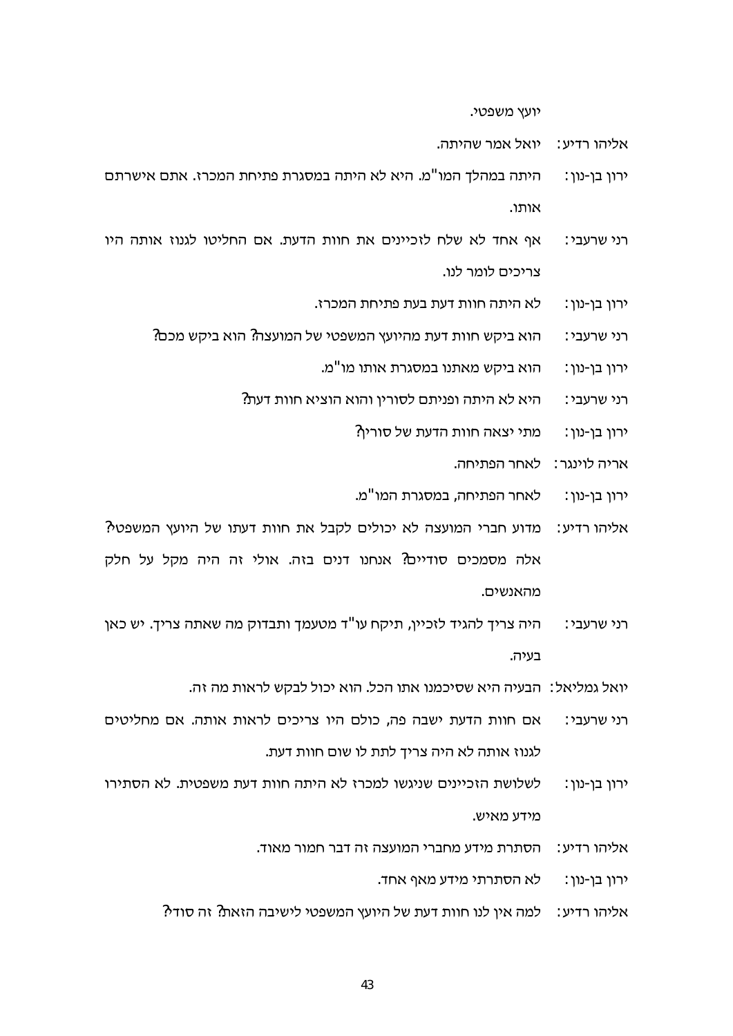יועץ משפטי.

אליהו רדיע: יואל אמר שהיתה.

ירון בן-נון: היתה במהלך המו"מ. היא לא היתה במסגרת פתיחת המכרז. אתם אישרתם אותו.

רני שרעבי: אף אחד לא שלח לזכיינים את חוות הדעת. אם החליטו לגנוז אותה היו צריכים לומר לנו.

ירון בן-נון: לא היתה חוות דעת בעת פתיחת המכרז.

רני שרעבי: הוא ביקש חוות דעת מהיועץ המשפטי של המועצה? הוא ביקש מכם?

ירון בן-נון: הוא ביקש מאתנו במסגרת אותו מו"מ.

רני שרעבי: היא לא היתה ופניתם לסורין והוא הוציא חוות דעת?

ירון בן-נון: מתי יצאה חוות הדעת של סורין?

אריה לוינגר: לאחר הפתיחה.

ירון בן-נון: לאחר הפתיחה, במסגרת המו"מ.

אליהו רדיע: מדוע חברי המועצה לא יכולים לקבל את חוות דעתו של היועץ המשפטי? אלה מסמכים סודיים? אנחנו דנים בזה. אולי זה היה מקל על חלק מהאנשים.

רני שרעבי: היה צריך להגיד לזכיין, תיקח עו"ד מטעמך ותבדוק מה שאתה צריך. יש כאן בעיה.

יואל גמליאל: הבעיה היא שסיכמנו אתו הכל. הוא יכול לבקש לראות מה זה.

רני שרעבי: אם חוות הדעת ישבה פה, כולם היו צריכים לראות אותה. אם מחליטים לגנוז אותה לא היה צריך לתת לו שום חוות דעת.

ירון בן-נון: לשלושת הזכיינים שניגשו למכרז לא היתה חוות דעת משפטית. לא הסתירו מידע מאיש.

אליהו רדיע: הסתרת מידע מחברי המועצה זה דבר חמור מאוד.

ירון בן-נון: לא הסתרתי מידע מאף אחד.

אליהו רדיע: למה אין לנו חוות דעת של היועץ המשפטי לישיבה הזאת? זה סודי?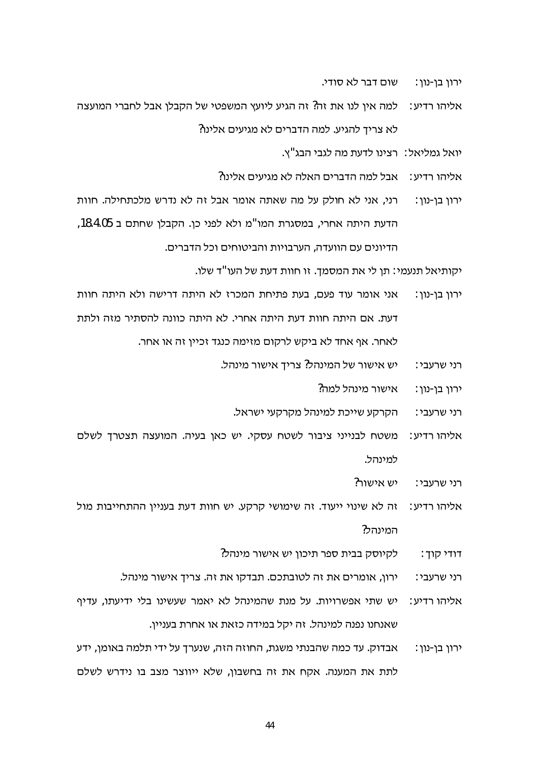ירון בן-נון: שום דבר לא סודי.

אליהו רדיע: למה אין לנו את זה? זה הגיע ליועץ המשפטי של הקבלן אבל לחברי המועצה לא צריך להגיע. למה הדברים לא מגיעים אלינו?

יואל גמליאל: רצינו לדעת מה לגבי הבג"ץ.

אליהו רדיע: אבל למה הדברים האלה לא מגיעים אלינו?

ירון בן-נון: רני, אני לא חולק על מה שאתה אומר אבל זה לא נדרש מלכתחילה. חוות הדעת היתה אחרי, במסגרת המו"מ ולא לפני כן. הקבלן שחתם ב 18.4.05, הדיונים עם הוועדה, הערבויות והביטוחים וכל הדברים.

יקותיאל תנעמי: תן לי את המסמך. זו חוות דעת של העו"ד שלו.

ירון בן-נון: אני אומר עוד פעם, בעת פתיחת המכרז לא היתה דרישה ולא היתה חוות דעת. אם היתה חוות דעת היתה אחרי. לא היתה כוונה להסתיר מזה ולתת לאחר. אף אחד לא ביקש לרקום מזימה כנגד זכיין זה או אחר.

רני שרעבי: יש אישור של המינהל? צריך אישור מינהל.

ירון בן-נון: אישור מינהל למה?

רני שרעבי: הקרקע שייכת למינהל מקרקעי ישראל.

אליהו רדיע: משטח לבנייני ציבור לשטח עסקי. יש כאן בעיה. המועצה תצטרך לשלם למינהל.

רני שרעבי: יש אישור?

אליהו רדיע: זה לא שינוי ייעוד. זה שימושי קרקע. יש חוות דעת בעניין ההתחייבות מול המינהל?

דודי קוך: לקיוסק בבית ספר תיכון יש אישור מינהל?

רני שרעבי: ירון, אומרים את זה לטובתכם. תבדקו את זה. צריך אישור מינהל.

אליהו רדיע: יש שתי אפשרויות. על מנת שהמינהל לא יאמר שעשינו בלי ידיעתו, עדיף שאנחנו נפנה למינהל. זה יקל במידה כזאת או אחרת בעניין.

ירון בן-נון: אבדוק. עד כמה שהבנתי משגת, החוזה הזה, שנערך על ידי תלמה באומן, ידע לתת את המענה. אקח את זה בחשבון, שלא ייווצר מצב בו נידרש לשלם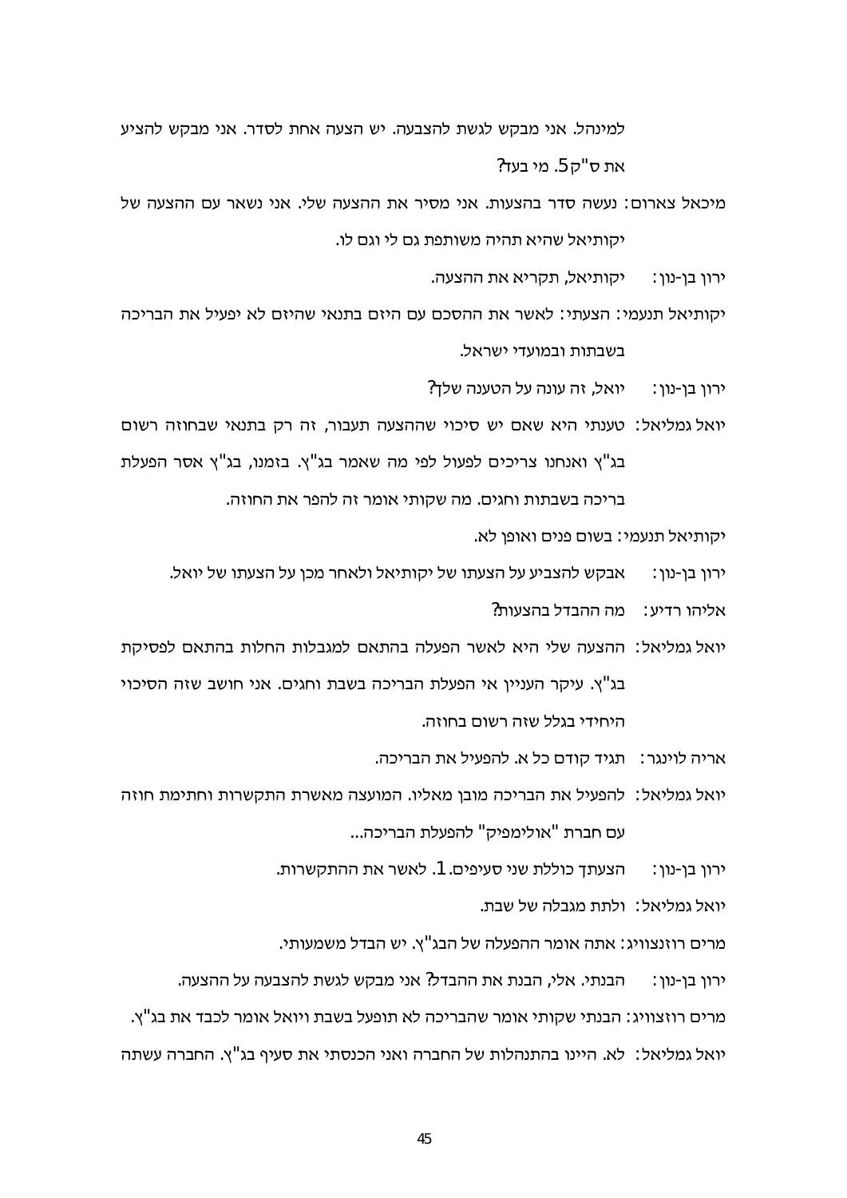למינהל. אני מבקש לגשת להצבעה. יש הצעה אחת לסדר. אני מבקש להציע את ס"ק5. מי בעד?

מיכאל צארום: נעשה סדר בהצעות. אני מסיר את ההצעה שלי. אני נשאר עם ההצעה של יקותיאל שהיא תהיה משותפת גם לי וגם לו.

ירון בן-נון: יקותיאל, תקריא את ההצעה.

יקותיאל תנעמי: הצעתי: לאשר את ההסכם עם היזם בתנאי שהיזם לא יפעיל את הבריכה בשבתות ובמועדי ישראל.

ירון בן-נון: יואל, זה עונה על הטענה שלך?

יואל גמליאל: טענתי היא שאם יש סיכוי שההצעה תעבור, זה רק בתנאי שבחוזה רשום בג"ץ ואנחנו צריכים לפעול לפי מה שאמר בג"ץ. בזמנו, בג"ץ אסר הפעלת בריכה בשבתות וחגים. מה שקותי אומר זה להפר את החוזה.

יקותיאל תנעמי: בשום פנים ואופן לא.

ירון בן-נון: אבקש להצביע על הצעתו של יקותיאל ולאחר מכן על הצעתו של יואל.

אליהו רדיע: מה ההבדל בהצעות?

יואל גמליאל: ההצעה שלי היא לאשר הפעלה בהתאם למגבלות החלות בהתאם לפסיקת בג"ץ. עיקר העניין אי הפעלת הבריכה בשבת וחגים. אני חושב שזה הסיכוי היחידי בגלל שזה רשום בחוזה.

אריה לוינגר: תגיד קודם כל א. להפעיל את הבריכה.

יואל גמליאל: להפעיל את הבריכה מובן מאליו. המועצה מאשרת התקשרות וחתימת חוזה עם חברת "אולימפיק" להפעלת הבריכה...

ירון בן-נון: הצעתך כוללת שני סעיפים. 1. לאשר את ההתקשרות.

יואל גמליאל: ולתת מגבלה של שבת.

מרים רוזנצוויג: אתה אומר ההפעלה של הבג"ץ. יש הבדל משמעותי.

ירון בן-נון: הבנתי. אלי, הבנת את ההבדל? אני מבקש לגשת להצבעה על ההצעה.

מרים רוזנצוויג: הבנתי שקותי אומר שהבריכה לא תופעל בשבת ויואל אומר לכבד את בג"ץ.

יואל גמליאל: לא. היינו בהתנהלות של החברה ואני הכנסתי את סעיף בג"ץ. החברה עשתה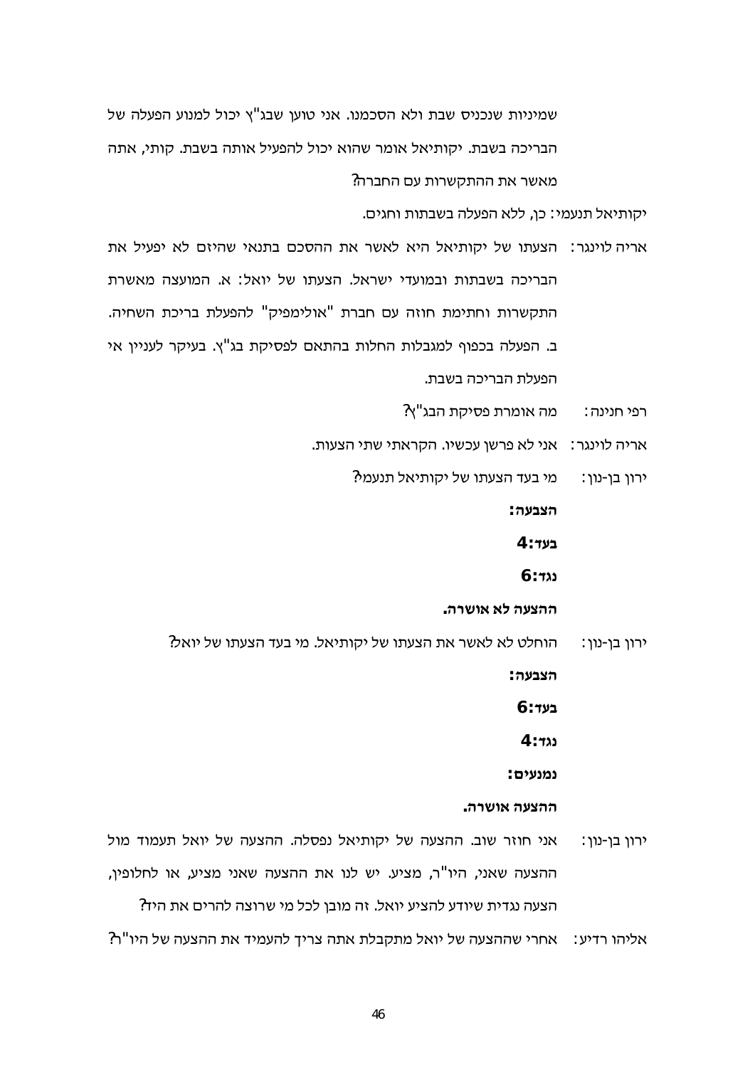שמיניות שנכניס שבת ולא הסכמנו. אני טוען שבג"ץ יכול למנוע הפעלה של הבריכה בשבת. יקותיאל אומר שהוא יכול להפעיל אותה בשבת. קותי, אתה מאשר את ההתקשרות עם החברה?

יקותיאל תנעמי: כן, ללא הפעלה בשבתות וחגים.

אריה לוינגר: הצעתו של יקותיאל היא לאשר את ההסכם בתנאי שהיזם לא יפעיל את הבריכה בשבתות ובמועדי ישראל. הצעתו של יואל: א. המועצה מאשרת התקשרות וחתימת חוזה עם חברת "אולימפיק" להפעלת בריכת השחיה. ב. הפעלה בכפוף למגבלות החלות בהתאם לפסיקת בג"ץ. בעיקר לעניין אי הפעלת הבריכה בשבת.

רפי חנינה: מה אומרת פסיקת הבג"ץ?

אריה לוינגר: אני לא פרשן עכשיו. הקראתי שתי הצעות.

ירון בן-נון: מי בעד הצעתו של יקותיאל תנעמי?

**הצבעה:**

**בעד:4**

**נגד:6**

**ההצעה לא אושרה.**

ירון בן-נון: הוחלט לא לאשר את הצעתו של יקותיאל. מי בעד הצעתו של יואל?

**הצבעה:**

**בעד:6**

**נגד:4**

**נמנעים:**

**ההצעה אושרה.**

ירון בן-נון: אני חוזר שוב. ההצעה של יקותיאל נפסלה. ההצעה של יואל תעמוד מול ההצעה שאני, היו"ר, מציע. יש לנו את ההצעה שאני מציע, או לחלופין, הצעה נגדית שיודע להציע יואל. זה מובן לכל מי שרוצה להרים את היד?

אליהו רדיע: אחרי שההצעה של יואל מתקבלת אתה צריך להעמיד את ההצעה של היו"ר?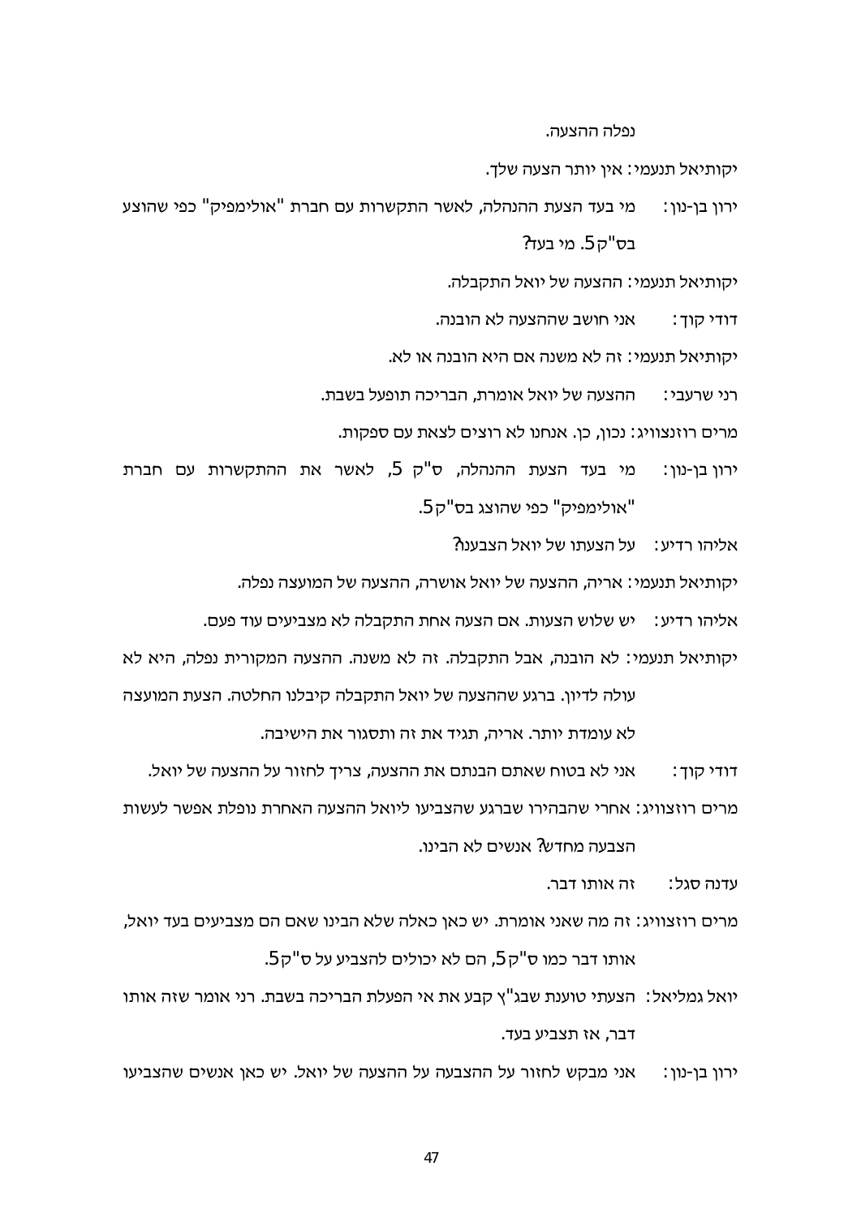נפלה ההצעה.

יקותיאל תנעמי: אין יותר הצעה שלך.

ירון בן-נון: מי בעד הצעת ההנהלה, לאשר התקשרות עם חברת "אולימפיק" כפי שהוצע בס"ק5. מי בעד?

יקותיאל תנעמי: ההצעה של יואל התקבלה.

דודי קוך: אני חושב שההצעה לא הובנה.

יקותיאל תנעמי: זה לא משנה אם היא הובנה או לא.

רני שרעבי: ההצעה של יואל אומרת, הבריכה תופעל בשבת.

מרים רוזנצוויג: נכון, כן. אנחנו לא רוצים לצאת עם ספקות.

ירון בן-נון: מי בעד הצעת ההנהלה, ס"ק 5, לאשר את ההתקשרות עם חברת "אולימפיק" כפי שהוצג בס"ק5.

אליהו רדיע: על הצעתו של יואל הצבענו?

יקותיאל תנעמי: אריה, ההצעה של יואל אושרה, ההצעה של המועצה נפלה.

אליהו רדיע: יש שלוש הצעות. אם הצעה אחת התקבלה לא מצביעים עוד פעם.

יקותיאל תנעמי: לא הובנה, אבל התקבלה. זה לא משנה. ההצעה המקורית נפלה, היא לא עולה לדיון. ברגע שההצעה של יואל התקבלה קיבלנו החלטה. הצעת המועצה לא עומדת יותר. אריה, תגיד את זה ותסגור את הישיבה.

דודי קוך: אני לא בטוח שאתם הבנתם את ההצעה, צריך לחזור על ההצעה של יואל.

מרים רוזצוויג: אחרי שהבהירו שברגע שהצביעו ליואל ההצעה האחרת נופלת אפשר לעשות הצבעה מחדש? אנשים לא הבינו.

עדנה סגל: זה אותו דבר.

מרים רוזצוויג: זה מה שאני אומרת. יש כאן כאלה שלא הבינו שאם הם מצביעים בעד יואל, אותו דבר כמו ס"ק5, הם לא יכולים להצביע על ס"ק5.

יואל גמליאל: הצעתי טוענת שבג"ץ קבע את אי הפעלת הבריכה בשבת. רני אומר שזה אותו דבר, אז תצביע בעד.

ירון בן-נון: אני מבקש לחזור על ההצבעה על ההצעה של יואל. יש כאן אנשים שהצביעו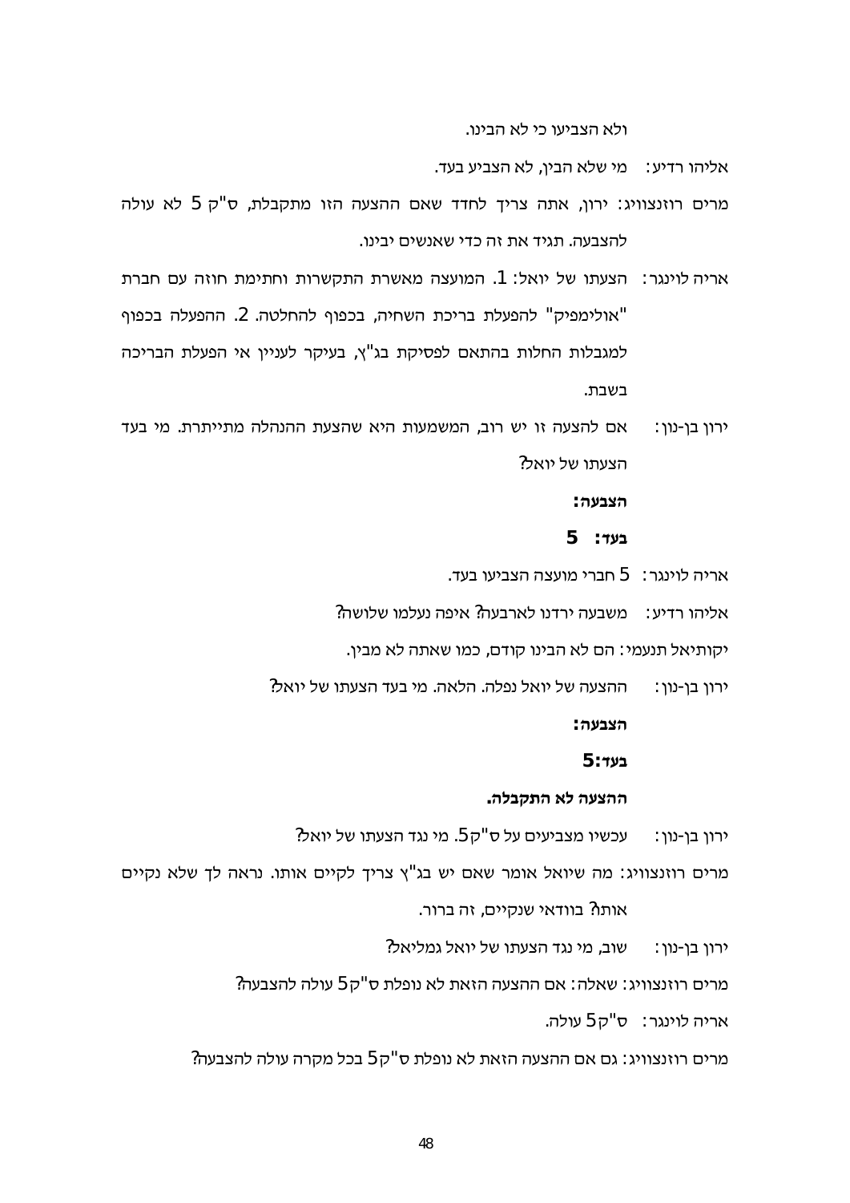ולא הצביעו כי לא הבינו.

אליהו רדיע: מי שלא הבין, לא הצביע בעד.

מרים רוזנצוויג: ירון, אתה צריך לחדד שאם ההצעה הזו מתקבלת, ס"ק 5 לא עולה להצבעה. תגיד את זה כדי שאנשים יבינו.

אריה לוינגר: הצעתו של יואל: 1. המועצה מאשרת התקשרות וחתימת חוזה עם חברת "אולימפיק" להפעלת בריכת השחיה, בכפוף להחלטה. 2. ההפעלה בכפוף למגבלות החלות בהתאם לפסיקת בג"ץ, בעיקר לעניין אי הפעלת הבריכה בשבת.

ירון בן-נון: אם להצעה זו יש רוב, המשמעות היא שהצעת ההנהלה מתייתרת. מי בעד הצעתו של יואל?

**הצבעה:**

**בעד: 5**

אריה לוינגר: 5 חברי מועצה הצביעו בעד.

אליהו רדיע: משבעה ירדנו לארבעה? איפה נעלמו שלושה?

יקותיאל תנעמי: הם לא הבינו קודם, כמו שאתה לא מבין.

ירון בן-נון: ההצעה של יואל נפלה. הלאה. מי בעד הצעתו של יואל?

**הצבעה:**

**בעד:5**

**ההצעה לא התקבלה.**

ירון בן-נון: עכשיו מצביעים על ס"ק5. מי נגד הצעתו של יואל?

מרים רוזנצוויג: מה שיואל אומר שאם יש בג"ץ צריך לקיים אותו. נראה לך שלא נקיים אותו? בוודאי שנקיים, זה ברור.

ירון בן-נון: שוב, מי נגד הצעתו של יואל גמליאל?

מרים רוזנצוויג: שאלה: אם ההצעה הזאת לא נופלת ס"ק5 עולה להצבעה?

אריה לוינגר: ס"ק5 עולה.

מרים רוזנצוויג: גם אם ההצעה הזאת לא נופלת ס"ק5 בכל מקרה עולה להצבעה?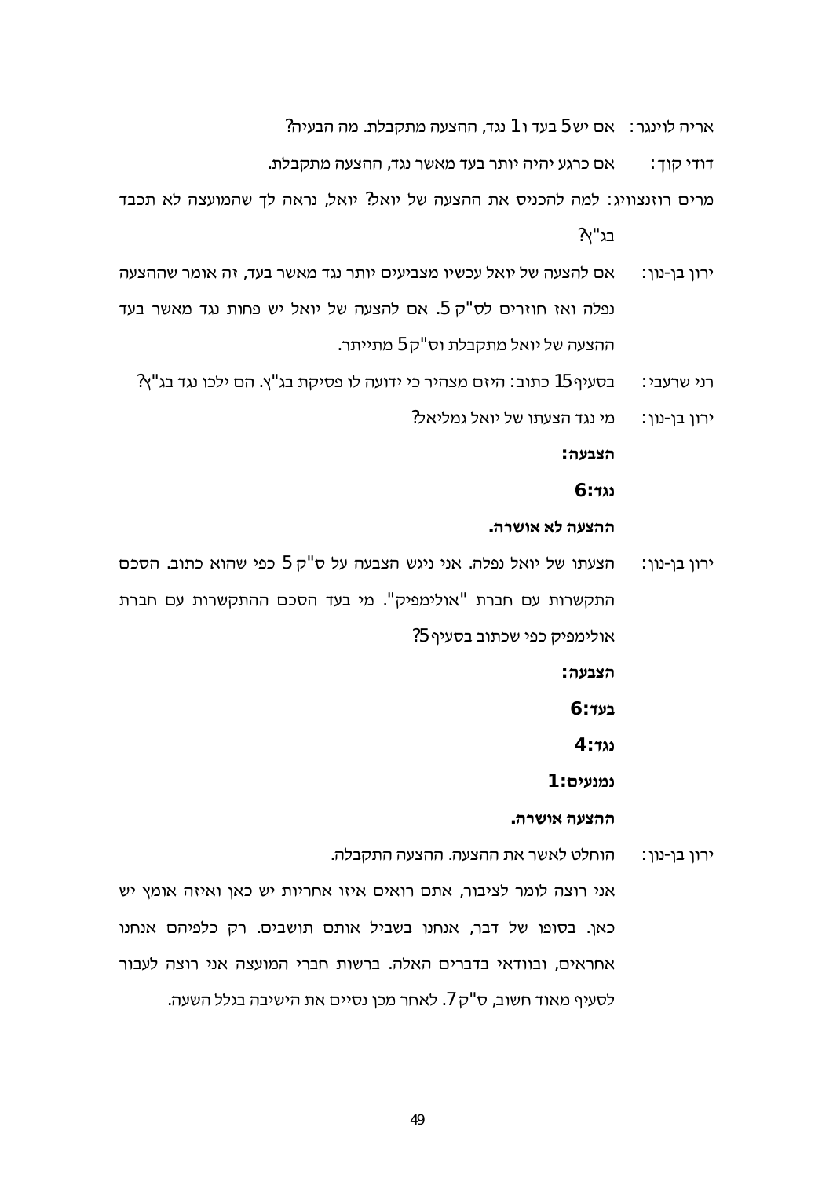אריה לוינגר: אם יש 5 בעד ו 1 נגד, ההצעה מתקבלת. מה הבעיה?

דודי קוך: אם כרגע יהיה יותר בעד מאשר נגד, ההצעה מתקבלת.

מרים רוזנצוויג: למה להכניס את ההצעה של יואל? יואל, נראה לך שהמועצה לא תכבד בג"ץ?

ירון בן-נון: אם להצעה של יואל עכשיו מצביעים יותר נגד מאשר בעד, זה אומר שההצעה נפלה ואז חוזרים לס"ק 5. אם להצעה של יואל יש פחות נגד מאשר בעד ההצעה של יואל מתקבלת וס"ק 5 מתייתר.

רני שרעבי: בסעיף 15 כתוב: היזם מצהיר כי ידועה לו פסיקת בג"ץ. הם ילכו נגד בג"ץ?

ירון בן-נון: מי נגד הצעתו של יואל גמליאל?

**הצבעה:**

**נגד: 6**

**ההצעה לא אושרה.**

ירון בן-נון: הצעתו של יואל נפלה. אני ניגש הצבעה על ס"ק 5 כפי שהוא כתוב. הסכם התקשרות עם חברת "אולימפיק". מי בעד הסכם ההתקשרות עם חברת אולימפיק כפי שכתוב בסעיף 5?

**הצבעה:**

**בעד: 6**

**נגד: 4**

**נמנעים: 1**

**ההצעה אושרה.**

ירון בן-נון: הוחלט לאשר את ההצעה. ההצעה התקבלה.

אני רוצה לומר לציבור, אתם רואים איזו אחריות יש כאן ואיזה אומץ יש כאן. בסופו של דבר, אנחנו בשביל אותם תושבים. רק כלפיהם אנחנו אחראים, ובוודאי בדברים האלה. ברשות חברי המועצה אני רוצה לעבור לסעיף מאוד חשוב, ס"ק 7. לאחר מכן נסיים את הישיבה בגלל השעה.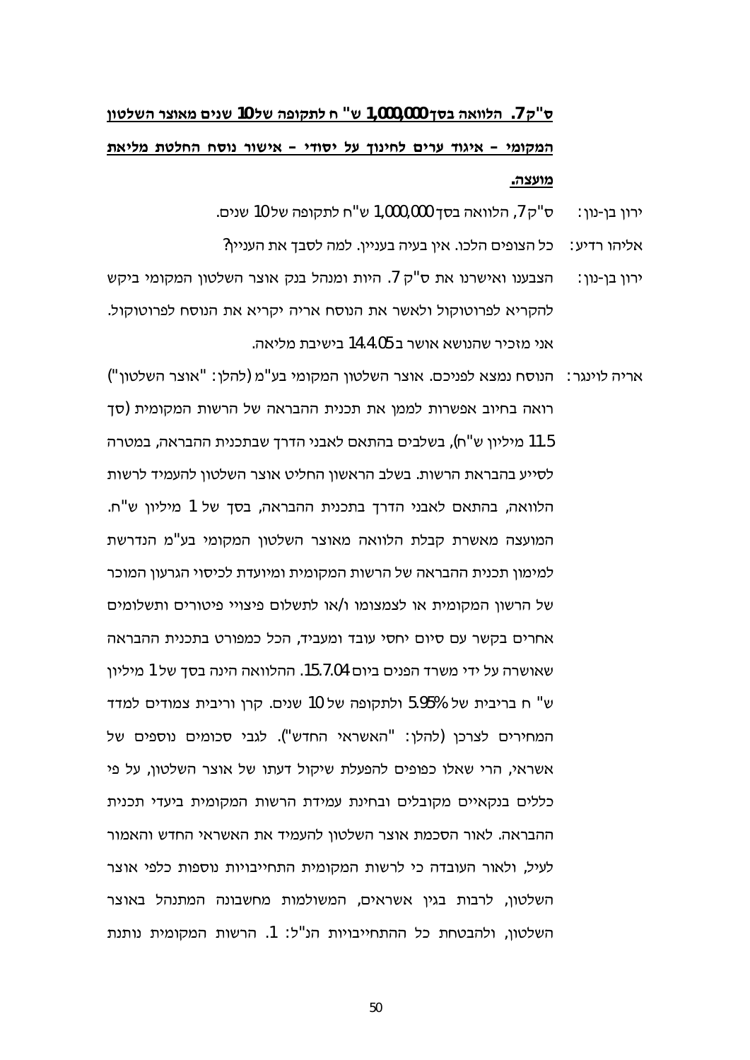**<u>ס"ק 7. הלוואה בסך 1,000,000 ש"ח לתקופה של 10 שנים מאוצר השלטון המקומי – איגוד ערים לחינוך על יסודי – אישור נוסח החלטת מליאת מועצה.</u>**

ירון בן-נון: ס"ק 7, הלוואה בסך 1,000,000 ש"ח לתקופה של 10 שנים.

אליהו רדיע: כל הצופים הלכו. אין בעיה בעניין. למה לסבך את העניין?

ירון בן-נון: הצבענו ואישרנו את ס"ק 7. היות ומנהל בנק אוצר השלטון המקומי ביקש להקריא לפרוטוקול ולאשר את הנוסח אריה יקריא את הנוסח לפרוטוקול. אני מזכיר שהנושא אושר ב 14.4.05 בישיבת מליאה.

אריה לוינגר: הנוסח נמצא לפניכם. אוצר השלטון המקומי בע"מ (להלן: "אוצר השלטון") רואה בחיוב אפשרות לממן את תכנית ההבראה של הרשות המקומית (סך 11.5 מיליון ש"ח), בשלבים בהתאם לאבני הדרך שבתכנית ההבראה, במטרה לסייע בהבראת הרשות. בשלב הראשון החליט אוצר השלטון להעמיד לרשות הלוואה, בהתאם לאבני הדרך בתכנית ההבראה, בסך של 1 מיליון ש"ח. המועצה מאשרת קבלת הלוואה מאוצר השלטון המקומי בע"מ הנדרשת למימון תכנית ההבראה של הרשות המקומית ומיועדת לכיסוי הגרעון המוכר של הרשון המקומית או לצמצומו ו/או לתשלום פיצויי פיטורים ותשלומים אחרים בקשר עם סיום יחסי עובד ומעביד, הכל כמפורט בתכנית ההבראה שאושרה על ידי משרד הפנים ביום 15.7.04. ההלוואה הינה בסך של 1 מיליון ש" ח בריבית של 5.95% ולתקופה של 10 שנים. קרן וריבית צמודים למדד המחירים לצרכן (להלן: "האשראי החדש"). לגבי סכומים נוספים של אשראי, הרי שאלו כפופים להפעלת שיקול דעתו של אוצר השלטון, על פי כללים בנקאיים מקובלים ובחינת עמידת הרשות המקומית ביעדי תכנית ההבראה. לאור הסכמת אוצר השלטון להעמיד את האשראי החדש והאמור לעיל, ולאור העובדה כי לרשות המקומית התחייבויות נוספות כלפי אוצר השלטון, לרבות בגין אשראים, המשולמות מחשבונה המתנהל באוצר השלטון, ולהבטחת כל ההתחייבויות הנ"ל: 1. הרשות המקומית נותנת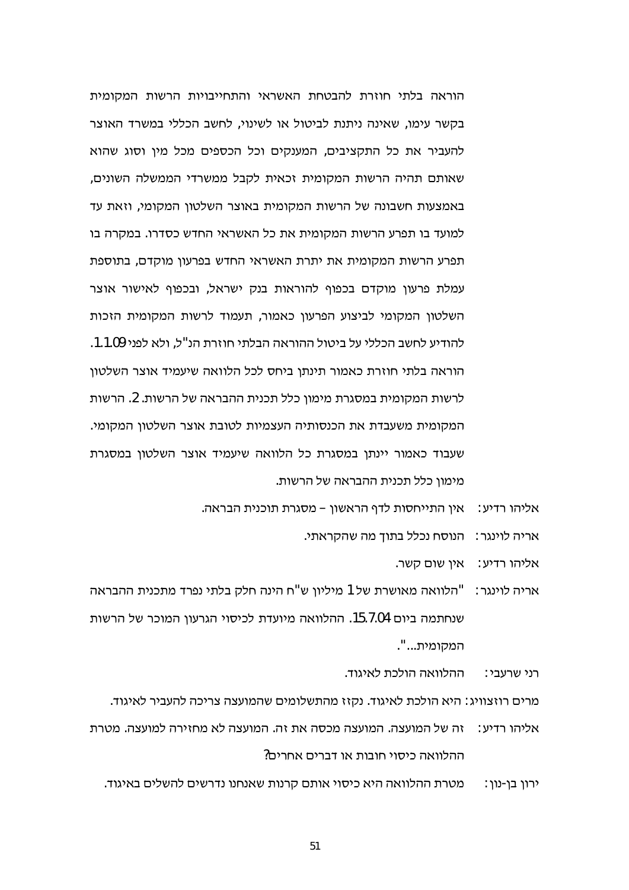הוראה בלתי חוזרת להבטחת האשראי והתחייבויות הרשות המקומית בקשר עימו, שאינה ניתנת לביטול או לשינוי, לחשב הכללי במשרד האוצר להעביר את כל התקציבים, המענקים וכל הכספים מכל מין וסוג שהוא שאותם תהיה הרשות המקומית זכאית לקבל ממשרדי הממשלה השונים, באמצעות חשבונה של הרשות המקומית באוצר השלטון המקומי, וזאת עד למועד בו תפרע הרשות המקומית את כל האשראי החדש כסדרו. במקרה בו תפרע הרשות המקומית את יתרת האשראי החדש בפרעון מוקדם, בתוספת עמלת פרעון מוקדם בכפוף להוראות בנק ישראל, ובכפוף לאישור אוצר השלטון המקומי לביצוע הפרעון כאמור, תעמוד לרשות המקומית הזכות להודיע לחשב הכללי על ביטול ההוראה הבלתי חוזרת הנ"ל, ולא לפני 1.1.09. הוראה בלתי חוזרת כאמור תינתן ביחס לכל הלוואה שיעמיד אוצר השלטון לרשות המקומית במסגרת מימון כלל תכנית ההבראה של הרשות. 2. הרשות המקומית משעבדת את הכנסותיה העצמיות לטובת אוצר השלטון המקומי. שעבוד כאמור יינתן במסגרת כל הלוואה שיעמיד אוצר השלטון במסגרת מימון כלל תכנית ההבראה של הרשות.

אליהו רדיע: אין התייחסות לדף הראשון – מסגרת תוכנית הבראה.

אריה לוינגר: הנוסח נכלל בתוך מה שהקראתי.

אליהו רדיע: אין שום קשר.

אריה לוינגר: "הלוואה מאושרת של 1 מיליון ש"ח הינה חלק בלתי נפרד מתכנית ההבראה שנחתמה ביום 15.7.04. ההלוואה מיועדת לכיסוי הגרעון המוכר של הרשות המקומית...".

רני שרעבי: ההלוואה הולכת לאיגוד.

מרים רוזצוויג: היא הולכת לאיגוד. נקזז מהתשלומים שהמועצה צריכה להעביר לאיגוד.

אליהו רדיע: זה של המועצה. המועצה מכסה את זה. המועצה לא מחזירה למועצה. מטרת ההלוואה כיסוי חובות או דברים אחרים?

ירון בן-נון: מטרת ההלוואה היא כיסוי אותם קרנות שאנחנו נדרשים להשלים באיגוד.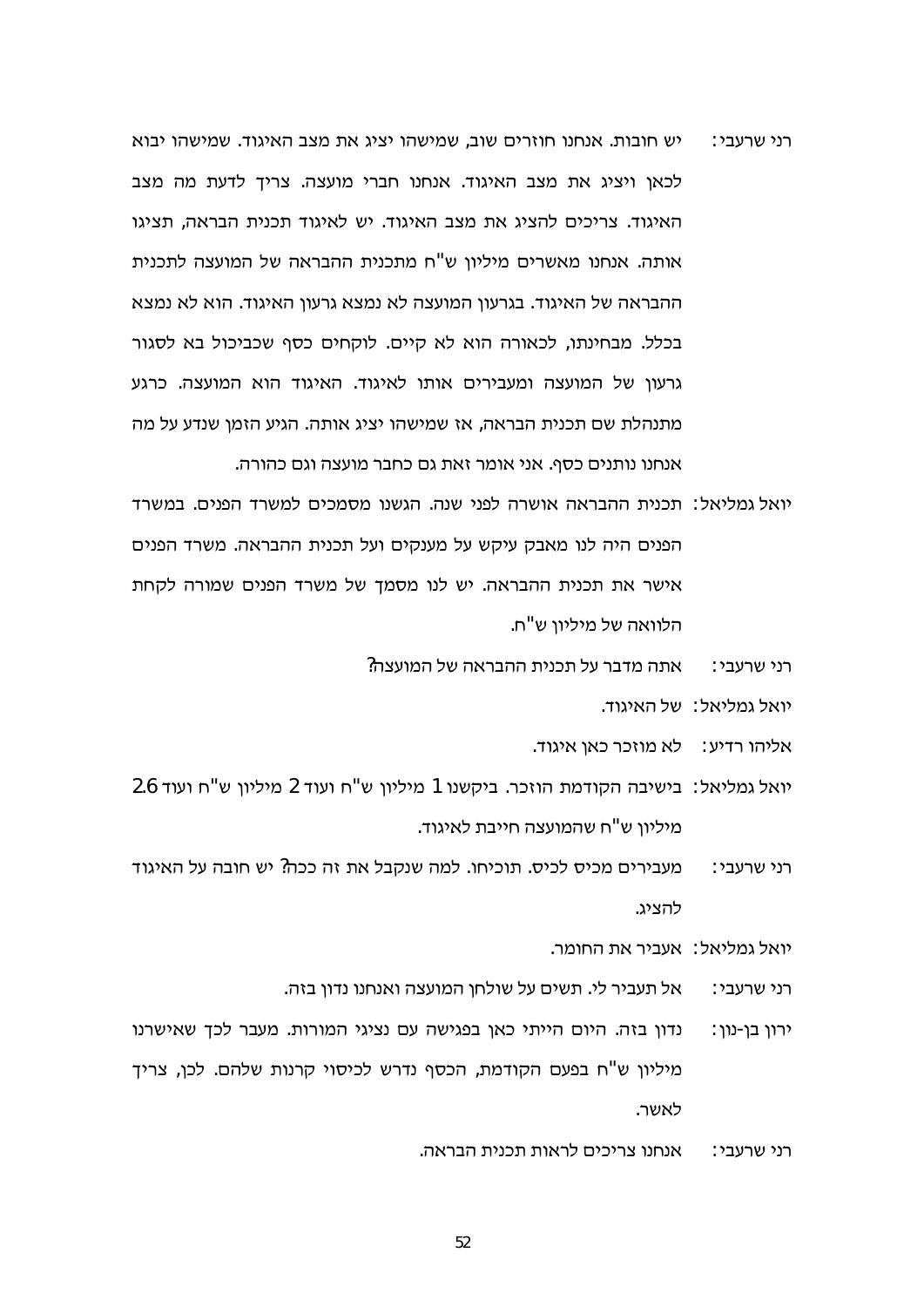רני שרעבי: יש חובות. אנחנו חוזרים שוב, שמישהו יציג את מצב האיגוד. שמישהו יבוא לכאן ויציג את מצב האיגוד. אנחנו חברי מועצה. צריך לדעת מה מצב האיגוד. צריכים להציג את מצב האיגוד. יש לאיגוד תכנית הבראה, תציגו אותה. אנחנו מאשרים מיליון ש"ח מתכנית ההבראה של המועצה לתכנית ההבראה של האיגוד. בגרעון המועצה לא נמצא גרעון האיגוד. הוא לא נמצא בכלל. מבחינתו, לכאורה הוא לא קיים. לוקחים כסף שכביכול בא לסגור גרעון של המועצה ומעבירים אותו לאיגוד. האיגוד הוא המועצה. כרגע מתנהלת שם תכנית הבראה, אז שמישהו יציג אותה. הגיע הזמן שנדע על מה אנחנו נותנים כסף. אני אומר זאת גם כחבר מועצה וגם כהורה.

יואל גמליאל: תכנית ההבראה אושרה לפני שנה. הגשנו מסמכים למשרד הפנים. במשרד הפנים היה לנו מאבק עיקש על מענקים ועל תכנית ההבראה. משרד הפנים אישר את תכנית ההבראה. יש לנו מסמך של משרד הפנים שמורה לקחת הלוואה של מיליון ש"ח.

רני שרעבי: אתה מדבר על תכנית ההבראה של המועצה?

יואל גמליאל: של האיגוד.

אליהו רדיע: לא מוזכר כאן איגוד.

יואל גמליאל: בישיבה הקודמת הוזכר. ביקשנו 1 מיליון ש"ח ועוד 2 מיליון ש"ח ועוד 2.6 מיליון ש"ח שהמועצה חייבת לאיגוד.

רני שרעבי: מעבירים מכיס לכיס. תוכיחו. למה שנקבל את זה ככה? יש חובה על האיגוד להציג.

יואל גמליאל: אעביר את החומר.

רני שרעבי: אל תעביר לי. תשים על שולחן המועצה ואנחנו נדון בזה.

ירון בן-נון: נדון בזה. היום הייתי כאן בפגישה עם נציגי המורות. מעבר לכך שאישרנו מיליון ש"ח בפעם הקודמת, הכסף נדרש לכיסוי קרנות שלהם. לכן, צריך לאשר.

רני שרעבי: אנחנו צריכים לראות תכנית הבראה.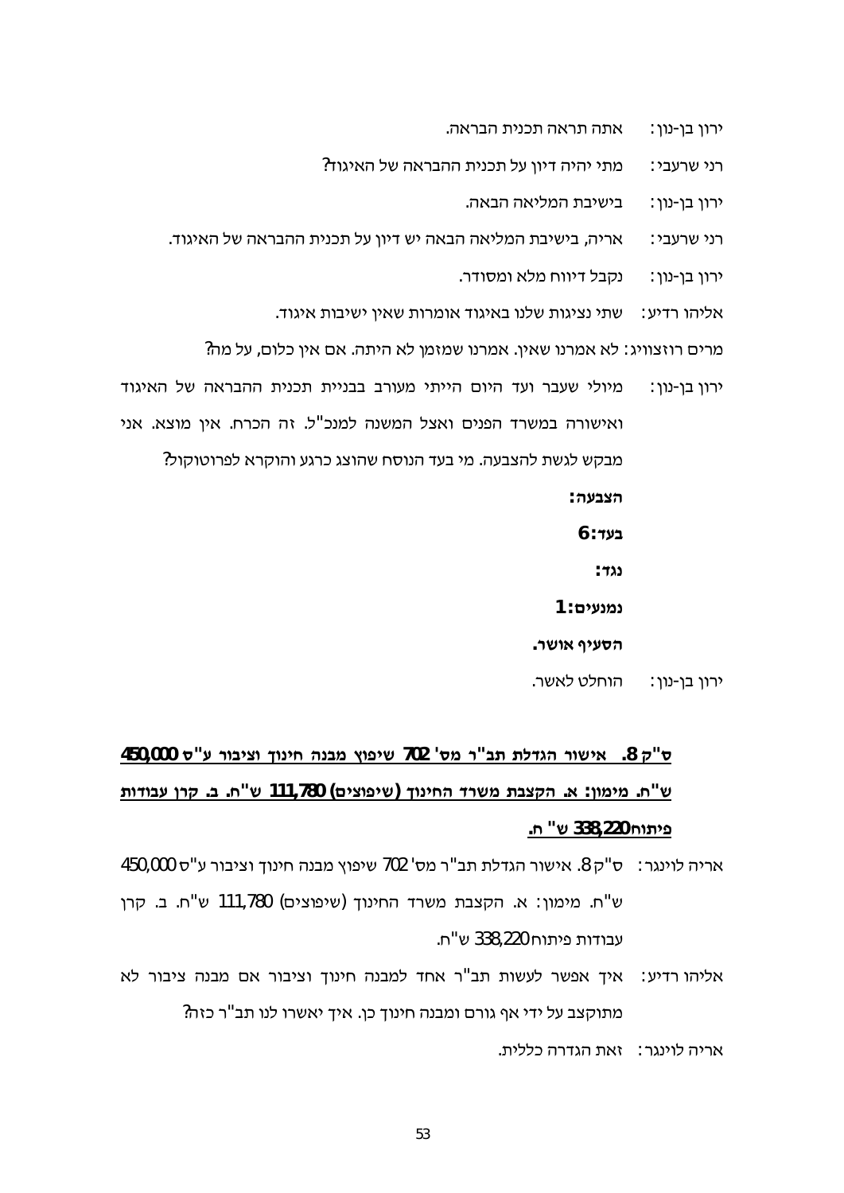ירון בן-נון: אתה תראה תכנית הבראה.

רני שרעבי: מתי יהיה דיון על תכנית ההבראה של האיגוד?

ירון בן-נון: בישיבת המליאה הבאה.

רני שרעבי: אריה, בישיבת המליאה הבאה יש דיון על תכנית ההבראה של האיגוד.

ירון בן-נון: נקבל דיווח מלא ומסודר.

אליהו רדיע: שתי נציגות שלנו באיגוד אומרות שאין ישיבות איגוד.

מרים רוזצוויג: לא אמרנו שאין. אמרנו שמזמן לא היתה. אם אין כלום, על מה?

ירון בן-נון: מיולי שעבר ועד היום הייתי מעורב בבניית תכנית ההבראה של האיגוד ואישורה במשרד הפנים ואצל המשנה למנכ"ל. זה הכרח. אין מוצא. אני מבקש לגשת להצבעה. מי בעד הנוסח שהוצג כרגע והוקרא לפרוטוקול?

**הצבעה:**

**בעד: 6**

**נגד:**

**נמנעים: 1**

**הסעיף אושר.**

ירון בן-נון: הוחלט לאשר.

**<u>ס"ק 8. אישור הגדלת תב"ר מס' 702 שיפוץ מבנה חינוך וציבור ע"ס 450,000 ש"ח. מימון: א. הקצבת משרד החינוך (שיפוצים) 111,780 ש"ח. ב. קרן עבודות פיתוח 338,220 ש"ח.</u>**

אריה לוינגר: ס"ק 8. אישור הגדלת תב"ר מס' 702 שיפוץ מבנה חינוך וציבור ע"ס 450,000 ש"ח. מימון: א. הקצבת משרד החינוך (שיפוצים) 111,780 ש"ח. ב. קרן עבודות פיתוח 338,220 ש"ח.

אליהו רדיע: איך אפשר לעשות תב"ר אחד למבנה חינוך וציבור אם מבנה ציבור לא מתוקצב על ידי אף גורם ומבנה חינוך כן. איך יאשרו לנו תב"ר כזה?

אריה לוינגר: זאת הגדרה כללית.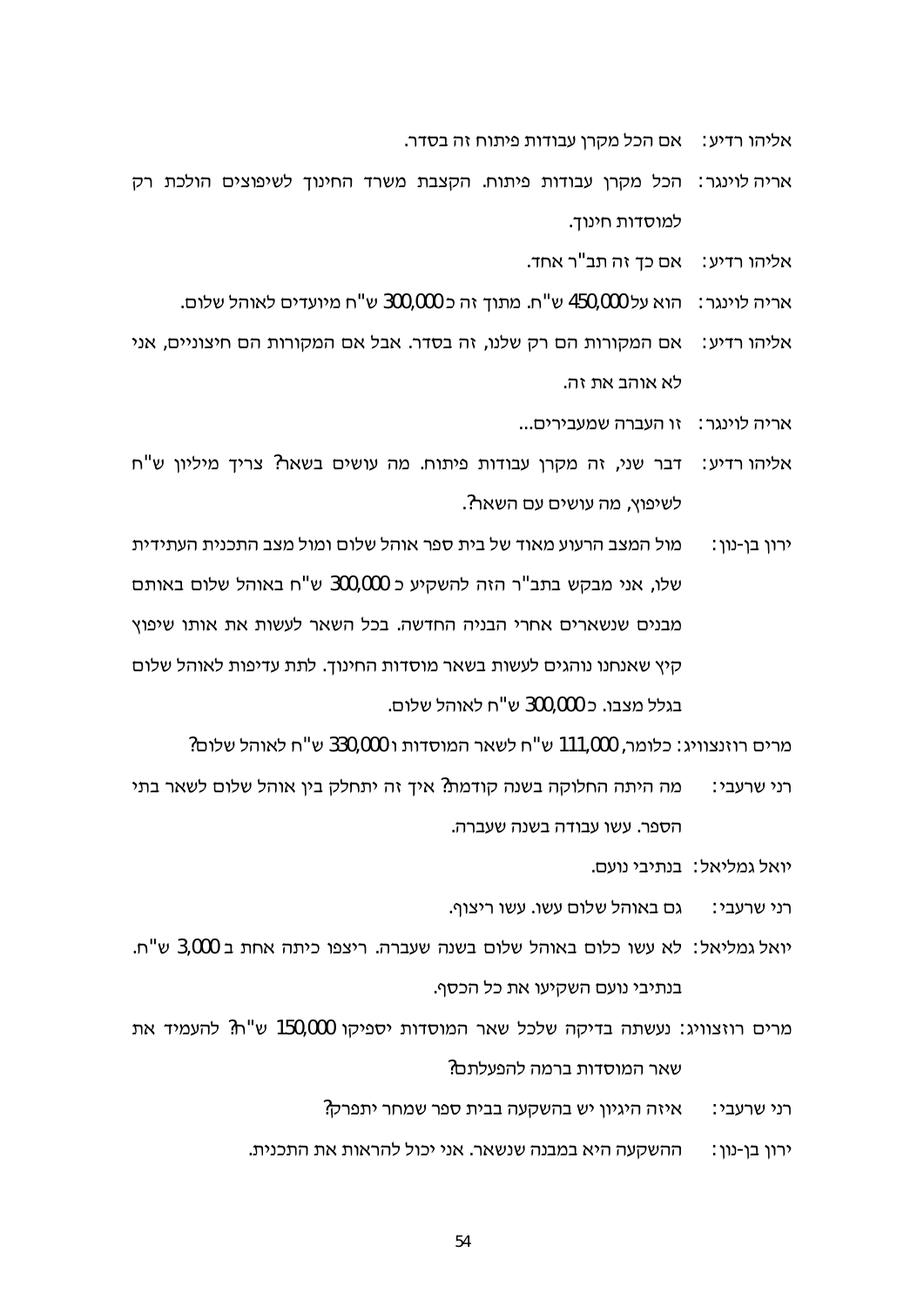אליהו רדיע: אם הכל מקרן עבודות פיתוח זה בסדר.

אריה לוינגר: הכל מקרן עבודות פיתוח. הקצבת משרד החינוך לשיפוצים הולכת רק למוסדות חינוך.

אליהו רדיע: אם כך זה תב"ר אחד.

אריה לוינגר: הוא על 450,000 ש"ח. מתוך זה כ 300,000 ש"ח מיועדים לאוהל שלום.

אליהו רדיע: אם המקורות הם רק שלנו, זה בסדר. אבל אם המקורות הם חיצוניים, אני לא אוהב את זה.

אריה לוינגר: זו העברה שמעבירים...

אליהו רדיע: דבר שני, זה מקרן עבודות פיתוח. מה עושים בשאר? צריך מיליון ש"ח לשיפוץ, מה עושים עם השאר?.

ירון בן-נון: מול המצב הרעוע מאוד של בית ספר אוהל שלום ומול מצב התכנית העתידית שלו, אני מבקש בתב"ר הזה להשקיע כ 300,000 ש"ח באוהל שלום באותם מבנים שנשארים אחרי הבניה החדשה. בכל השאר לעשות את אותו שיפוץ קיץ שאנחנו נוהגים לעשות בשאר מוסדות החינוך. לתת עדיפות לאוהל שלום בגלל מצבו. כ 300,000 ש"ח לאוהל שלום.

מרים רוזנצוויג: כלומר, 111,000 ש"ח לשאר המוסדות ו 330,000 ש"ח לאוהל שלום?

רני שרעבי: מה היתה החלוקה בשנה קודמת? איך זה יתחלק בין אוהל שלום לשאר בתי הספר. עשו עבודה בשנה שעברה.

יואל גמליאל: בנתיבי נועם.

רני שרעבי: גם באוהל שלום עשו. עשו ריצוף.

יואל גמליאל: לא עשו כלום באוהל שלום בשנה שעברה. ריצפו כיתה אחת ב 3,000 ש"ח. בנתיבי נועם השקיעו את כל הכסף.

מרים רוזצוויג: נעשתה בדיקה שלכל שאר המוסדות יספיקו 150,000 ש"ח? להעמיד את שאר המוסדות ברמה להפעלתם?

רני שרעבי: איזה היגיון יש בהשקעה בבית ספר שמחר יתפרק?

ירון בן-נון: ההשקעה היא במבנה שנשאר. אני יכול להראות את התכנית.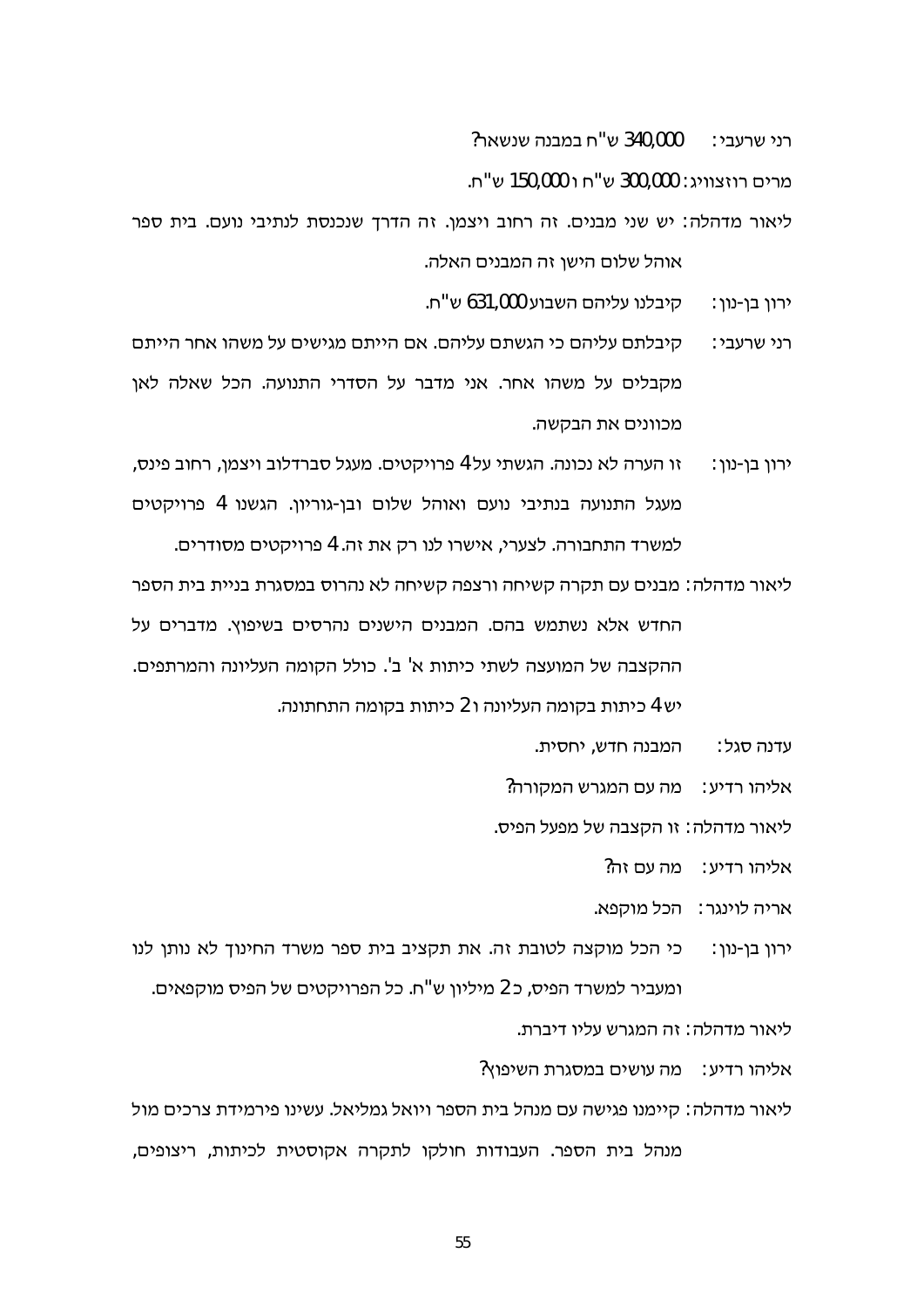רני שרעבי: 340,000 ש"ח במבנה שנשאר?

מרים רוזצוויג: 300,000 ש"ח ו 150,000 ש"ח.

ליאור מדהלה: יש שני מבנים. זה רחוב ויצמן. זה הדרך שנכנסת לנתיבי נועם. בית ספר אוהל שלום הישן זה המבנים האלה.

ירון בן-נון: קיבלנו עליהם השבוע 631,000 ש"ח.

רני שרעבי: קיבלתם עליהם כי הגשתם עליהם. אם הייתם מגישים על משהו אחר הייתם מקבלים על משהו אחר. אני מדבר על הסדרי התנועה. הכל שאלה לאן מכוונים את הבקשה.

ירון בן-נון: זו הערה לא נכונה. הגשתי על 4 פרויקטים. מעגל סברדלוב ויצמן, רחוב פינס, מעגל התנועה בנתיבי נועם ואוהל שלום ובן-גוריון. הגשנו 4 פרויקטים למשרד התחבורה. לצערי, אישרו לנו רק את זה. 4 פרויקטים מסודרים.

ליאור מדהלה: מבנים עם תקרה קשיחה ורצפה קשיחה לא נהרוס במסגרת בניית בית הספר החדש אלא נשתמש בהם. המבנים הישנים נהרסים בשיפוץ. מדברים על ההקצבה של המועצה לשתי כיתות א' ב'. כולל הקומה העליונה והמרתפים. יש 4 כיתות בקומה העליונה ו 2 כיתות בקומה התחתונה.

עדנה סגל: המבנה חדש, יחסית.

אליהו רדיע: מה עם המגרש המקורה?

ליאור מדהלה: זו הקצבה של מפעל הפיס.

אליהו רדיע: מה עם זה?

אריה לוינגר: הכל מוקפא.

ירון בן-נון: כי הכל מוקצה לטובת זה. את תקציב בית ספר משרד החינוך לא נותן לנו ומעביר למשרד הפיס, כ 2 מיליון ש"ח. כל הפרויקטים של הפיס מוקפאים.

ליאור מדהלה: זה המגרש עליו דיברת.

אליהו רדיע: מה עושים במסגרת השיפוץ?

ליאור מדהלה: קיימנו פגישה עם מנהל בית הספר ויואל גמליאל. עשינו פירמידת צרכים מול מנהל בית הספר. העבודות חולקו לתקרה אקוסטית לכיתות, ריצופים,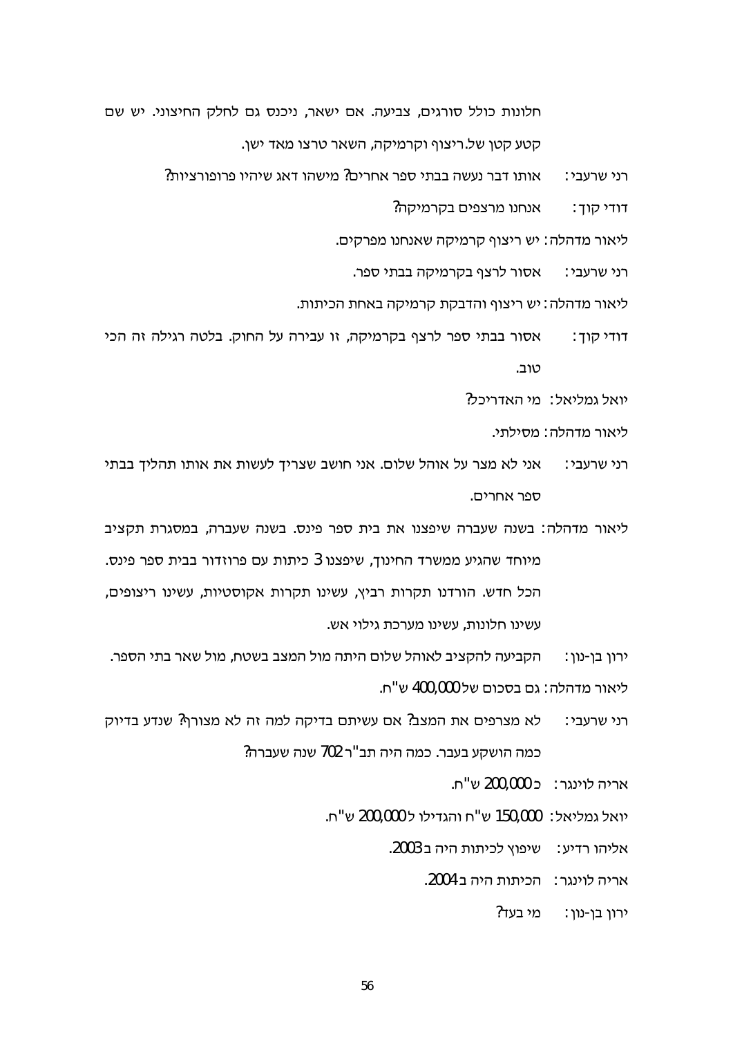חלונות כולל סורגים, צביעה. אם ישאר, ניכנס גם לחלק החיצוני. יש שם קטע קטן של.ריצוף וקרמיקה, השאר טרצו מאד ישן.

רני שרעבי: אותו דבר נעשה בבתי ספר אחרים? מישהו דאג שיהיו פרופורציות?

דודי קוך: אנחנו מרצפים בקרמיקה?

ליאור מדהלה: יש ריצוף קרמיקה שאנחנו מפרקים.

רני שרעבי: אסור לרצף בקרמיקה בבתי ספר.

ליאור מדהלה: יש ריצוף והדבקת קרמיקה באחת הכיתות.

דודי קוך: אסור בבתי ספר לרצף בקרמיקה, זו עבירה על החוק. בלטה רגילה זה הכי טוב.

יואל גמליאל: מי האדריכל?

ליאור מדהלה: מסילתי.

רני שרעבי: אני לא מצר על אוהל שלום. אני חושב שצריך לעשות את אותו תהליך בבתי ספר אחרים.

ליאור מדהלה: בשנה שעברה שיפצנו את בית ספר פינס. בשנה שעברה, במסגרת תקציב מיוחד שהגיע ממשרד החינוך, שיפצנו 3 כיתות עם פרוזדור בבית ספר פינס. הכל חדש. הורדנו תקרות רביץ, עשינו תקרות אקוסטיות, עשינו ריצופים, עשינו חלונות, עשינו מערכת גילוי אש.

ירון בן-נון: הקביעה להקציב לאוהל שלום היתה מול המצב בשטח, מול שאר בתי הספר.

ליאור מדהלה: גם בסכום של 400,000 ש"ח.

רני שרעבי: לא מצרפים את המצב? אם עשיתם בדיקה למה זה לא מצורף? שנדע בדיוק כמה הושקע בעבר. כמה היה תב"ר 702 שנה שעברה?

אריה לוינגר: כ 200,000 ש"ח.

יואל גמליאל: 150,000 ש"ח והגדילו ל 200,000 ש"ח.

אליהו רדיע: שיפוץ לכיתות היה ב 2003.

אריה לוינגר: הכיתות היה ב 2004.

ירון בן-נון: מי בעד?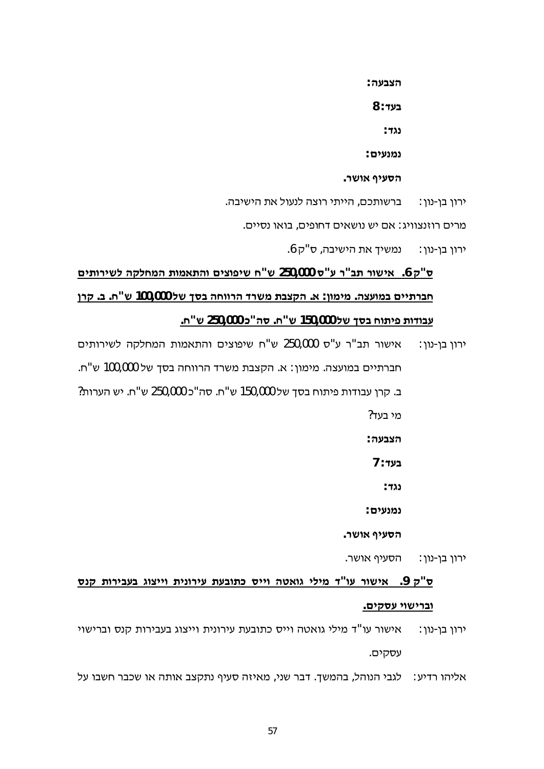**הצבעה:**

**בעד: 8**

**נגד:**

**נמנעים:**

**הסעיף אושר.**

ירון בן-נון: ברשותכם, הייתי רוצה לנעול את הישיבה.

מרים רוזנצוויג: אם יש נושאים דחופים, בואו נסיים.

ירון בן-נון: נמשיך את הישיבה, ס"ק 6.

**<u>ס"ק 6. אישור תב"ר ע"ס 250,000 ש"ח שיפוצים והתאמות המחלקה לשירותים חברתיים במועצה. מימון: א. הקצבת משרד הרווחה בסך של 100,000 ש"ח. ב. קרן עבודות פיתוח בסך של 150,000 ש"ח. סה"כ 250,000 ש"ח.</u>**

ירון בן-נון: אישור תב"ר ע"ס 250,000 ש"ח שיפוצים והתאמות המחלקה לשירותים חברתיים במועצה. מימון: א. הקצבת משרד הרווחה בסך של 100,000 ש"ח. ב. קרן עבודות פיתוח בסך של 150,000 ש"ח. סה"כ 250,000 ש"ח. יש הערות? מי בעד?

**הצבעה:**

**בעד: 7**

**נגד:**

**נמנעים:**

**הסעיף אושר.**

ירון בן-נון: הסעיף אושר.

**<u>ס"ק 9. אישור עו"ד מילי גואטה וייס כתובעת עירונית וייצוג בעבירות קנס ברישוי עסקים.</u>**

ירון בן-נון: אישור עו"ד מילי גואטה וייס כתובעת עירונית וייצוג בעבירות קנס וברישוי עסקים.

אליהו רדיע: לגבי הנוהל, בהמשך. דבר שני, מאיזה סעיף נתקצב אותה או שכבר חשבו על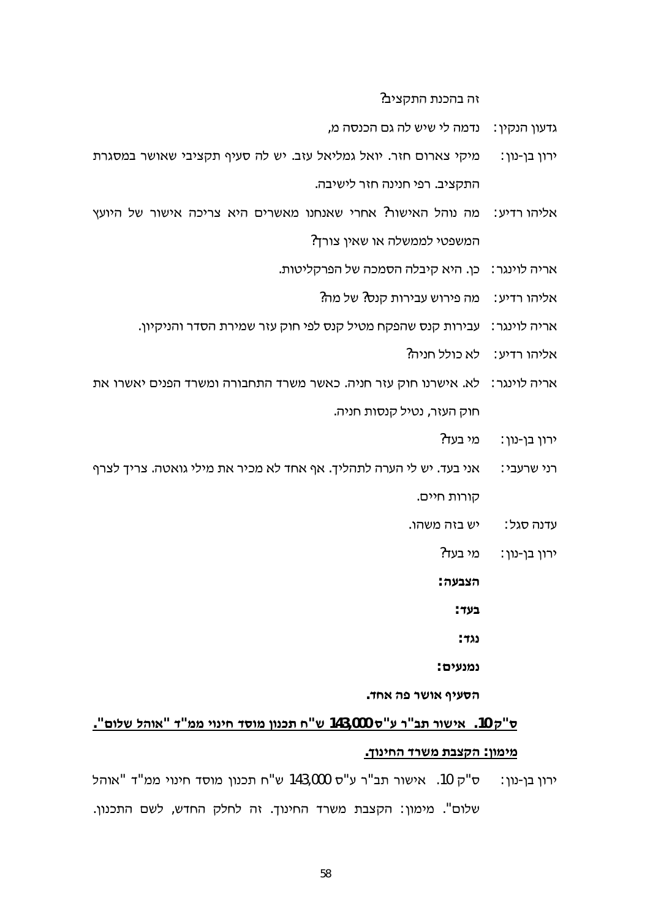זה בהכנת התקציב?

גדעון הנקין: נדמה לי שיש לה גם הכנסה מ,

ירון בן-נון: מיקי צארום חזר. יואל גמליאל עזב. יש לה סעיף תקציבי שאושר במסגרת התקציב. רפי חנינה חזר לישיבה.

אליהו רדיע: מה נוהל האישור? אחרי שאנחנו מאשרים היא צריכה אישור של היועץ המשפטי לממשלה או שאין צורך?

אריה לוינגר: כן. היא קיבלה הסמכה של הפרקליטות.

אליהו רדיע: מה פירוש עבירות קנס? של מה?

אריה לוינגר: עבירות קנס שהפקח מטיל קנס לפי חוק עזר שמירת הסדר והניקיון.

אליהו רדיע: לא כולל חניה?

אריה לוינגר: לא. אישרנו חוק עזר חניה. כאשר משרד התחבורה ומשרד הפנים יאשרו את חוק העזר, נטיל קנסות חניה.

ירון בן-נון: מי בעד?

רני שרעבי: אני בעד. יש לי הערה לתהליך. אף אחד לא מכיר את מילי גואטה. צריך לצרף קורות חיים.

עדנה סגל: יש בזה משהו.

ירון בן-נון: מי בעד?

**הצבעה:**

**בעד:**

**נגד:**

**נמנעים:**

**הסעיף אושר פה אחד.**

**<u>ס"ק 10. אישור תב"ר ע"ס 143,000 ש"ח תכנון מוסד חינוי ממ"ד "אוהל שלום".</u>**

**<u>מימון: הקצבת משרד החינוך.</u>**

ירון בן-נון: ס"ק 10. אישור תב"ר ע"ס 143,000 ש"ח תכנון מוסד חינוי ממ"ד "אוהל שלום". מימון: הקצבת משרד החינוך. זה לחלק החדש, לשם התכנון.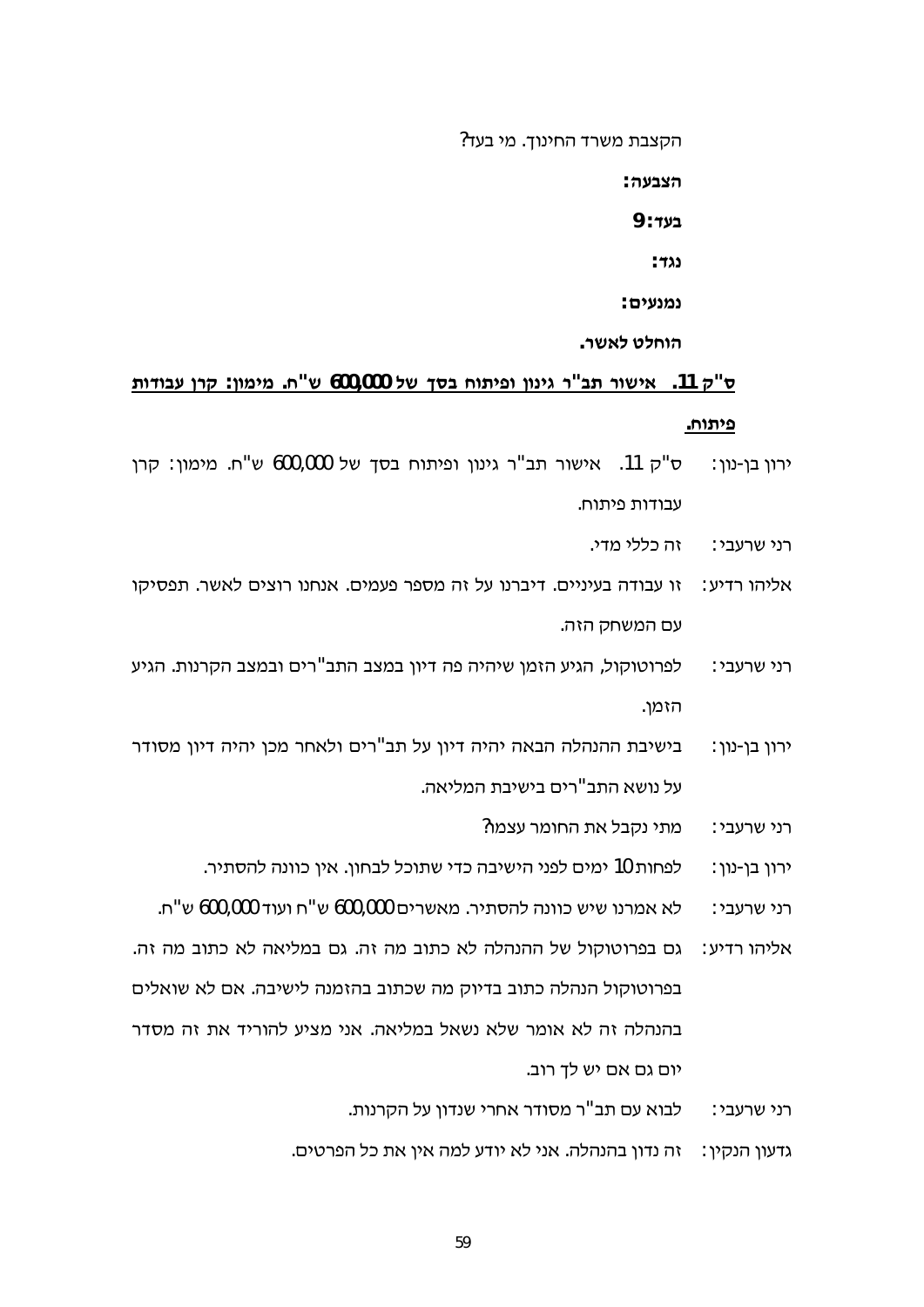הקצבת משרד החינוך. מי בעד?

**הצבעה:**

**בעד: 9**

**נגד:**

**נמנעים:**

**הוחלט לאשר.**

**<u>ס"ק 11. אישור תב"ר גינון ופיתוח בסך של 600,000 ש"ח. מימון: קרן עבודות פיתוח.</u>**

ירון בן-נון: ס"ק 11. אישור תב"ר גינון ופיתוח בסך של 600,000 ש"ח. מימון: קרן עבודות פיתוח.

רני שרעבי: זה כללי מדי.

אליהו רדיע: זו עבודה בעיניים. דיברנו על זה מספר פעמים. אנחנו רוצים לאשר. תפסיקו עם המשחק הזה.

רני שרעבי: לפרוטוקול, הגיע הזמן שיהיה פה דיון במצב התב"רים ובמצב הקרנות. הגיע הזמן.

ירון בן-נון: בישיבת ההנהלה הבאה יהיה דיון על תב"רים ולאחר מכן יהיה דיון מסודר על נושא התב"רים בישיבת המליאה.

רני שרעבי: מתי נקבל את החומר עצמו?

ירון בן-נון: לפחות 10 ימים לפני הישיבה כדי שתוכל לבחון. אין כוונה להסתיר.

רני שרעבי: לא אמרנו שיש כוונה להסתיר. מאשרים 600,000 ש"ח ועוד 600,000 ש"ח.

אליהו רדיע: גם בפרוטוקול של ההנהלה לא כתוב מה זה. גם במליאה לא כתוב מה זה. בפרוטוקול הנהלה כתוב בדיוק מה שכתוב בהזמנה לישיבה. אם לא שואלים בהנהלה זה לא אומר שלא נשאל במליאה. אני מציע להוריד את זה מסדר יום גם אם יש לך רוב.

רני שרעבי: לבוא עם תב"ר מסודר אחרי שנדון על הקרנות.

גדעון הנקין: זה נדון בהנהלה. אני לא יודע למה אין את כל הפרטים.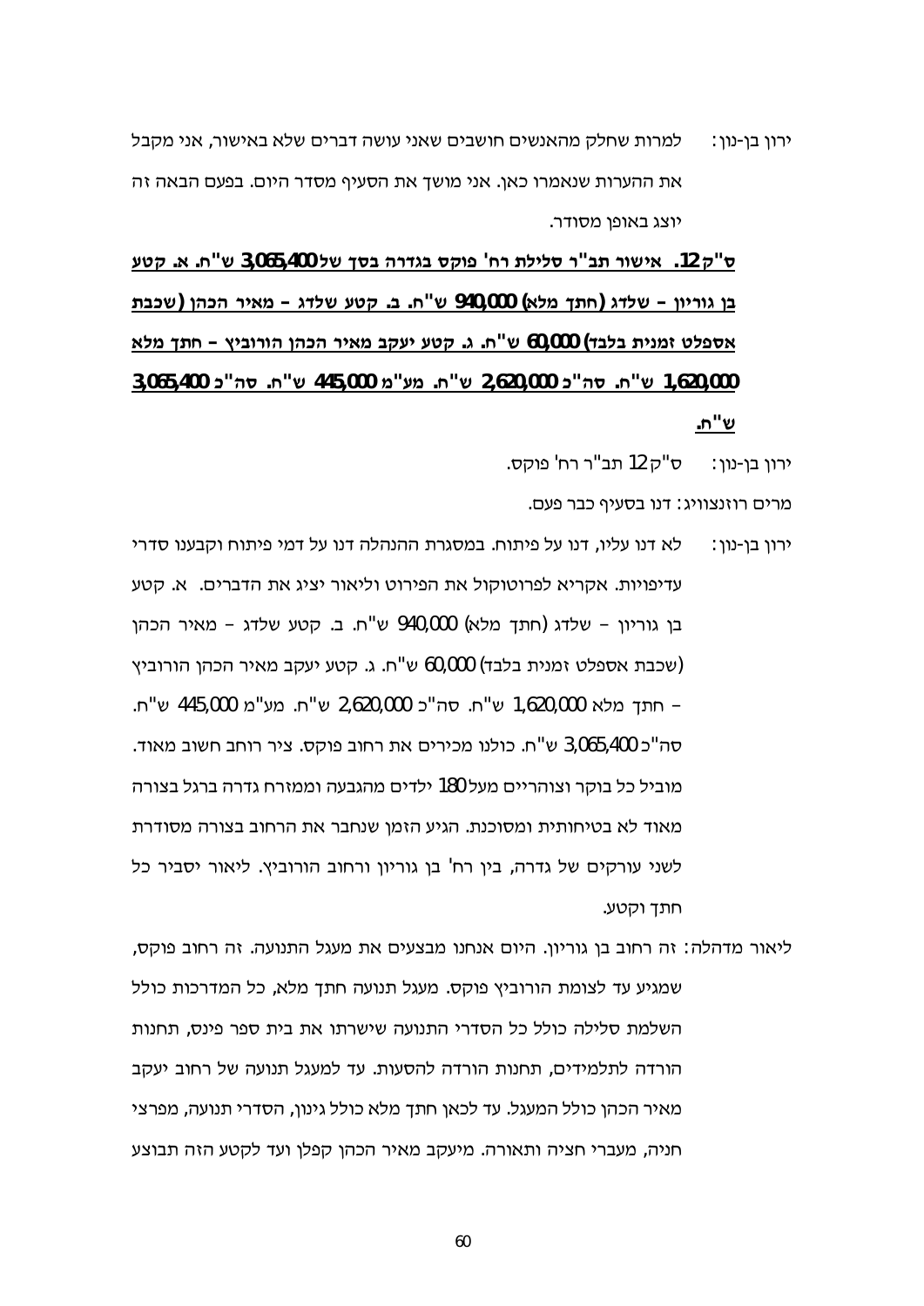ירון בן-נון: למרות שחלק מהאנשים חושבים שאני עושה דברים שלא באישור, אני מקבל את ההערות שנאמרו כאן. אני מושך את הסעיף מסדר היום. בפעם הבאה זה יוצג באופן מסודר.

**<u>ס"ק 12. אישור תב"ר סלילת רח' פוקס בגדרה בסך של 3,065,400 ש"ח. א. קטע בן גוריון – שלדג (חתך מלא) 940,000 ש"ח. ב. קטע שלדג – מאיר הכהן (שכבת אספלט זמנית בלבד) 60,000 ש"ח. ג. קטע יעקב מאיר הכהן הורוביץ – חתך מלא 1,620,000 ש"ח. סה"כ 2,620,000 ש"ח. מע"מ 445,000 ש"ח. סה"כ 3,065,400 ש"ח.</u>**

ירון בן-נון: ס"ק 12 תב"ר רח' פוקס.

מרים רוזנצוויג: דנו בסעיף כבר פעם.

ירון בן-נון: לא דנו עליו, דנו על פיתוח. במסגרת ההנהלה דנו על דמי פיתוח וקבענו סדרי עדיפויות. אקריא לפרוטוקול את הפירוט וליאור יציג את הדברים. א. קטע בן גוריון – שלדג (חתך מלא) 940,000 ש"ח. ב. קטע שלדג – מאיר הכהן (שכבת אספלט זמנית בלבד) 60,000 ש"ח. ג. קטע יעקב מאיר הכהן הורוביץ – חתך מלא 1,620,000 ש"ח. סה"כ 2,620,000 ש"ח. מע"מ 445,000 ש"ח. סה"כ 3,065,400 ש"ח. כולנו מכירים את רחוב פוקס. ציר רוחב חשוב מאוד. מוביל כל בוקר וצוהריים מעל 180 ילדים מהגבעה וממזרח גדרה ברגל בצורה מאוד לא בטיחותית ומסוכנת. הגיע הזמן שנחבר את הרחוב בצורה מסודרת לשני עורקים של גדרה, בין רח' בן גוריון ורחוב הורוביץ. ליאור יסביר כל חתך וקטע.

ליאור מדהלה: זה רחוב בן גוריון. היום אנחנו מבצעים את מעגל התנועה. זה רחוב פוקס, שמגיע עד לצומת הורוביץ פוקס. מעגל תנועה חתך מלא, כל המדרכות כולל השלמת סלילה כולל כל הסדרי התנועה שישרתו את בית ספר פינס, תחנות הורדה לתלמידים, תחנות הורדה להסעות. עד למעגל תנועה של רחוב יעקב מאיר הכהן כולל המעגל. עד לכאן חתך מלא כולל גינון, הסדרי תנועה, מפרצי חניה, מעברי חציה ותאורה. מיעקב מאיר הכהן קפלן ועד לקטע הזה תבוצע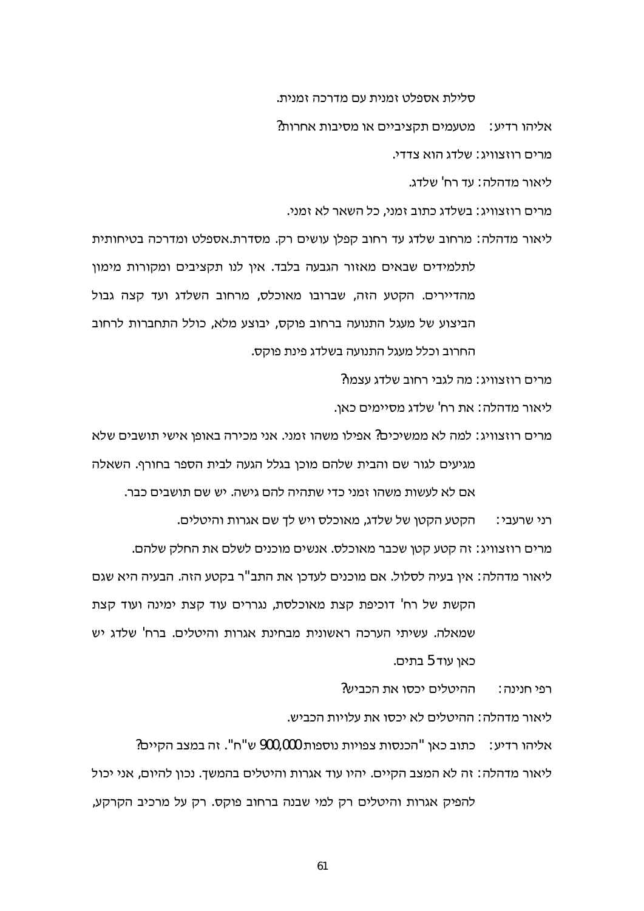סלילת אספלט זמנית עם מדרכה זמנית.

אליהו רדיע: מטעמים תקציביים או מסיבות אחרות?

מרים רוזצוויג: שלדג הוא צדדי.

ליאור מדהלה: עד רח' שלדג.

מרים רוזצוויג: בשלדג כתוב זמני, כל השאר לא זמני.

ליאור מדהלה: מרחוב שלדג עד רחוב קפלן עושים רק. מסדרת.אספלט ומדרכה בטיחותית לתלמידים שבאים מאזור הגבעה בלבד. אין לנו תקציבים ומקורות מימון מהדיירים. הקטע הזה, שברובו מאוכלס, מרחוב השלדג ועד קצה גבול הביצוע של מעגל התנועה ברחוב פוקס, יבוצע מלא, כולל התחברות לרחוב החרוב וכלל מעגל התנועה בשלדג פינת פוקס.

מרים רוזצוויג: מה לגבי רחוב שלדג עצמו?

ליאור מדהלה: את רח' שלדג מסיימים כאן.

מרים רוזצוויג: למה לא ממשיכים? אפילו משהו זמני. אני מכירה באופן אישי תושבים שלא מגיעים לגור שם והבית שלהם מוכן בגלל הגעה לבית הספר בחורף. השאלה אם לא לעשות משהו זמני כדי שתהיה להם גישה. יש שם תושבים כבר.

רני שרעבי: הקטע הקטן של שלדג, מאוכלס ויש לך שם אגרות והיטלים.

מרים רוזצוויג: זה קטע קטן שכבר מאוכלס. אנשים מוכנים לשלם את החלק שלהם.

ליאור מדהלה: אין בעיה לסלול. אם מוכנים לעדכן את התב"ר בקטע הזה. הבעיה היא שגם הקשת של רח' דוכיפת קצת מאוכלסת, נגררים עוד קצת ימינה ועוד קצת שמאלה. עשיתי הערכה ראשונית מבחינת אגרות והיטלים. ברח' שלדג יש כאן עוד 5 בתים.

רפי חנינה: ההיטלים יכסו את הכביש?

ליאור מדהלה: ההיטלים לא יכסו את עלויות הכביש.

אליהו רדיע: כתוב כאן "הכנסות צפויות נוספות 900,000 ש"ח". זה במצב הקיים?

ליאור מדהלה: זה לא המצב הקיים. יהיו עוד אגרות והיטלים בהמשך. נכון להיום, אני יכול להפיק אגרות והיטלים רק למי שבנה ברחוב פוקס. רק על מרכיב הקרקע,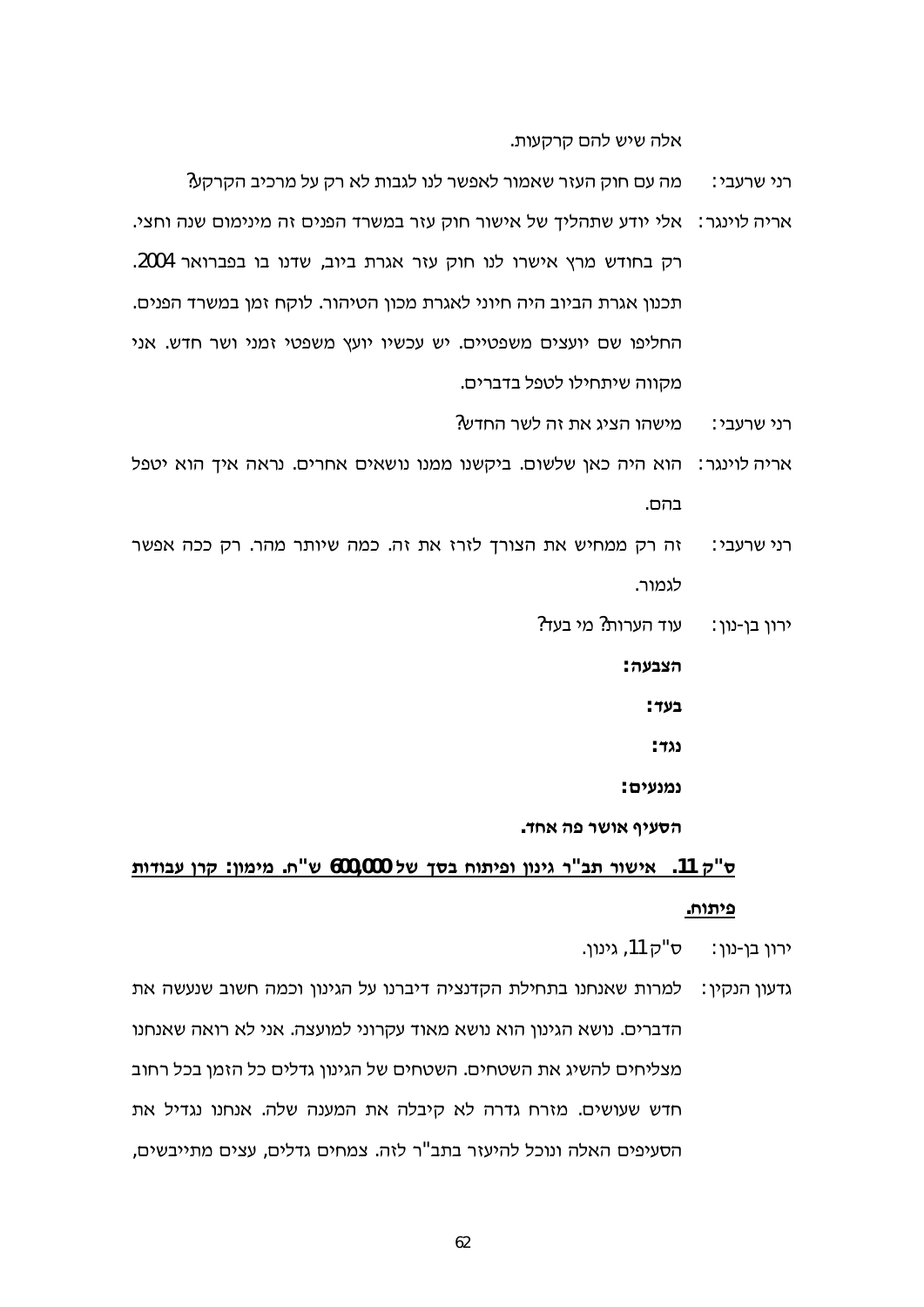אלה שיש להם קרקעות.

רני שרעבי: מה עם חוק העזר שאמור לאפשר לנו לגבות לא רק על מרכיב הקרקע?

אריה לוינגר: אלי יודע שתהליך של אישור חוק עזר במשרד הפנים זה מינימום שנה וחצי. רק בחודש מרץ אישרו לנו חוק עזר אגרת ביוב, שדנו בו בפברואר 2004. תכנון אגרת הביוב היה חיוני לאגרת מכון הטיהור. לוקח זמן במשרד הפנים. החליפו שם יועצים משפטיים. יש עכשיו יועץ משפטי זמני ושר חדש. אני מקווה שיתחילו לטפל בדברים.

רני שרעבי: מישהו הציג את זה לשר החדש?

אריה לוינגר: הוא היה כאן שלשום. ביקשנו ממנו נושאים אחרים. נראה איך הוא יטפל בהם.

רני שרעבי: זה רק ממחיש את הצורך לזרז את זה. כמה שיותר מהר. רק ככה אפשר לגמור.

ירון בן-נון: עוד הערות? מי בעד?

**הצבעה:**

**בעד:**

**נגד:**

**נמנעים:**

**הסעיף אושר פה אחד.**

**<u>ס"ק 11. אישור תב"ר גינון ופיתוח בסך של 600,000 ש"ח. מימון: קרן עבודות פיתוח.</u>**

ירון בן-נון: ס"ק 11, גינון.

גדעון הנקין: למרות שאנחנו בתחילת הקדנציה דיברנו על הגינון וכמה חשוב שנעשה את הדברים. נושא הגינון הוא נושא מאוד עקרוני למועצה. אני לא רואה שאנחנו מצליחים להשיג את השטחים. השטחים של הגינון גדלים כל הזמן בכל רחוב חדש שעושים. מזרח גדרה לא קיבלה את המענה שלה. אנחנו נגדיל את הסעיפים האלה ונוכל להיעזר בתב"ר לזה. צמחים גדלים, עצים מתייבשים,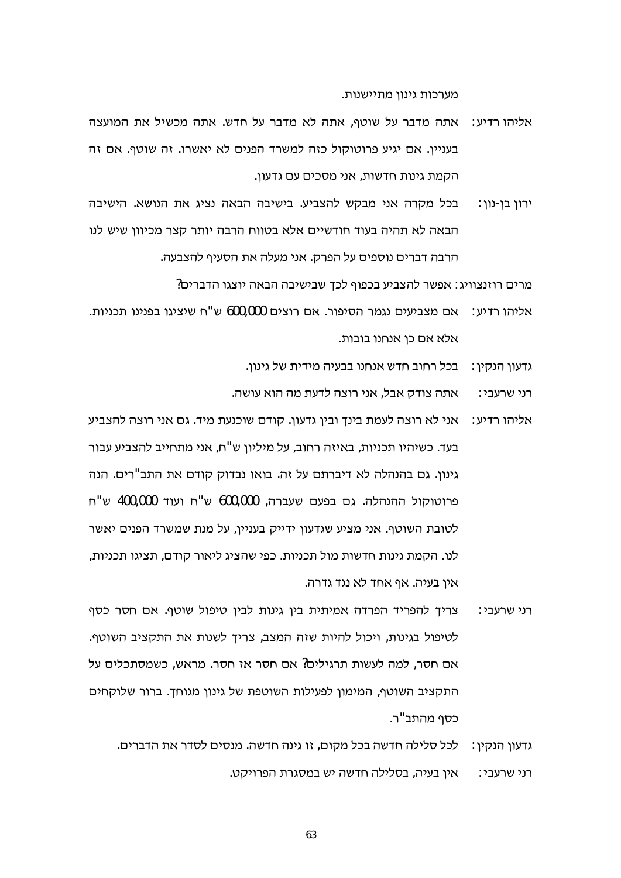מערכות גינון מתיישנות.

אליהו רדיע: אתה מדבר על שוטף, אתה לא מדבר על חדש. אתה מכשיל את המועצה בעניין. אם יגיע פרוטוקול כזה למשרד הפנים לא יאשרו. זה שוטף. אם זה הקמת גינות חדשות, אני מסכים עם גדעון.

ירון בן-נון: בכל מקרה אני מבקש להצביע. בישיבה הבאה נציג את הנושא. הישיבה הבאה לא תהיה בעוד חודשיים אלא בטווח הרבה יותר קצר מכיוון שיש לנו הרבה דברים נוספים על הפרק. אני מעלה את הסעיף להצבעה.

מרים רוזנצוויג: אפשר להצביע בכפוף לכך שבישיבה הבאה יוצגו הדברים?

אליהו רדיע: אם מצביעים נגמר הסיפור. אם רוצים 600,000 ש"ח שיציגו בפנינו תכניות. אלא אם כן אנחנו בובות.

גדעון הנקין: בכל רחוב חדש אנחנו בבעיה מידית של גינון.

רני שרעבי: אתה צודק אבל, אני רוצה לדעת מה הוא עושה.

אליהו רדיע: אני לא רוצה לעמת בינך ובין גדעון. קודם שוכנעת מיד. גם אני רוצה להצביע בעד. כשיהיו תכניות, באיזה רחוב, על מיליון ש"ח, אני מתחייב להצביע עבור גינון. גם בהנהלה לא דיברתם על זה. בואו נבדוק קודם את התב"רים. הנה פרוטוקול ההנהלה. גם בפעם שעברה, 600,000 ש"ח ועוד 400,000 ש"ח לטובת השוטף. אני מציע שגדעון ידייק בעניין, על מנת שמשרד הפנים יאשר לנו. הקמת גינות חדשות מול תכניות. כפי שהציג ליאור קודם, תציגו תכניות, אין בעיה. אף אחד לא נגד גדרה.

רני שרעבי: צריך להפריד הפרדה אמיתית בין גינות לבין טיפול שוטף. אם חסר כסף לטיפול בגינות, ויכול להיות שזה המצב, צריך לשנות את התקציב השוטף. אם חסר, למה לעשות תרגילים? אם חסר אז חסר. מראש, כשמסתכלים על התקציב השוטף, המימון לפעילות השוטפת של גינון מגוחך. ברור שלוקחים כסף מהתב"ר.

גדעון הנקין: לכל סלילה חדשה בכל מקום, זו גינה חדשה. מנסים לסדר את הדברים.

רני שרעבי: אין בעיה, בסלילה חדשה יש במסגרת הפרויקט.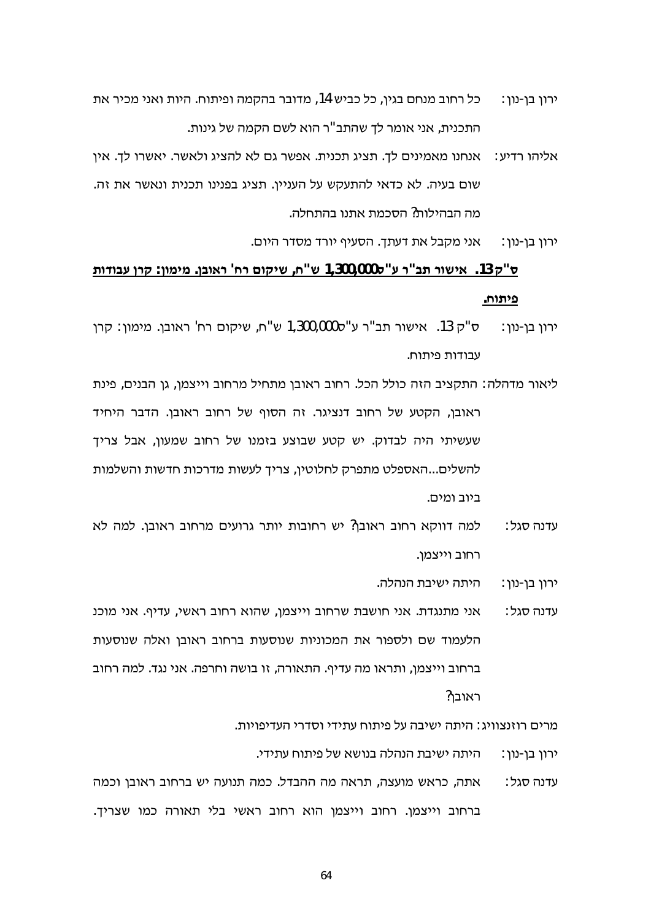ירון בן-נון: כל רחוב מנחם בגין, כל כביש 14, מדובר בהקמה ופיתוח. היות ואני מכיר את התכנית, אני אומר לך שהתב"ר הוא לשם הקמה של גינות.

אליהו רדיע: אנחנו מאמינים לך. תציג תכנית. אפשר גם לא להציג ולאשר. יאשרו לך. אין שום בעיה. לא כדאי להתעקש על העניין. תציג בפנינו תכנית ונאשר את זה. מה הבהילות? הסכמת אתנו בהתחלה.

ירון בן-נון: אני מקבל את דעתך. הסעיף יורד מסדר היום.

**<u>ס"ק 13. אישור תב"ר ע"ס 1,300,000 ש"ח, שיקום רח' ראובן. מימון: קרן עבודות פיתוח.</u>**

ירון בן-נון: ס"ק 13. אישור תב"ר ע"ס 1,300,000 ש"ח, שיקום רח' ראובן. מימון: קרן עבודות פיתוח.

ליאור מדהלה: התקציב הזה כולל הכל. רחוב ראובן מתחיל מרחוב וייצמן, גן הבנים, פינת ראובן, הקטע של רחוב דנציגר. זה הסוף של רחוב ראובן. הדבר היחיד שעשיתי היה לבדוק. יש קטע שבוצע בזמנו של רחוב שמעון, אבל צריך להשלים...האספלט מתפרק לחלוטין, צריך לעשות מדרכות חדשות והשלמות ביוב ומים.

עדנה סגל: למה דווקא רחוב ראובן? יש רחובות יותר גרועים מרחוב ראובן. למה לא רחוב וייצמן.

ירון בן-נון: היתה ישיבת הנהלה.

עדנה סגל: אני מתנגדת. אני חושבת שרחוב וייצמן, שהוא רחוב ראשי, עדיף. אני מוכנ הלעמוד שם ולספור את המכוניות שנוסעות ברחוב ראובן ואלה שנוסעות ברחוב וייצמן, ותראו מה עדיף. התאורה, זו בושה וחרפה. אני נגד. למה רחוב ראובן?

מרים רוזנצוויג: היתה ישיבה על פיתוח עתידי וסדרי העדיפויות.

ירון בן-נון: היתה ישיבת הנהלה בנושא של פיתוח עתידי.

עדנה סגל: אתה, כראש מועצה, תראה מה ההבדל. כמה תנועה יש ברחוב ראובן וכמה ברחוב וייצמן. רחוב וייצמן הוא רחוב ראשי בלי תאורה כמו שצריך.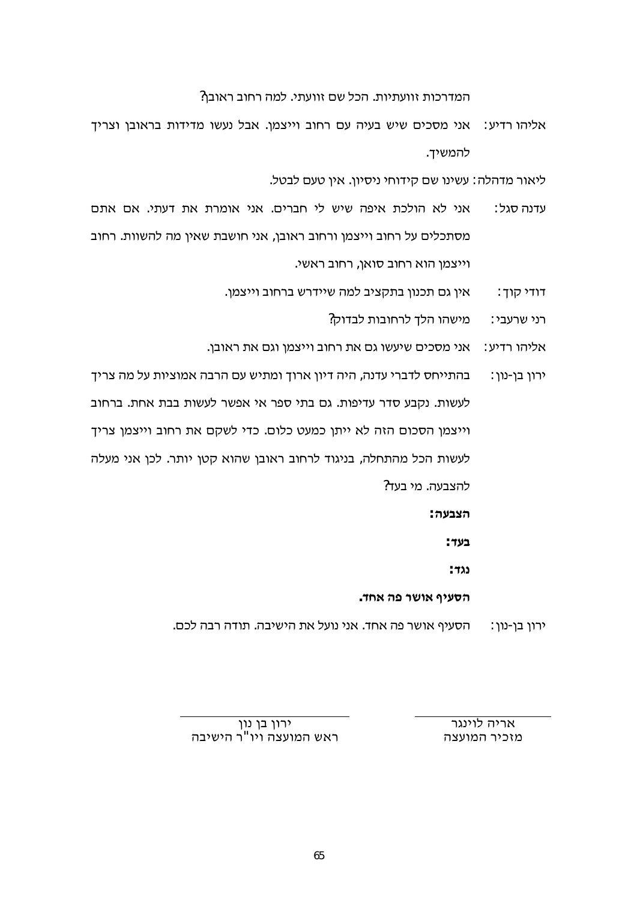המדרכות זוועתיות. הכל שם זוועתי. למה רחוב ראובן?

אליהו רדיע: אני מסכים שיש בעיה עם רחוב וייצמן. אבל נעשו מדידות בראובן וצריך להמשיך.

ליאור מדהלה: עשינו שם קידוחי ניסיון. אין טעם לבטל.

עדנה סגל: אני לא הולכת איפה שיש לי חברים. אני אומרת את דעתי. אם אתם מסתכלים על רחוב וייצמן ורחוב ראובן, אני חושבת שאין מה להשוות. רחוב וייצמן הוא רחוב סואן, רחוב ראשי.

דודי קוך: אין גם תכנון בתקציב למה שיידרש ברחוב וייצמן.

רני שרעבי: מישהו הלך לרחובות לבדוק?

אליהו רדיע: אני מסכים שיעשו גם את רחוב וייצמן וגם את ראובן.

ירון בן-נון: בהתייחס לדברי עדנה, היה דיון ארוך ומתיש עם הרבה אמוציות על מה צריך לעשות. נקבע סדר עדיפות. גם בתי ספר אי אפשר לעשות בבת אחת. ברחוב וייצמן הסכום הזה לא ייתן כמעט כלום. כדי לשקם את רחוב וייצמן צריך לעשות הכל מהתחלה, בניגוד לרחוב ראובן שהוא קטן יותר. לכן אני מעלה להצבעה. מי בעד?

**הצבעה:**

**בעד:**

**נגד:**

**הסעיף אושר פה אחד.**

ירון בן-נון: הסעיף אושר פה אחד. אני נועל את הישיבה. תודה רבה לכם.

ירון בן נון
ראש המועצה ויו"ר הישיבה

אריה לוינגר
מזכיר המועצה